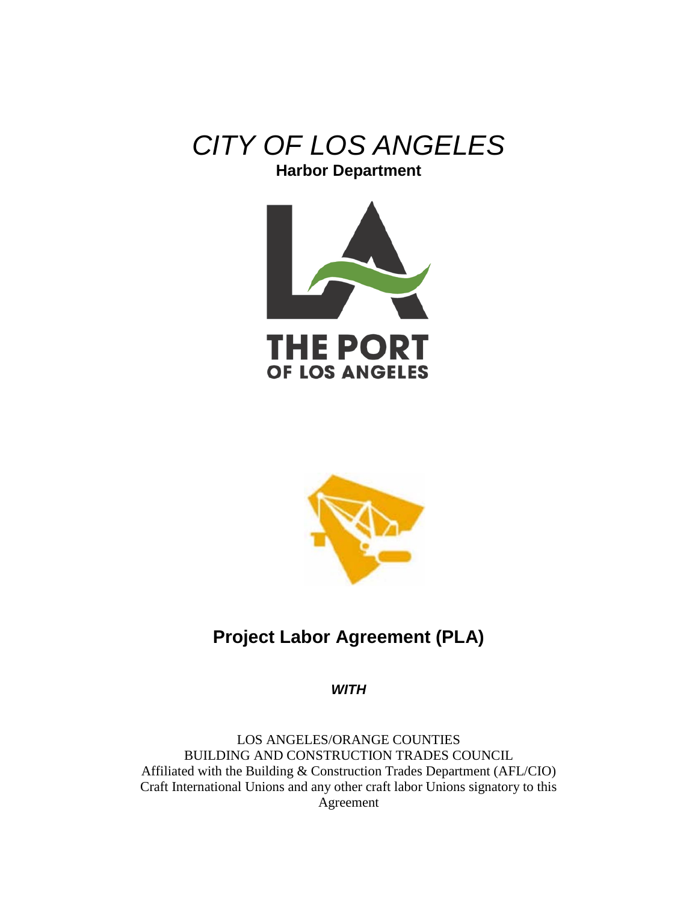# *CITY OF LOS ANGELES*

**Harbor Department**

THE PORT
OF LOS ANGELES

## Project Labor Agreement (PLA)

***WITH***

LOS ANGELES/ORANGE COUNTIES
BUILDING AND CONSTRUCTION TRADES COUNCIL
Affiliated with the Building & Construction Trades Department (AFL/CIO)
Craft International Unions and any other craft labor Unions signatory to this Agreement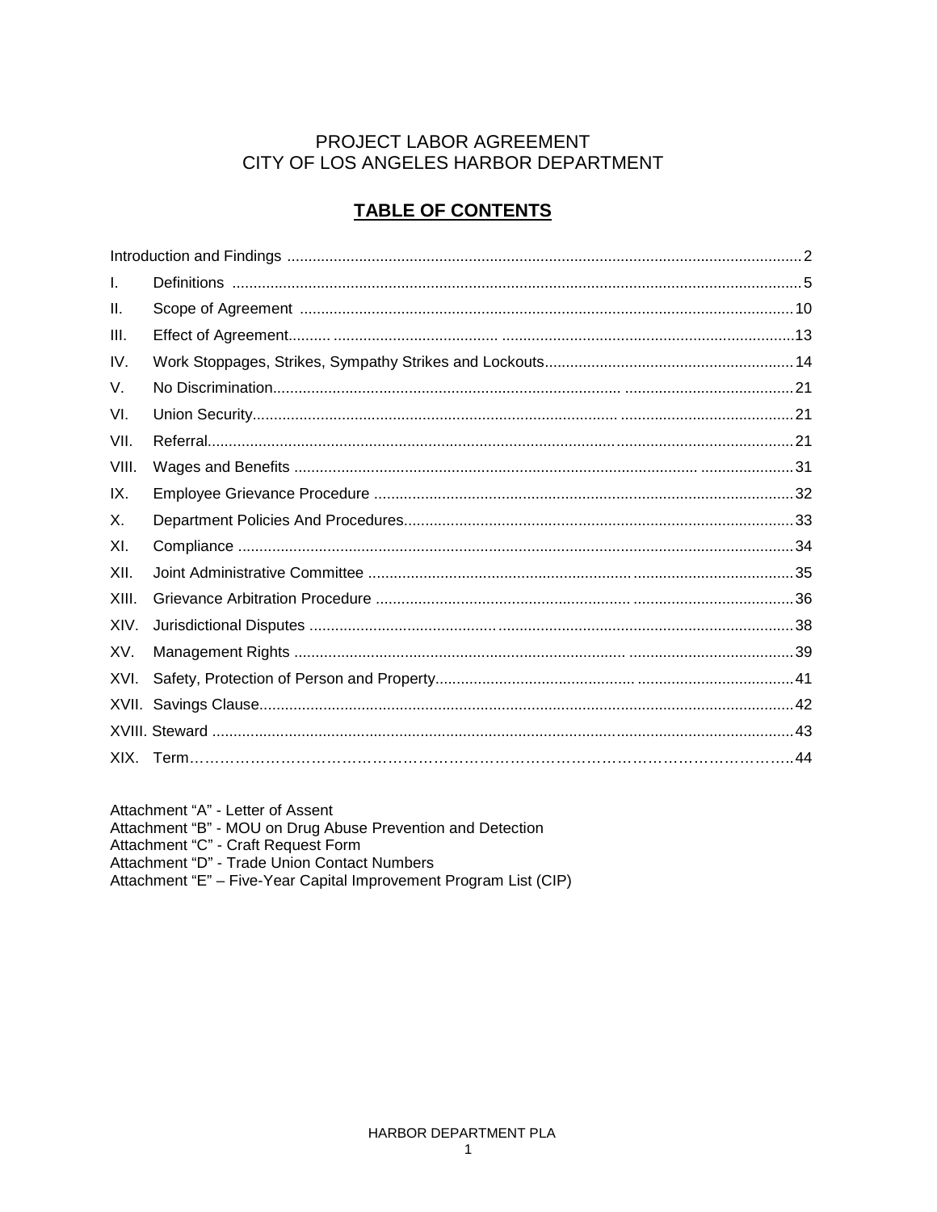# PROJECT LABOR AGREEMENT
# CITY OF LOS ANGELES HARBOR DEPARTMENT

## TABLE OF CONTENTS

| | | |
|---|---|---|
| Introduction and Findings | | 2 |
| I. | Definitions | 5 |
| II. | Scope of Agreement | 10 |
| III. | Effect of Agreement | 13 |
| IV. | Work Stoppages, Strikes, Sympathy Strikes and Lockouts | 14 |
| V. | No Discrimination | 21 |
| VI. | Union Security | 21 |
| VII. | Referral | 21 |
| VIII. | Wages and Benefits | 31 |
| IX. | Employee Grievance Procedure | 32 |
| X. | Department Policies And Procedures | 33 |
| XI. | Compliance | 34 |
| XII. | Joint Administrative Committee | 35 |
| XIII. | Grievance Arbitration Procedure | 36 |
| XIV. | Jurisdictional Disputes | 38 |
| XV. | Management Rights | 39 |
| XVI. | Safety, Protection of Person and Property | 41 |
| XVII. | Savings Clause | 42 |
| XVIII. | Steward | 43 |
| XIX. | Term | 44 |

Attachment "A" - Letter of Assent
Attachment "B" - MOU on Drug Abuse Prevention and Detection
Attachment "C" - Craft Request Form
Attachment "D" - Trade Union Contact Numbers
Attachment "E" – Five-Year Capital Improvement Program List (CIP)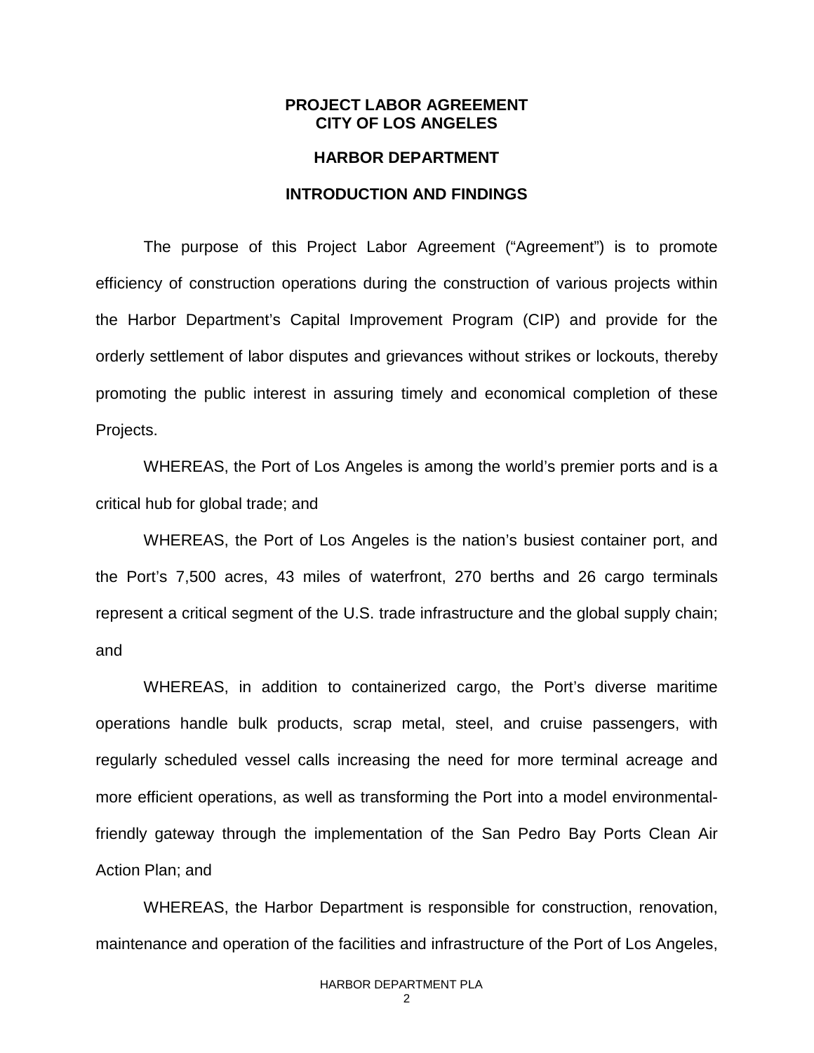**PROJECT LABOR AGREEMENT**
**CITY OF LOS ANGELES**

**HARBOR DEPARTMENT**

**INTRODUCTION AND FINDINGS**

The purpose of this Project Labor Agreement ("Agreement") is to promote efficiency of construction operations during the construction of various projects within the Harbor Department's Capital Improvement Program (CIP) and provide for the orderly settlement of labor disputes and grievances without strikes or lockouts, thereby promoting the public interest in assuring timely and economical completion of these Projects.

WHEREAS, the Port of Los Angeles is among the world's premier ports and is a critical hub for global trade; and

WHEREAS, the Port of Los Angeles is the nation's busiest container port, and the Port's 7,500 acres, 43 miles of waterfront, 270 berths and 26 cargo terminals represent a critical segment of the U.S. trade infrastructure and the global supply chain; and

WHEREAS, in addition to containerized cargo, the Port's diverse maritime operations handle bulk products, scrap metal, steel, and cruise passengers, with regularly scheduled vessel calls increasing the need for more terminal acreage and more efficient operations, as well as transforming the Port into a model environmental-friendly gateway through the implementation of the San Pedro Bay Ports Clean Air Action Plan; and

WHEREAS, the Harbor Department is responsible for construction, renovation, maintenance and operation of the facilities and infrastructure of the Port of Los Angeles,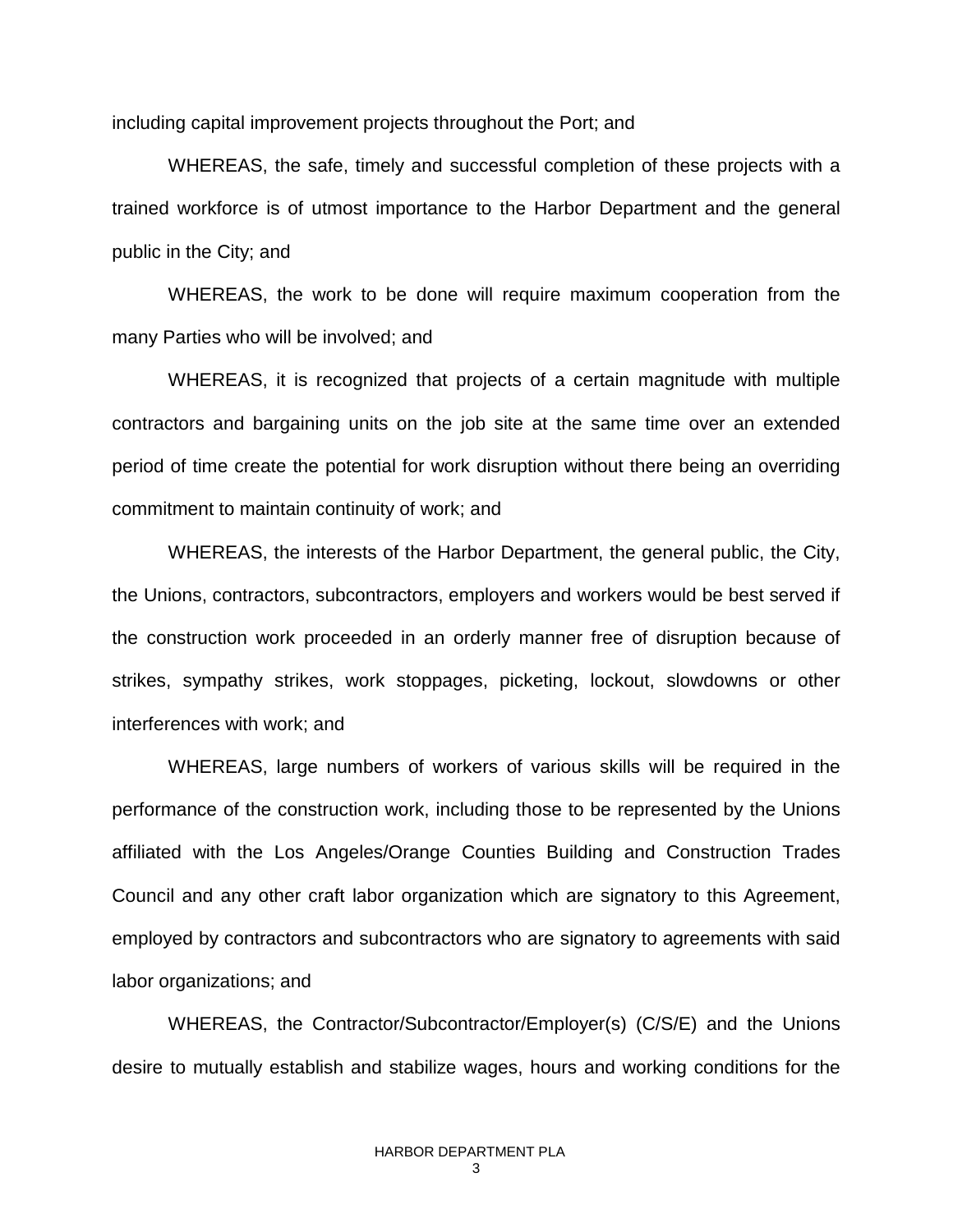including capital improvement projects throughout the Port; and

WHEREAS, the safe, timely and successful completion of these projects with a trained workforce is of utmost importance to the Harbor Department and the general public in the City; and

WHEREAS, the work to be done will require maximum cooperation from the many Parties who will be involved; and

WHEREAS, it is recognized that projects of a certain magnitude with multiple contractors and bargaining units on the job site at the same time over an extended period of time create the potential for work disruption without there being an overriding commitment to maintain continuity of work; and

WHEREAS, the interests of the Harbor Department, the general public, the City, the Unions, contractors, subcontractors, employers and workers would be best served if the construction work proceeded in an orderly manner free of disruption because of strikes, sympathy strikes, work stoppages, picketing, lockout, slowdowns or other interferences with work; and

WHEREAS, large numbers of workers of various skills will be required in the performance of the construction work, including those to be represented by the Unions affiliated with the Los Angeles/Orange Counties Building and Construction Trades Council and any other craft labor organization which are signatory to this Agreement, employed by contractors and subcontractors who are signatory to agreements with said labor organizations; and

WHEREAS, the Contractor/Subcontractor/Employer(s) (C/S/E) and the Unions desire to mutually establish and stabilize wages, hours and working conditions for the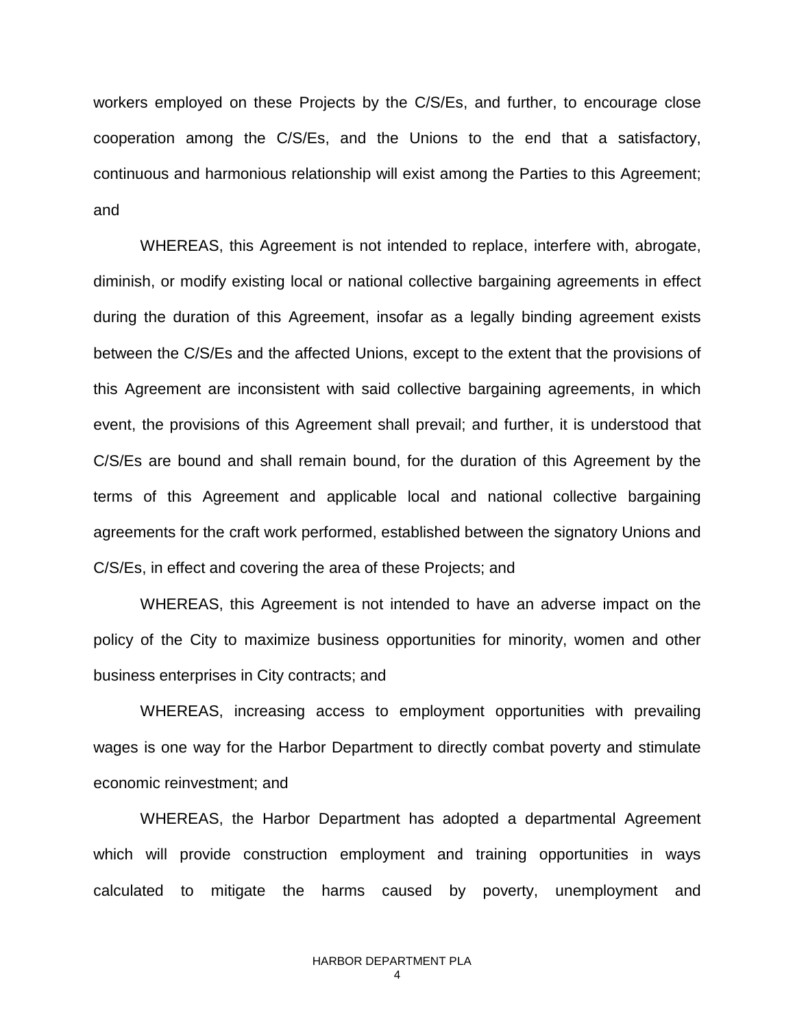workers employed on these Projects by the C/S/Es, and further, to encourage close cooperation among the C/S/Es, and the Unions to the end that a satisfactory, continuous and harmonious relationship will exist among the Parties to this Agreement; and

WHEREAS, this Agreement is not intended to replace, interfere with, abrogate, diminish, or modify existing local or national collective bargaining agreements in effect during the duration of this Agreement, insofar as a legally binding agreement exists between the C/S/Es and the affected Unions, except to the extent that the provisions of this Agreement are inconsistent with said collective bargaining agreements, in which event, the provisions of this Agreement shall prevail; and further, it is understood that C/S/Es are bound and shall remain bound, for the duration of this Agreement by the terms of this Agreement and applicable local and national collective bargaining agreements for the craft work performed, established between the signatory Unions and C/S/Es, in effect and covering the area of these Projects; and

WHEREAS, this Agreement is not intended to have an adverse impact on the policy of the City to maximize business opportunities for minority, women and other business enterprises in City contracts; and

WHEREAS, increasing access to employment opportunities with prevailing wages is one way for the Harbor Department to directly combat poverty and stimulate economic reinvestment; and

WHEREAS, the Harbor Department has adopted a departmental Agreement which will provide construction employment and training opportunities in ways calculated to mitigate the harms caused by poverty, unemployment and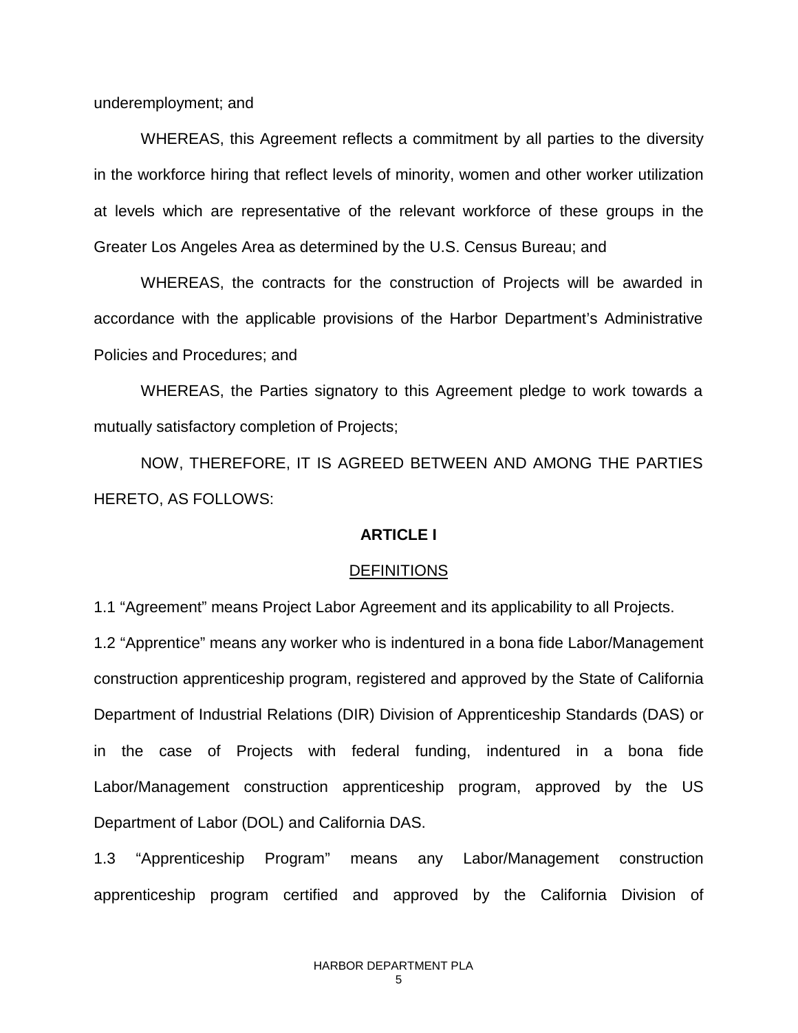underemployment; and

WHEREAS, this Agreement reflects a commitment by all parties to the diversity in the workforce hiring that reflect levels of minority, women and other worker utilization at levels which are representative of the relevant workforce of these groups in the Greater Los Angeles Area as determined by the U.S. Census Bureau; and

WHEREAS, the contracts for the construction of Projects will be awarded in accordance with the applicable provisions of the Harbor Department's Administrative Policies and Procedures; and

WHEREAS, the Parties signatory to this Agreement pledge to work towards a mutually satisfactory completion of Projects;

NOW, THEREFORE, IT IS AGREED BETWEEN AND AMONG THE PARTIES HERETO, AS FOLLOWS:

## ARTICLE I

### DEFINITIONS

1.1 "Agreement" means Project Labor Agreement and its applicability to all Projects.

1.2 "Apprentice" means any worker who is indentured in a bona fide Labor/Management construction apprenticeship program, registered and approved by the State of California Department of Industrial Relations (DIR) Division of Apprenticeship Standards (DAS) or in the case of Projects with federal funding, indentured in a bona fide Labor/Management construction apprenticeship program, approved by the US Department of Labor (DOL) and California DAS.

1.3 "Apprenticeship Program" means any Labor/Management construction apprenticeship program certified and approved by the California Division of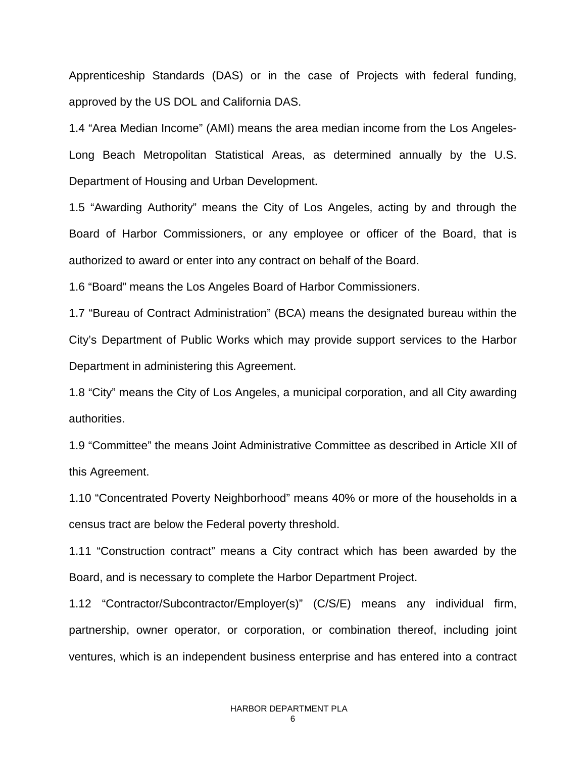Apprenticeship Standards (DAS) or in the case of Projects with federal funding, approved by the US DOL and California DAS.

1.4 "Area Median Income" (AMI) means the area median income from the Los Angeles-Long Beach Metropolitan Statistical Areas, as determined annually by the U.S. Department of Housing and Urban Development.

1.5 "Awarding Authority" means the City of Los Angeles, acting by and through the Board of Harbor Commissioners, or any employee or officer of the Board, that is authorized to award or enter into any contract on behalf of the Board.

1.6 "Board" means the Los Angeles Board of Harbor Commissioners.

1.7 "Bureau of Contract Administration" (BCA) means the designated bureau within the City's Department of Public Works which may provide support services to the Harbor Department in administering this Agreement.

1.8 "City" means the City of Los Angeles, a municipal corporation, and all City awarding authorities.

1.9 "Committee" the means Joint Administrative Committee as described in Article XII of this Agreement.

1.10 "Concentrated Poverty Neighborhood" means 40% or more of the households in a census tract are below the Federal poverty threshold.

1.11 "Construction contract" means a City contract which has been awarded by the Board, and is necessary to complete the Harbor Department Project.

1.12 "Contractor/Subcontractor/Employer(s)" (C/S/E) means any individual firm, partnership, owner operator, or corporation, or combination thereof, including joint ventures, which is an independent business enterprise and has entered into a contract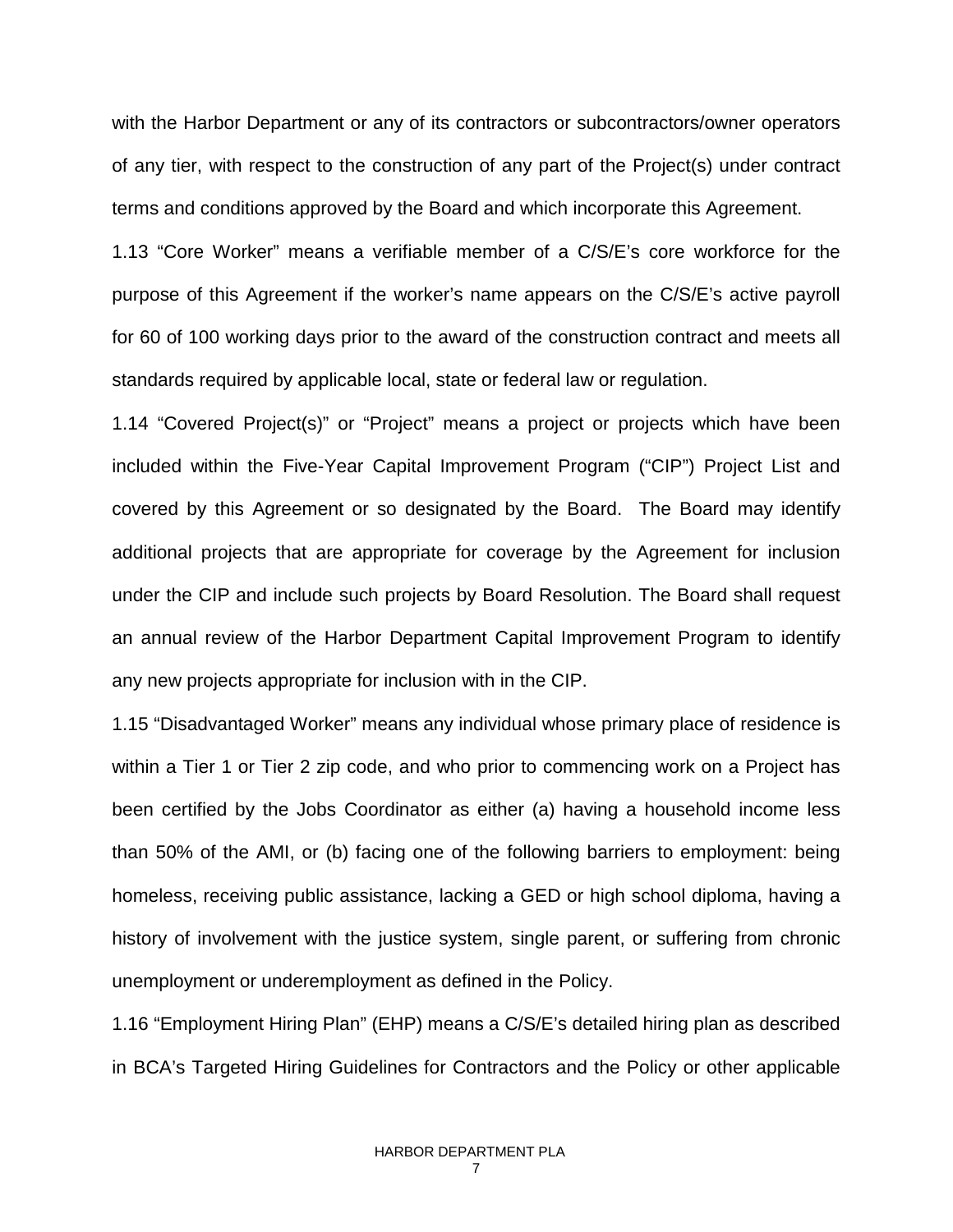with the Harbor Department or any of its contractors or subcontractors/owner operators of any tier, with respect to the construction of any part of the Project(s) under contract terms and conditions approved by the Board and which incorporate this Agreement.

1.13 "Core Worker" means a verifiable member of a C/S/E's core workforce for the purpose of this Agreement if the worker's name appears on the C/S/E's active payroll for 60 of 100 working days prior to the award of the construction contract and meets all standards required by applicable local, state or federal law or regulation.

1.14 "Covered Project(s)" or "Project" means a project or projects which have been included within the Five-Year Capital Improvement Program ("CIP") Project List and covered by this Agreement or so designated by the Board. The Board may identify additional projects that are appropriate for coverage by the Agreement for inclusion under the CIP and include such projects by Board Resolution. The Board shall request an annual review of the Harbor Department Capital Improvement Program to identify any new projects appropriate for inclusion with in the CIP.

1.15 "Disadvantaged Worker" means any individual whose primary place of residence is within a Tier 1 or Tier 2 zip code, and who prior to commencing work on a Project has been certified by the Jobs Coordinator as either (a) having a household income less than 50% of the AMI, or (b) facing one of the following barriers to employment: being homeless, receiving public assistance, lacking a GED or high school diploma, having a history of involvement with the justice system, single parent, or suffering from chronic unemployment or underemployment as defined in the Policy.

1.16 "Employment Hiring Plan" (EHP) means a C/S/E's detailed hiring plan as described in BCA's Targeted Hiring Guidelines for Contractors and the Policy or other applicable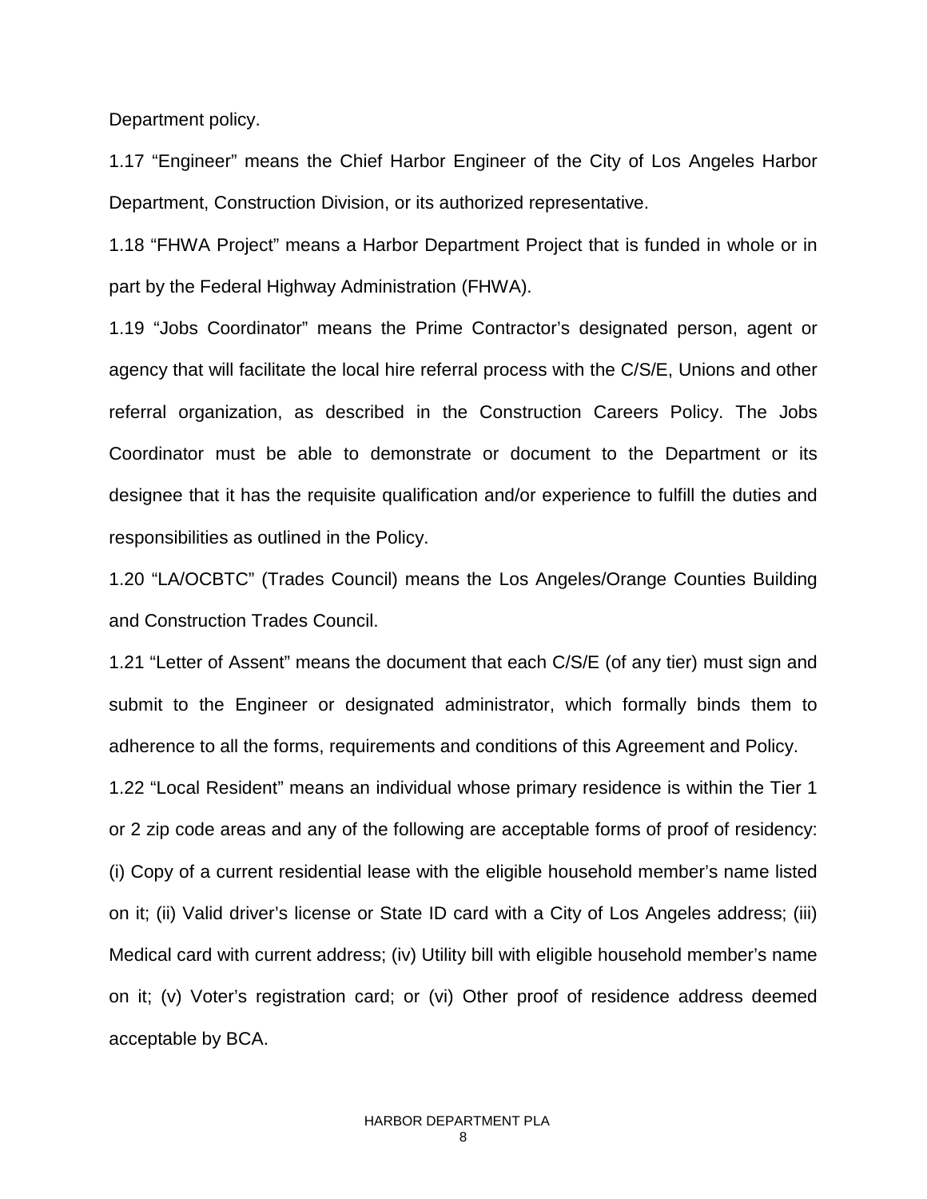Department policy.

1.17 “Engineer” means the Chief Harbor Engineer of the City of Los Angeles Harbor Department, Construction Division, or its authorized representative.

1.18 “FHWA Project” means a Harbor Department Project that is funded in whole or in part by the Federal Highway Administration (FHWA).

1.19 “Jobs Coordinator” means the Prime Contractor’s designated person, agent or agency that will facilitate the local hire referral process with the C/S/E, Unions and other referral organization, as described in the Construction Careers Policy. The Jobs Coordinator must be able to demonstrate or document to the Department or its designee that it has the requisite qualification and/or experience to fulfill the duties and responsibilities as outlined in the Policy.

1.20 “LA/OCBTC” (Trades Council) means the Los Angeles/Orange Counties Building and Construction Trades Council.

1.21 “Letter of Assent” means the document that each C/S/E (of any tier) must sign and submit to the Engineer or designated administrator, which formally binds them to adherence to all the forms, requirements and conditions of this Agreement and Policy.

1.22 “Local Resident” means an individual whose primary residence is within the Tier 1 or 2 zip code areas and any of the following are acceptable forms of proof of residency: (i) Copy of a current residential lease with the eligible household member’s name listed on it; (ii) Valid driver’s license or State ID card with a City of Los Angeles address; (iii) Medical card with current address; (iv) Utility bill with eligible household member’s name on it; (v) Voter’s registration card; or (vi) Other proof of residence address deemed acceptable by BCA.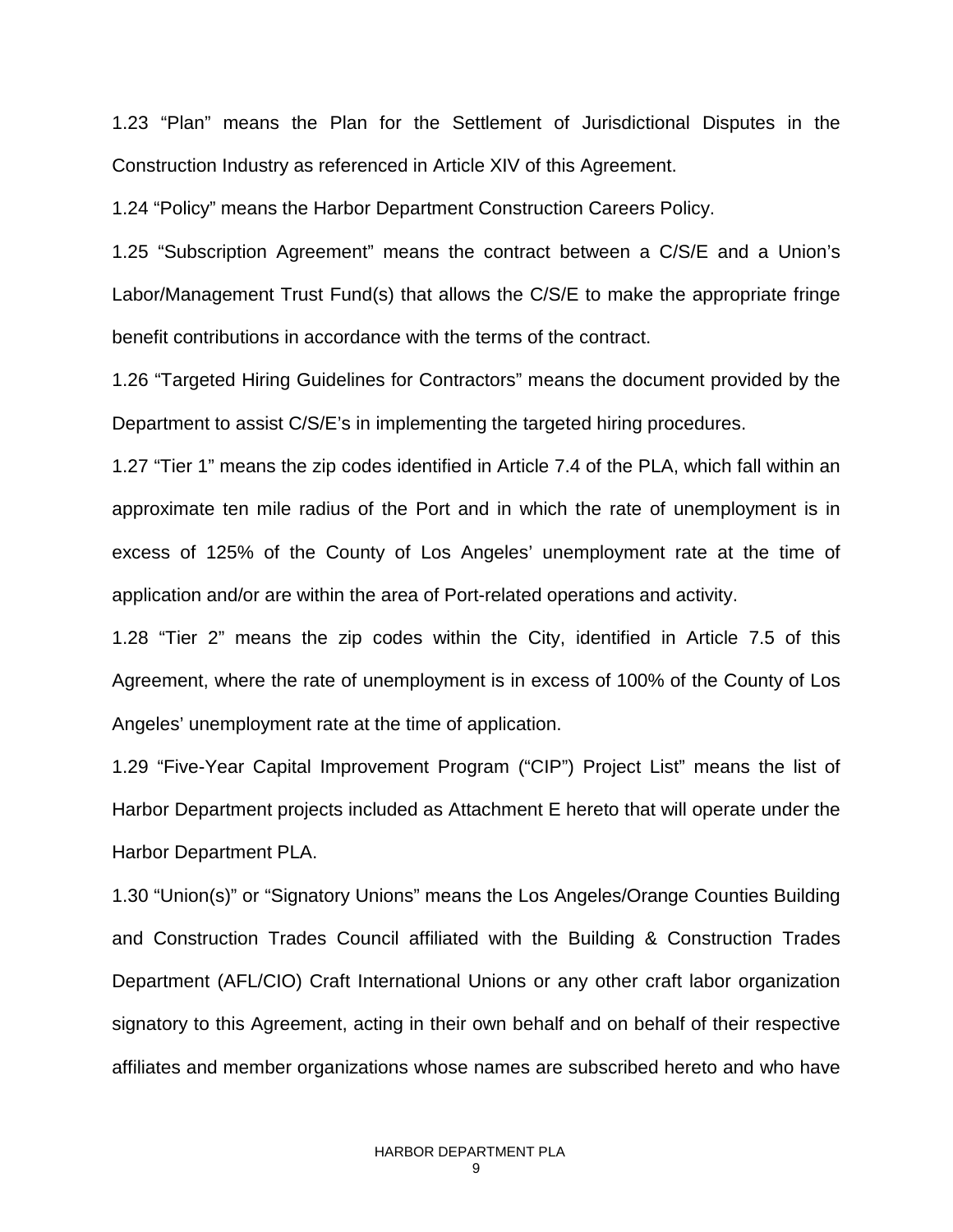1.23 “Plan” means the Plan for the Settlement of Jurisdictional Disputes in the Construction Industry as referenced in Article XIV of this Agreement.

1.24 “Policy” means the Harbor Department Construction Careers Policy.

1.25 “Subscription Agreement” means the contract between a C/S/E and a Union’s Labor/Management Trust Fund(s) that allows the C/S/E to make the appropriate fringe benefit contributions in accordance with the terms of the contract.

1.26 “Targeted Hiring Guidelines for Contractors” means the document provided by the Department to assist C/S/E’s in implementing the targeted hiring procedures.

1.27 “Tier 1” means the zip codes identified in Article 7.4 of the PLA, which fall within an approximate ten mile radius of the Port and in which the rate of unemployment is in excess of 125% of the County of Los Angeles’ unemployment rate at the time of application and/or are within the area of Port-related operations and activity.

1.28 “Tier 2” means the zip codes within the City, identified in Article 7.5 of this Agreement, where the rate of unemployment is in excess of 100% of the County of Los Angeles’ unemployment rate at the time of application.

1.29 “Five-Year Capital Improvement Program (“CIP”) Project List” means the list of Harbor Department projects included as Attachment E hereto that will operate under the Harbor Department PLA.

1.30 “Union(s)” or “Signatory Unions” means the Los Angeles/Orange Counties Building and Construction Trades Council affiliated with the Building & Construction Trades Department (AFL/CIO) Craft International Unions or any other craft labor organization signatory to this Agreement, acting in their own behalf and on behalf of their respective affiliates and member organizations whose names are subscribed hereto and who have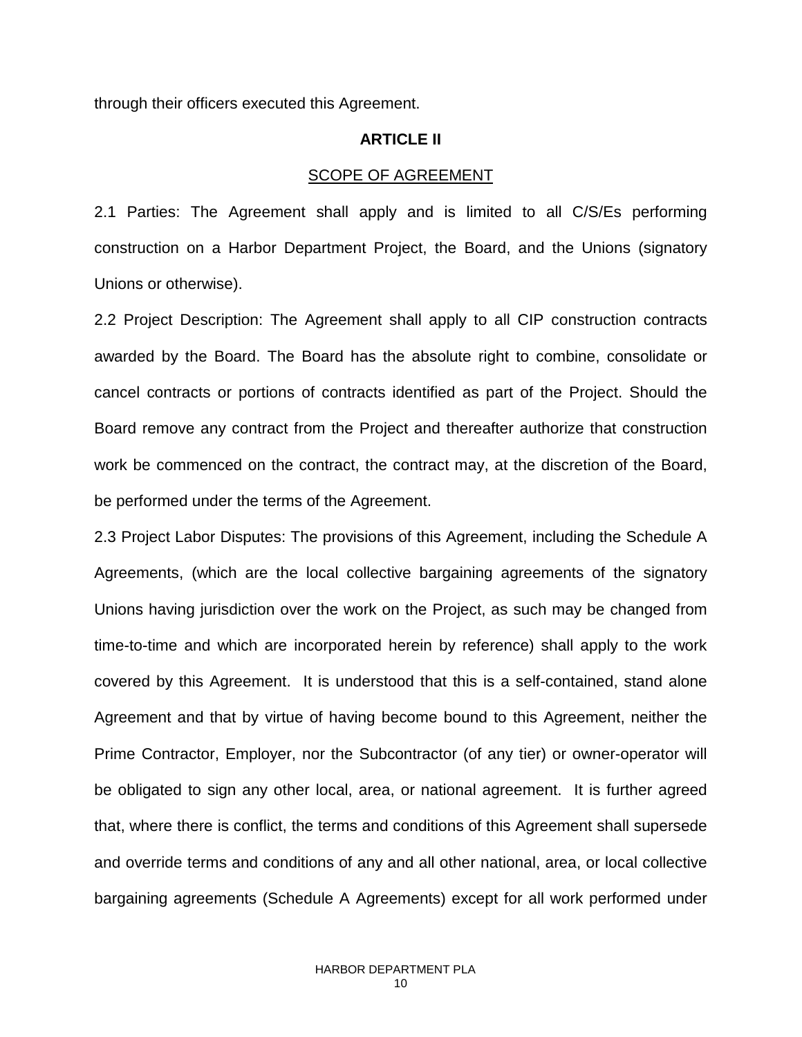through their officers executed this Agreement.

## ARTICLE II

## SCOPE OF AGREEMENT

2.1 Parties: The Agreement shall apply and is limited to all C/S/Es performing construction on a Harbor Department Project, the Board, and the Unions (signatory Unions or otherwise).

2.2 Project Description: The Agreement shall apply to all CIP construction contracts awarded by the Board. The Board has the absolute right to combine, consolidate or cancel contracts or portions of contracts identified as part of the Project. Should the Board remove any contract from the Project and thereafter authorize that construction work be commenced on the contract, the contract may, at the discretion of the Board, be performed under the terms of the Agreement.

2.3 Project Labor Disputes: The provisions of this Agreement, including the Schedule A Agreements, (which are the local collective bargaining agreements of the signatory Unions having jurisdiction over the work on the Project, as such may be changed from time-to-time and which are incorporated herein by reference) shall apply to the work covered by this Agreement. It is understood that this is a self-contained, stand alone Agreement and that by virtue of having become bound to this Agreement, neither the Prime Contractor, Employer, nor the Subcontractor (of any tier) or owner-operator will be obligated to sign any other local, area, or national agreement. It is further agreed that, where there is conflict, the terms and conditions of this Agreement shall supersede and override terms and conditions of any and all other national, area, or local collective bargaining agreements (Schedule A Agreements) except for all work performed under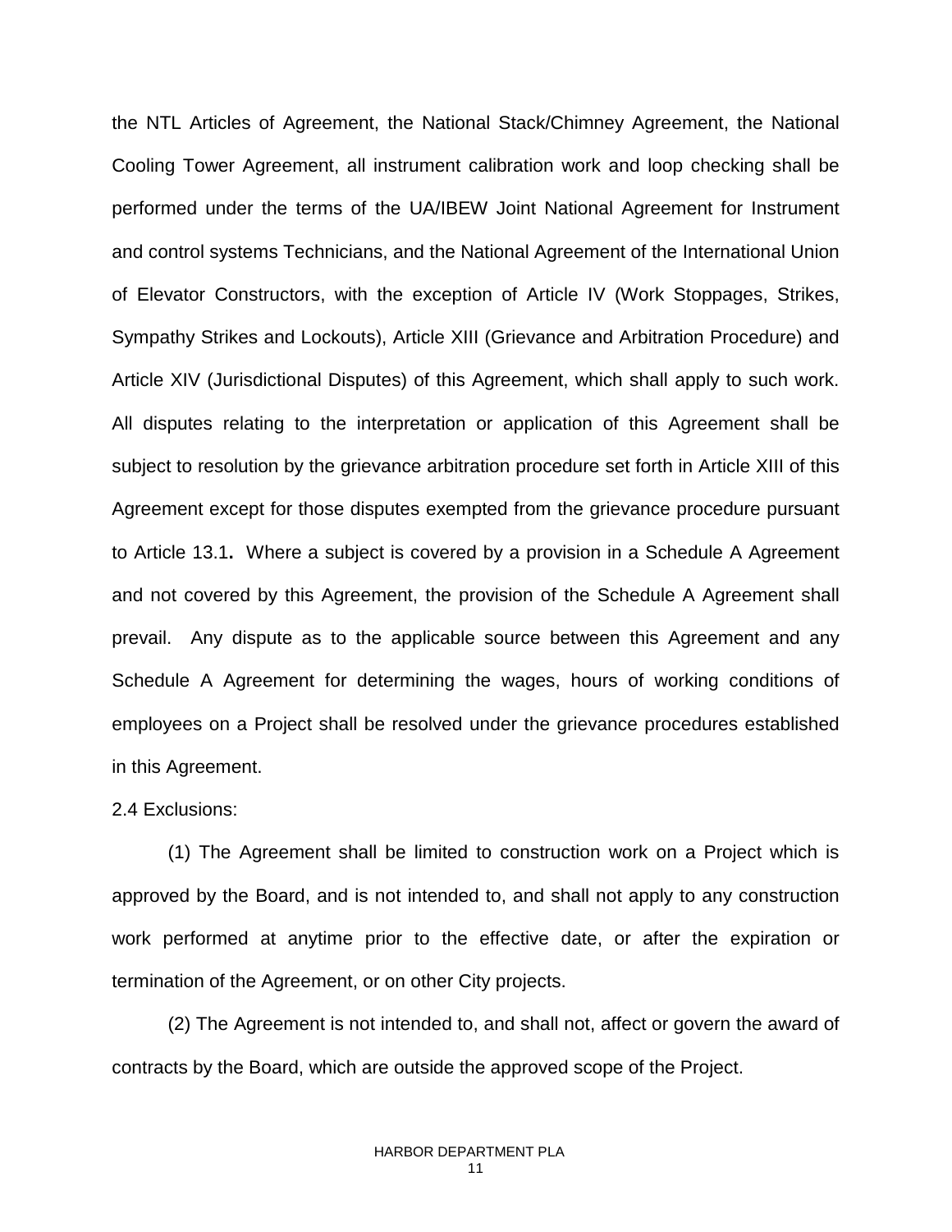the NTL Articles of Agreement, the National Stack/Chimney Agreement, the National Cooling Tower Agreement, all instrument calibration work and loop checking shall be performed under the terms of the UA/IBEW Joint National Agreement for Instrument and control systems Technicians, and the National Agreement of the International Union of Elevator Constructors, with the exception of Article IV (Work Stoppages, Strikes, Sympathy Strikes and Lockouts), Article XIII (Grievance and Arbitration Procedure) and Article XIV (Jurisdictional Disputes) of this Agreement, which shall apply to such work. All disputes relating to the interpretation or application of this Agreement shall be subject to resolution by the grievance arbitration procedure set forth in Article XIII of this Agreement except for those disputes exempted from the grievance procedure pursuant to Article 13.1**.** Where a subject is covered by a provision in a Schedule A Agreement and not covered by this Agreement, the provision of the Schedule A Agreement shall prevail. Any dispute as to the applicable source between this Agreement and any Schedule A Agreement for determining the wages, hours of working conditions of employees on a Project shall be resolved under the grievance procedures established in this Agreement.

2.4 Exclusions:

(1) The Agreement shall be limited to construction work on a Project which is approved by the Board, and is not intended to, and shall not apply to any construction work performed at anytime prior to the effective date, or after the expiration or termination of the Agreement, or on other City projects.

(2) The Agreement is not intended to, and shall not, affect or govern the award of contracts by the Board, which are outside the approved scope of the Project.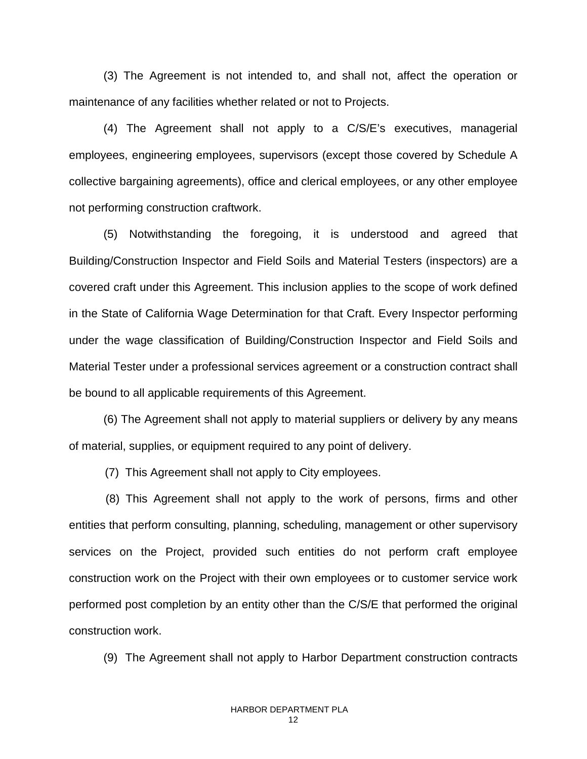(3) The Agreement is not intended to, and shall not, affect the operation or maintenance of any facilities whether related or not to Projects.

(4) The Agreement shall not apply to a C/S/E's executives, managerial employees, engineering employees, supervisors (except those covered by Schedule A collective bargaining agreements), office and clerical employees, or any other employee not performing construction craftwork.

(5) Notwithstanding the foregoing, it is understood and agreed that Building/Construction Inspector and Field Soils and Material Testers (inspectors) are a covered craft under this Agreement. This inclusion applies to the scope of work defined in the State of California Wage Determination for that Craft. Every Inspector performing under the wage classification of Building/Construction Inspector and Field Soils and Material Tester under a professional services agreement or a construction contract shall be bound to all applicable requirements of this Agreement.

(6) The Agreement shall not apply to material suppliers or delivery by any means of material, supplies, or equipment required to any point of delivery.

(7) This Agreement shall not apply to City employees.

(8) This Agreement shall not apply to the work of persons, firms and other entities that perform consulting, planning, scheduling, management or other supervisory services on the Project, provided such entities do not perform craft employee construction work on the Project with their own employees or to customer service work performed post completion by an entity other than the C/S/E that performed the original construction work.

(9) The Agreement shall not apply to Harbor Department construction contracts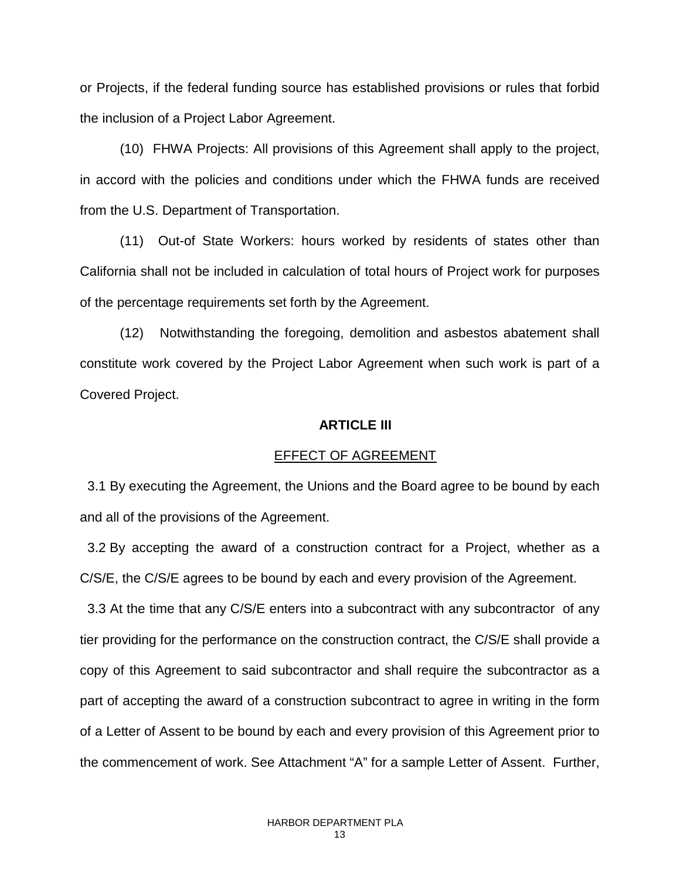or Projects, if the federal funding source has established provisions or rules that forbid the inclusion of a Project Labor Agreement.

(10) FHWA Projects: All provisions of this Agreement shall apply to the project, in accord with the policies and conditions under which the FHWA funds are received from the U.S. Department of Transportation.

(11) Out-of State Workers: hours worked by residents of states other than California shall not be included in calculation of total hours of Project work for purposes of the percentage requirements set forth by the Agreement.

(12) Notwithstanding the foregoing, demolition and asbestos abatement shall constitute work covered by the Project Labor Agreement when such work is part of a Covered Project.

## ARTICLE III

EFFECT OF AGREEMENT

3.1 By executing the Agreement, the Unions and the Board agree to be bound by each and all of the provisions of the Agreement.

3.2 By accepting the award of a construction contract for a Project, whether as a C/S/E, the C/S/E agrees to be bound by each and every provision of the Agreement.

3.3 At the time that any C/S/E enters into a subcontract with any subcontractor of any tier providing for the performance on the construction contract, the C/S/E shall provide a copy of this Agreement to said subcontractor and shall require the subcontractor as a part of accepting the award of a construction subcontract to agree in writing in the form of a Letter of Assent to be bound by each and every provision of this Agreement prior to the commencement of work. See Attachment "A" for a sample Letter of Assent. Further,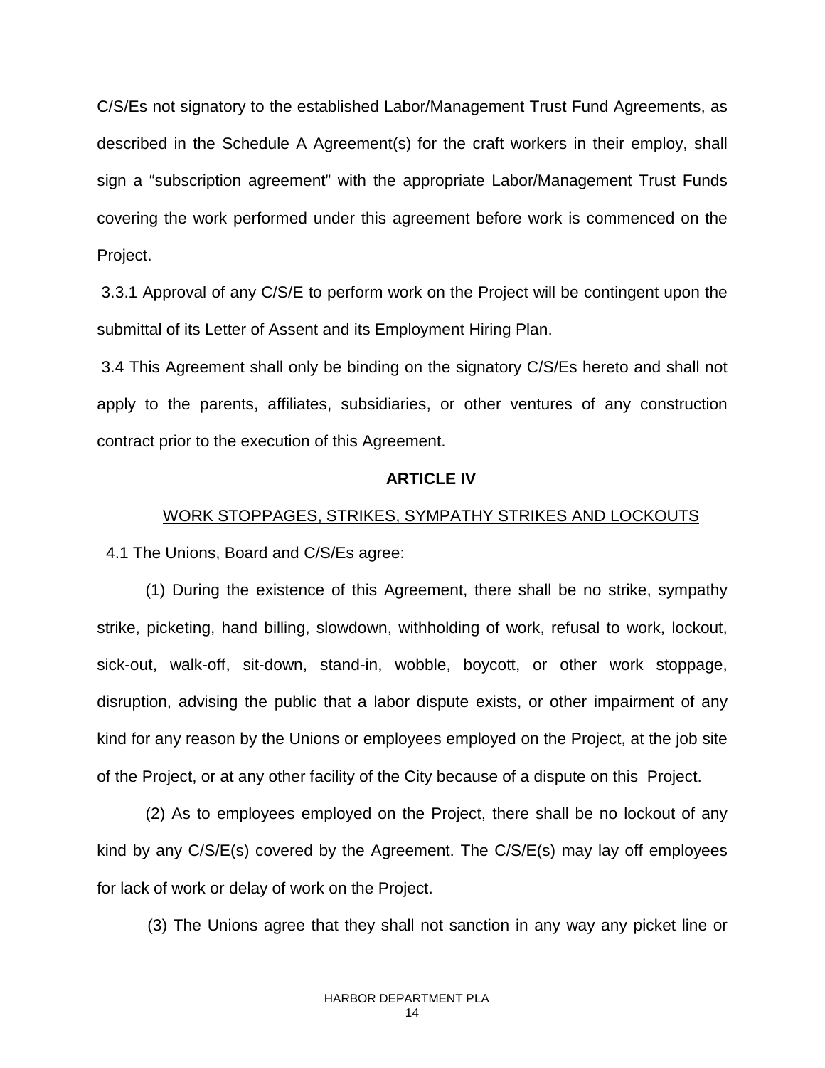C/S/Es not signatory to the established Labor/Management Trust Fund Agreements, as described in the Schedule A Agreement(s) for the craft workers in their employ, shall sign a "subscription agreement" with the appropriate Labor/Management Trust Funds covering the work performed under this agreement before work is commenced on the Project.

3.3.1 Approval of any C/S/E to perform work on the Project will be contingent upon the submittal of its Letter of Assent and its Employment Hiring Plan.

3.4 This Agreement shall only be binding on the signatory C/S/Es hereto and shall not apply to the parents, affiliates, subsidiaries, or other ventures of any construction contract prior to the execution of this Agreement.

## ARTICLE IV

### WORK STOPPAGES, STRIKES, SYMPATHY STRIKES AND LOCKOUTS

4.1 The Unions, Board and C/S/Es agree:

(1) During the existence of this Agreement, there shall be no strike, sympathy strike, picketing, hand billing, slowdown, withholding of work, refusal to work, lockout, sick-out, walk-off, sit-down, stand-in, wobble, boycott, or other work stoppage, disruption, advising the public that a labor dispute exists, or other impairment of any kind for any reason by the Unions or employees employed on the Project, at the job site of the Project, or at any other facility of the City because of a dispute on this Project.

(2) As to employees employed on the Project, there shall be no lockout of any kind by any C/S/E(s) covered by the Agreement. The C/S/E(s) may lay off employees for lack of work or delay of work on the Project.

(3) The Unions agree that they shall not sanction in any way any picket line or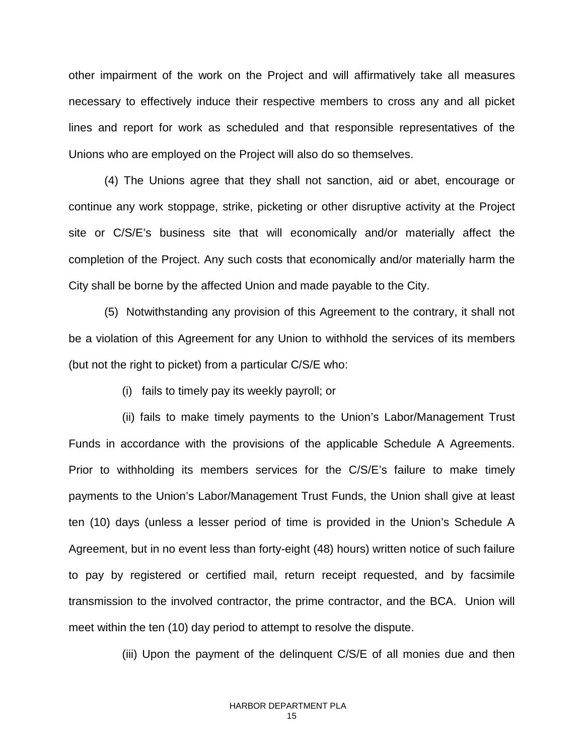other impairment of the work on the Project and will affirmatively take all measures necessary to effectively induce their respective members to cross any and all picket lines and report for work as scheduled and that responsible representatives of the Unions who are employed on the Project will also do so themselves.

(4) The Unions agree that they shall not sanction, aid or abet, encourage or continue any work stoppage, strike, picketing or other disruptive activity at the Project site or C/S/E's business site that will economically and/or materially affect the completion of the Project. Any such costs that economically and/or materially harm the City shall be borne by the affected Union and made payable to the City.

(5) Notwithstanding any provision of this Agreement to the contrary, it shall not be a violation of this Agreement for any Union to withhold the services of its members (but not the right to picket) from a particular C/S/E who:

(i) fails to timely pay its weekly payroll; or

(ii) fails to make timely payments to the Union's Labor/Management Trust Funds in accordance with the provisions of the applicable Schedule A Agreements. Prior to withholding its members services for the C/S/E's failure to make timely payments to the Union's Labor/Management Trust Funds, the Union shall give at least ten (10) days (unless a lesser period of time is provided in the Union's Schedule A Agreement, but in no event less than forty-eight (48) hours) written notice of such failure to pay by registered or certified mail, return receipt requested, and by facsimile transmission to the involved contractor, the prime contractor, and the BCA. Union will meet within the ten (10) day period to attempt to resolve the dispute.

(iii) Upon the payment of the delinquent C/S/E of all monies due and then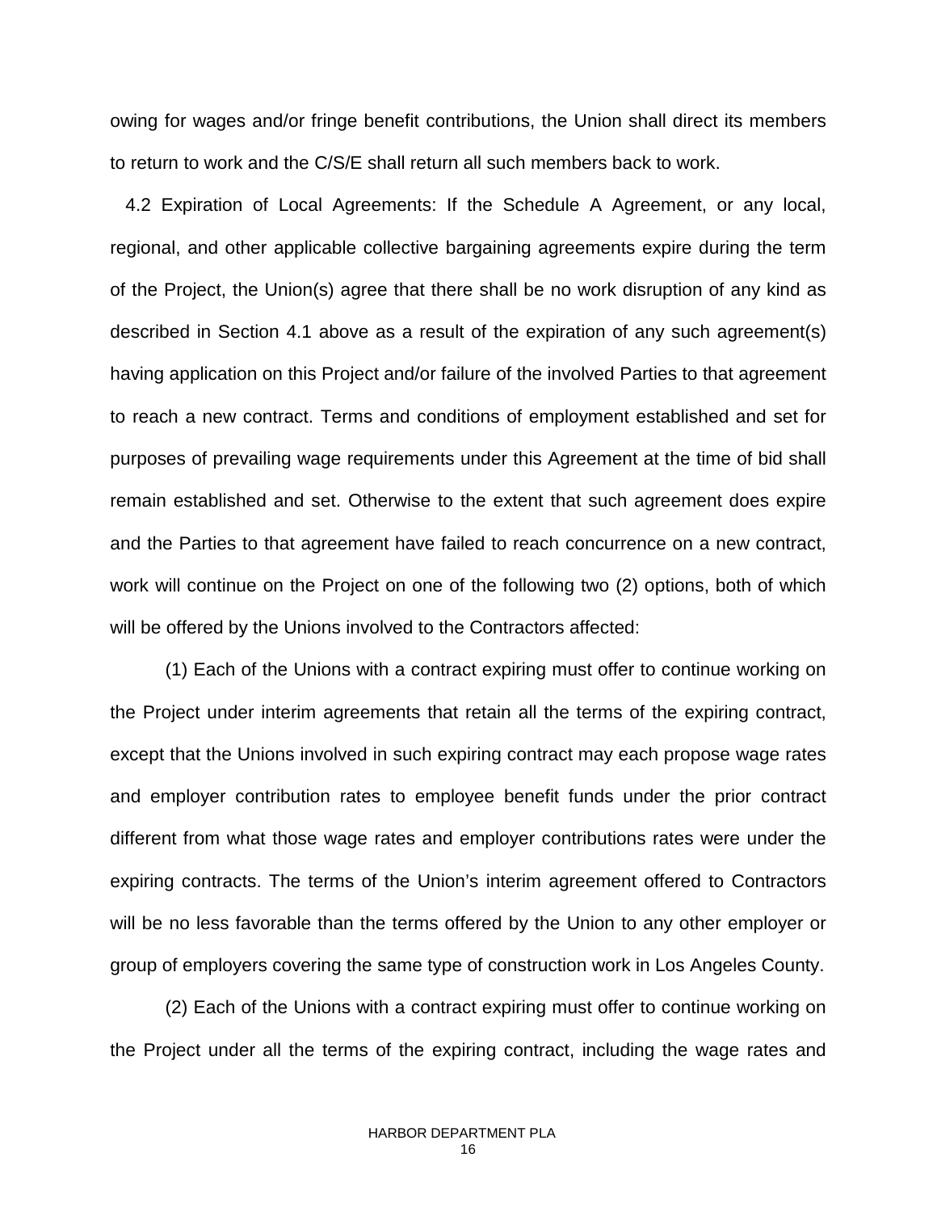owing for wages and/or fringe benefit contributions, the Union shall direct its members to return to work and the C/S/E shall return all such members back to work.

4.2 Expiration of Local Agreements: If the Schedule A Agreement, or any local, regional, and other applicable collective bargaining agreements expire during the term of the Project, the Union(s) agree that there shall be no work disruption of any kind as described in Section 4.1 above as a result of the expiration of any such agreement(s) having application on this Project and/or failure of the involved Parties to that agreement to reach a new contract. Terms and conditions of employment established and set for purposes of prevailing wage requirements under this Agreement at the time of bid shall remain established and set. Otherwise to the extent that such agreement does expire and the Parties to that agreement have failed to reach concurrence on a new contract, work will continue on the Project on one of the following two (2) options, both of which will be offered by the Unions involved to the Contractors affected:

(1) Each of the Unions with a contract expiring must offer to continue working on the Project under interim agreements that retain all the terms of the expiring contract, except that the Unions involved in such expiring contract may each propose wage rates and employer contribution rates to employee benefit funds under the prior contract different from what those wage rates and employer contributions rates were under the expiring contracts. The terms of the Union's interim agreement offered to Contractors will be no less favorable than the terms offered by the Union to any other employer or group of employers covering the same type of construction work in Los Angeles County.

(2) Each of the Unions with a contract expiring must offer to continue working on the Project under all the terms of the expiring contract, including the wage rates and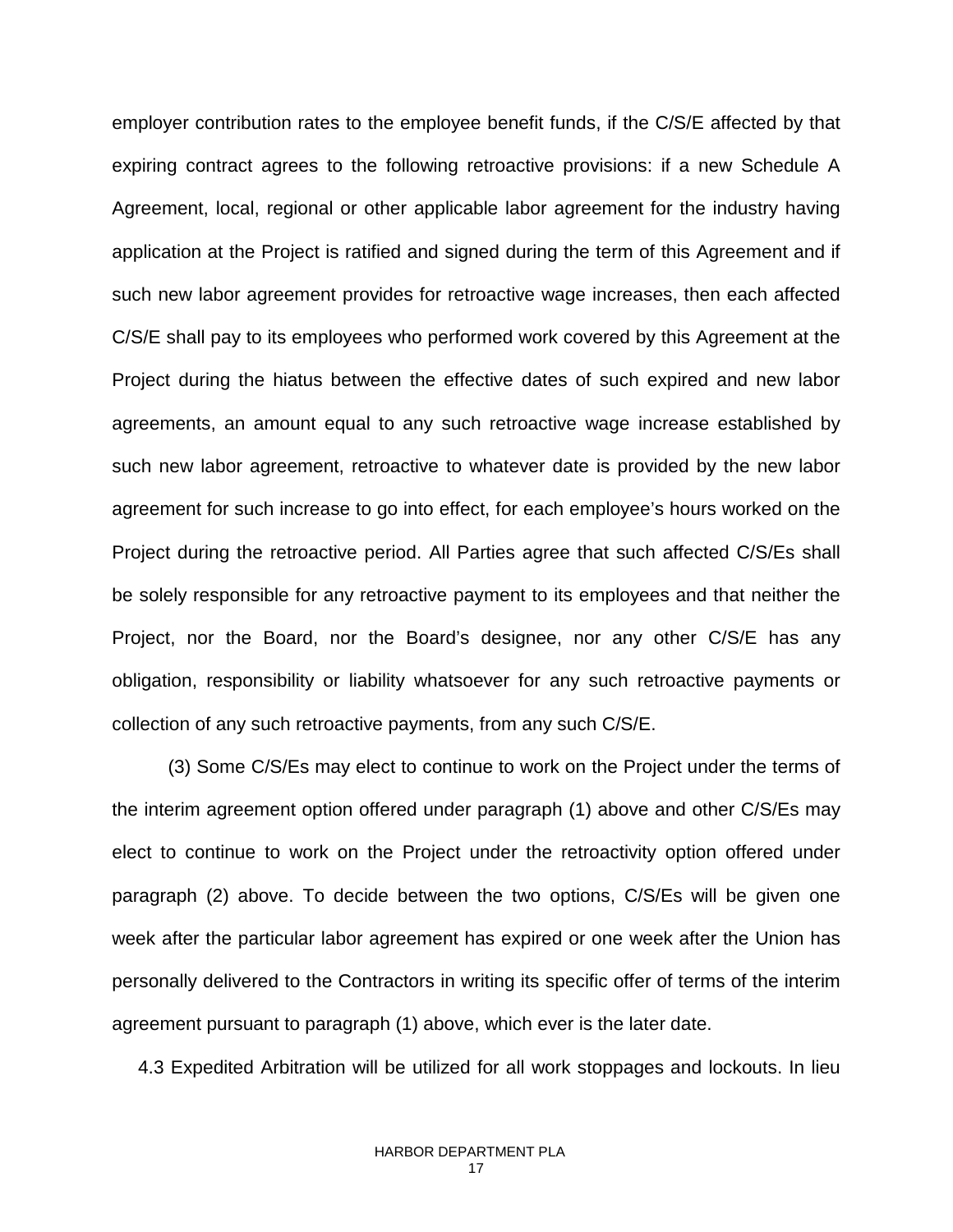employer contribution rates to the employee benefit funds, if the C/S/E affected by that expiring contract agrees to the following retroactive provisions: if a new Schedule A Agreement, local, regional or other applicable labor agreement for the industry having application at the Project is ratified and signed during the term of this Agreement and if such new labor agreement provides for retroactive wage increases, then each affected C/S/E shall pay to its employees who performed work covered by this Agreement at the Project during the hiatus between the effective dates of such expired and new labor agreements, an amount equal to any such retroactive wage increase established by such new labor agreement, retroactive to whatever date is provided by the new labor agreement for such increase to go into effect, for each employee's hours worked on the Project during the retroactive period. All Parties agree that such affected C/S/Es shall be solely responsible for any retroactive payment to its employees and that neither the Project, nor the Board, nor the Board's designee, nor any other C/S/E has any obligation, responsibility or liability whatsoever for any such retroactive payments or collection of any such retroactive payments, from any such C/S/E.

(3) Some C/S/Es may elect to continue to work on the Project under the terms of the interim agreement option offered under paragraph (1) above and other C/S/Es may elect to continue to work on the Project under the retroactivity option offered under paragraph (2) above. To decide between the two options, C/S/Es will be given one week after the particular labor agreement has expired or one week after the Union has personally delivered to the Contractors in writing its specific offer of terms of the interim agreement pursuant to paragraph (1) above, which ever is the later date.

4.3 Expedited Arbitration will be utilized for all work stoppages and lockouts. In lieu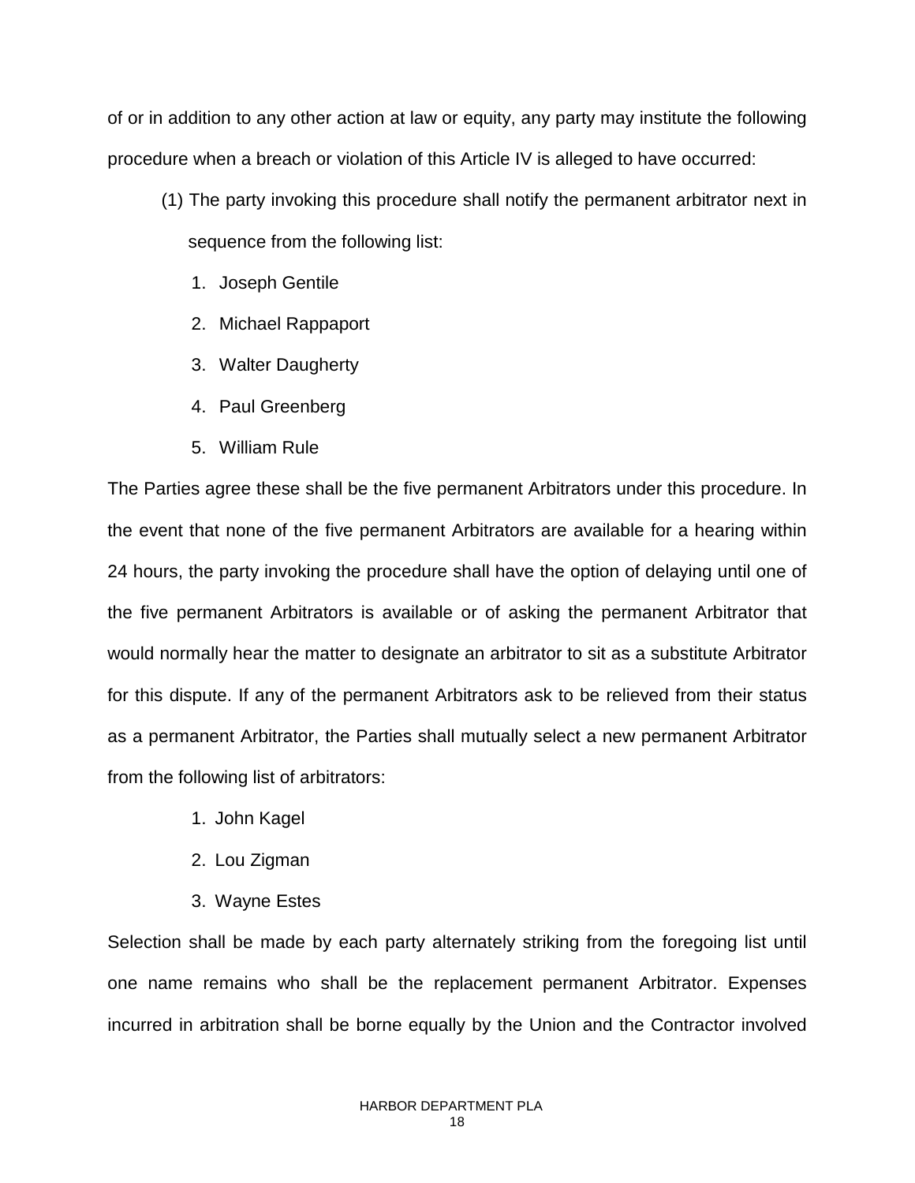of or in addition to any other action at law or equity, any party may institute the following procedure when a breach or violation of this Article IV is alleged to have occurred:

(1) The party invoking this procedure shall notify the permanent arbitrator next in sequence from the following list:

1. Joseph Gentile
2. Michael Rappaport
3. Walter Daugherty
4. Paul Greenberg
5. William Rule

The Parties agree these shall be the five permanent Arbitrators under this procedure. In the event that none of the five permanent Arbitrators are available for a hearing within 24 hours, the party invoking the procedure shall have the option of delaying until one of the five permanent Arbitrators is available or of asking the permanent Arbitrator that would normally hear the matter to designate an arbitrator to sit as a substitute Arbitrator for this dispute. If any of the permanent Arbitrators ask to be relieved from their status as a permanent Arbitrator, the Parties shall mutually select a new permanent Arbitrator from the following list of arbitrators:

1. John Kagel
2. Lou Zigman
3. Wayne Estes

Selection shall be made by each party alternately striking from the foregoing list until one name remains who shall be the replacement permanent Arbitrator. Expenses incurred in arbitration shall be borne equally by the Union and the Contractor involved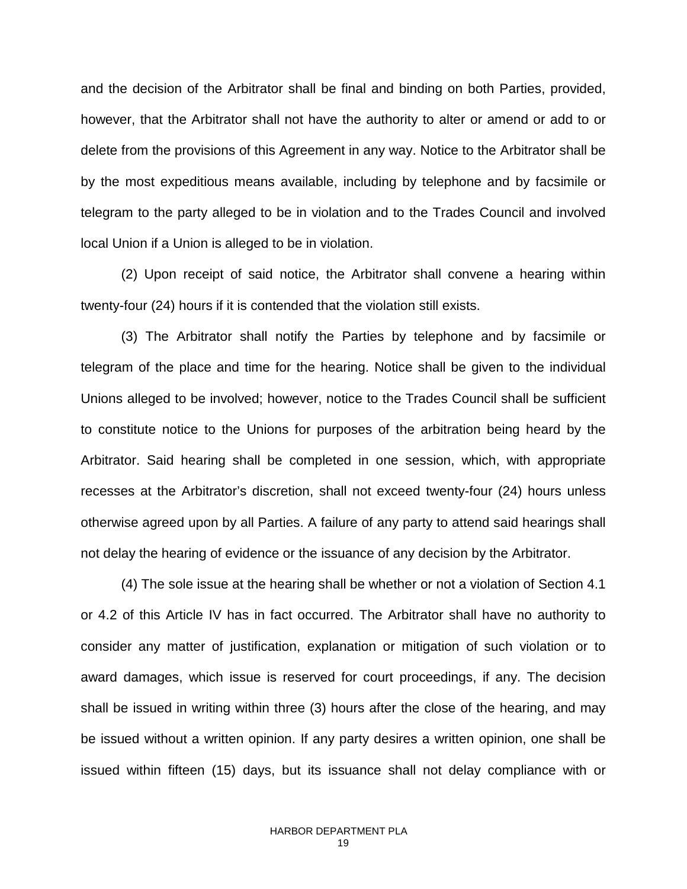and the decision of the Arbitrator shall be final and binding on both Parties, provided, however, that the Arbitrator shall not have the authority to alter or amend or add to or delete from the provisions of this Agreement in any way. Notice to the Arbitrator shall be by the most expeditious means available, including by telephone and by facsimile or telegram to the party alleged to be in violation and to the Trades Council and involved local Union if a Union is alleged to be in violation.

(2) Upon receipt of said notice, the Arbitrator shall convene a hearing within twenty-four (24) hours if it is contended that the violation still exists.

(3) The Arbitrator shall notify the Parties by telephone and by facsimile or telegram of the place and time for the hearing. Notice shall be given to the individual Unions alleged to be involved; however, notice to the Trades Council shall be sufficient to constitute notice to the Unions for purposes of the arbitration being heard by the Arbitrator. Said hearing shall be completed in one session, which, with appropriate recesses at the Arbitrator's discretion, shall not exceed twenty-four (24) hours unless otherwise agreed upon by all Parties. A failure of any party to attend said hearings shall not delay the hearing of evidence or the issuance of any decision by the Arbitrator.

(4) The sole issue at the hearing shall be whether or not a violation of Section 4.1 or 4.2 of this Article IV has in fact occurred. The Arbitrator shall have no authority to consider any matter of justification, explanation or mitigation of such violation or to award damages, which issue is reserved for court proceedings, if any. The decision shall be issued in writing within three (3) hours after the close of the hearing, and may be issued without a written opinion. If any party desires a written opinion, one shall be issued within fifteen (15) days, but its issuance shall not delay compliance with or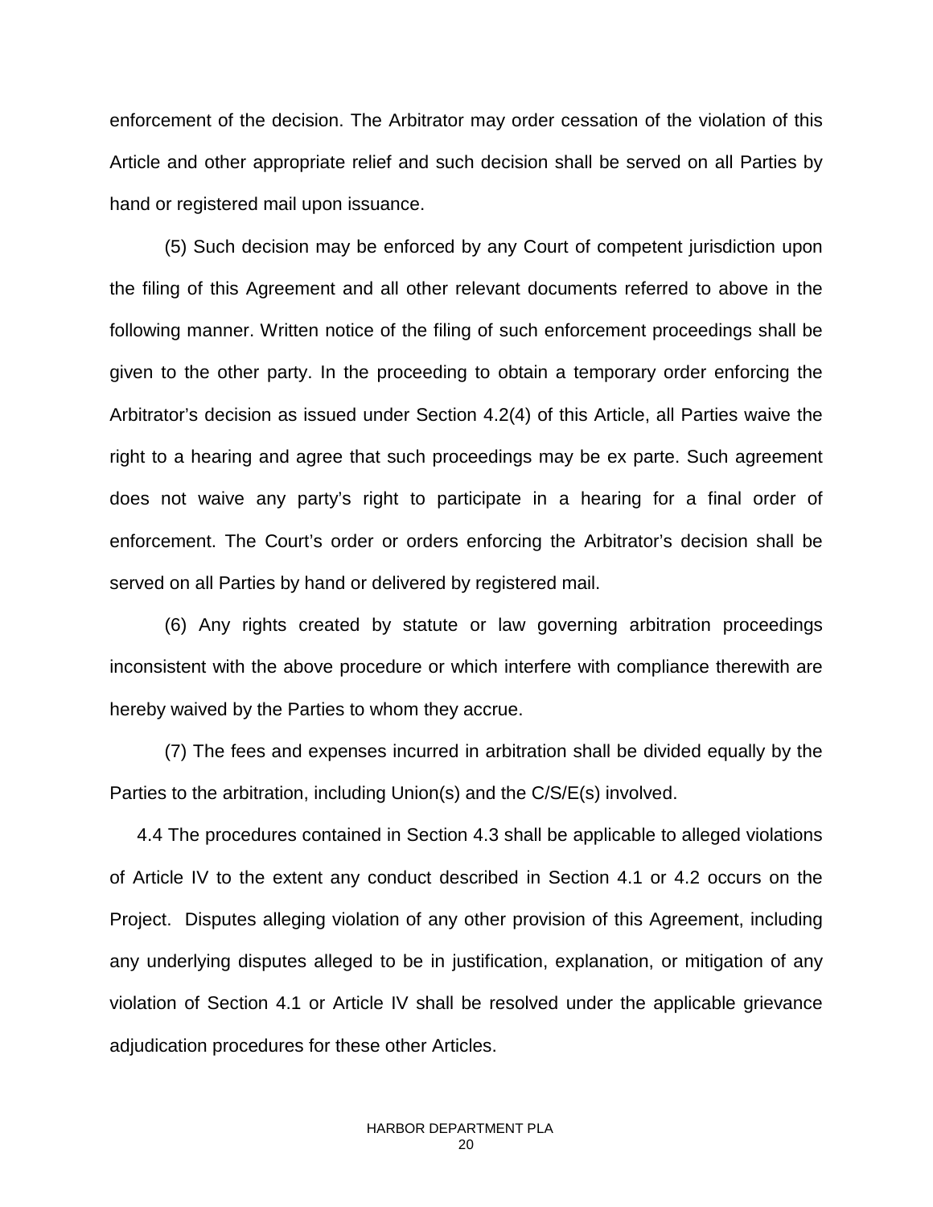enforcement of the decision. The Arbitrator may order cessation of the violation of this Article and other appropriate relief and such decision shall be served on all Parties by hand or registered mail upon issuance.

(5) Such decision may be enforced by any Court of competent jurisdiction upon the filing of this Agreement and all other relevant documents referred to above in the following manner. Written notice of the filing of such enforcement proceedings shall be given to the other party. In the proceeding to obtain a temporary order enforcing the Arbitrator's decision as issued under Section 4.2(4) of this Article, all Parties waive the right to a hearing and agree that such proceedings may be ex parte. Such agreement does not waive any party's right to participate in a hearing for a final order of enforcement. The Court's order or orders enforcing the Arbitrator's decision shall be served on all Parties by hand or delivered by registered mail.

(6) Any rights created by statute or law governing arbitration proceedings inconsistent with the above procedure or which interfere with compliance therewith are hereby waived by the Parties to whom they accrue.

(7) The fees and expenses incurred in arbitration shall be divided equally by the Parties to the arbitration, including Union(s) and the C/S/E(s) involved.

4.4 The procedures contained in Section 4.3 shall be applicable to alleged violations of Article IV to the extent any conduct described in Section 4.1 or 4.2 occurs on the Project. Disputes alleging violation of any other provision of this Agreement, including any underlying disputes alleged to be in justification, explanation, or mitigation of any violation of Section 4.1 or Article IV shall be resolved under the applicable grievance adjudication procedures for these other Articles.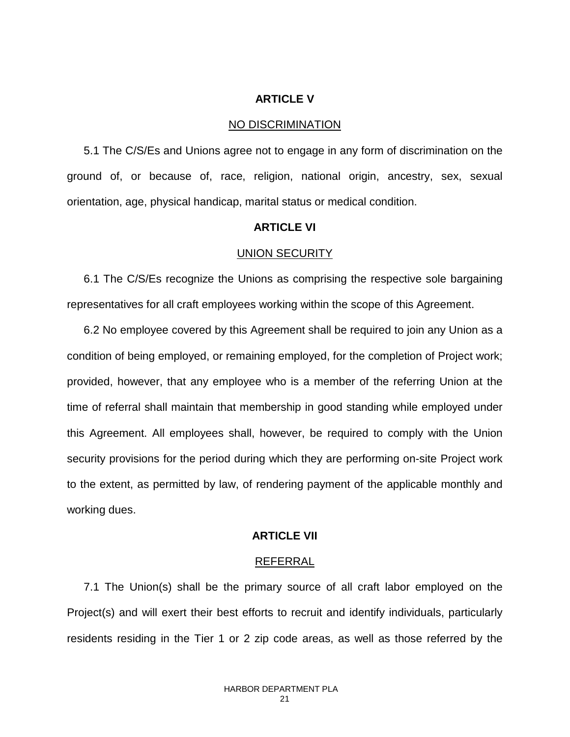## ARTICLE V

NO DISCRIMINATION

5.1 The C/S/Es and Unions agree not to engage in any form of discrimination on the ground of, or because of, race, religion, national origin, ancestry, sex, sexual orientation, age, physical handicap, marital status or medical condition.

## ARTICLE VI

UNION SECURITY

6.1 The C/S/Es recognize the Unions as comprising the respective sole bargaining representatives for all craft employees working within the scope of this Agreement.

6.2 No employee covered by this Agreement shall be required to join any Union as a condition of being employed, or remaining employed, for the completion of Project work; provided, however, that any employee who is a member of the referring Union at the time of referral shall maintain that membership in good standing while employed under this Agreement. All employees shall, however, be required to comply with the Union security provisions for the period during which they are performing on-site Project work to the extent, as permitted by law, of rendering payment of the applicable monthly and working dues.

## ARTICLE VII

REFERRAL

7.1 The Union(s) shall be the primary source of all craft labor employed on the Project(s) and will exert their best efforts to recruit and identify individuals, particularly residents residing in the Tier 1 or 2 zip code areas, as well as those referred by the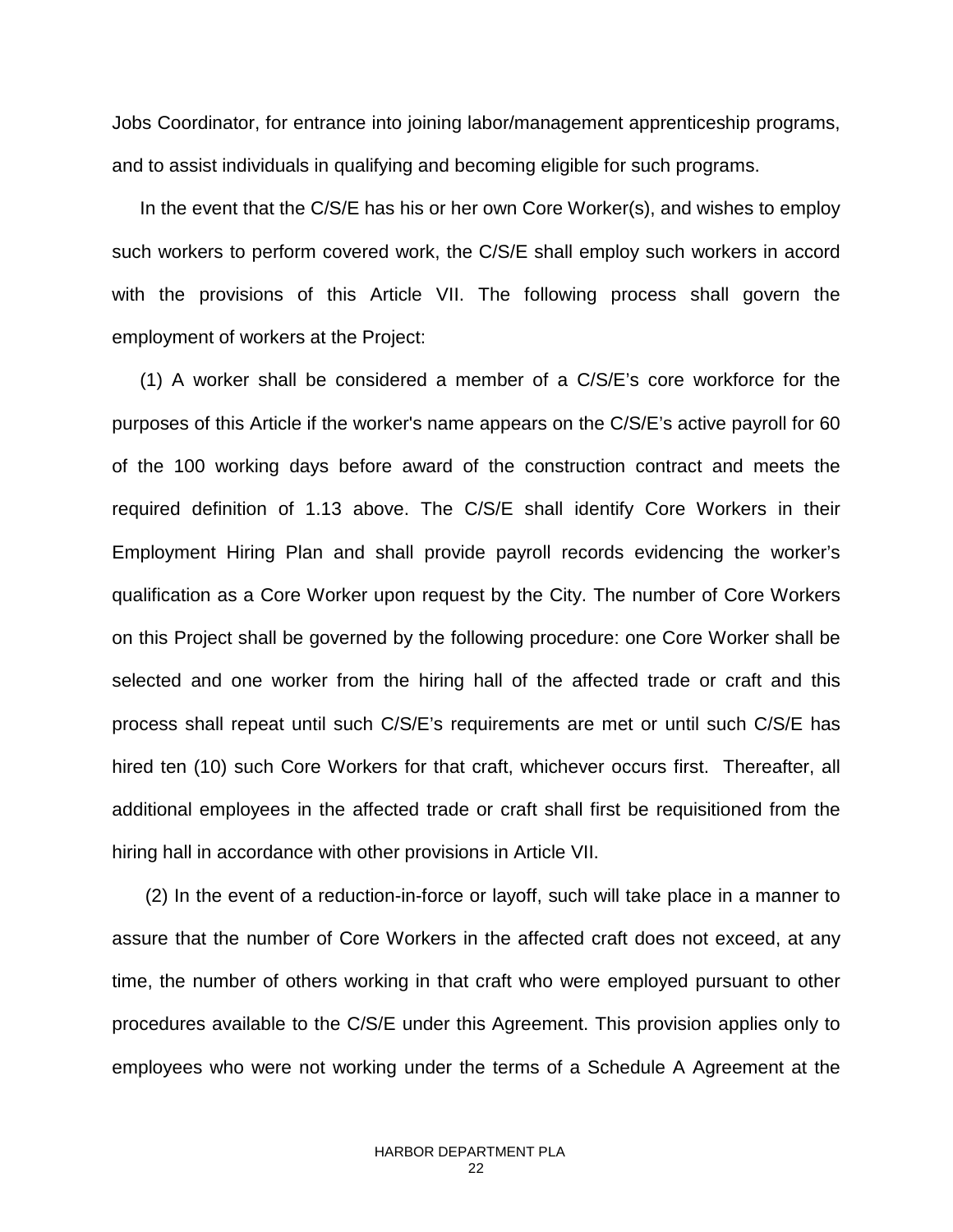Jobs Coordinator, for entrance into joining labor/management apprenticeship programs, and to assist individuals in qualifying and becoming eligible for such programs.

In the event that the C/S/E has his or her own Core Worker(s), and wishes to employ such workers to perform covered work, the C/S/E shall employ such workers in accord with the provisions of this Article VII. The following process shall govern the employment of workers at the Project:

(1) A worker shall be considered a member of a C/S/E's core workforce for the purposes of this Article if the worker's name appears on the C/S/E's active payroll for 60 of the 100 working days before award of the construction contract and meets the required definition of 1.13 above. The C/S/E shall identify Core Workers in their Employment Hiring Plan and shall provide payroll records evidencing the worker's qualification as a Core Worker upon request by the City. The number of Core Workers on this Project shall be governed by the following procedure: one Core Worker shall be selected and one worker from the hiring hall of the affected trade or craft and this process shall repeat until such C/S/E's requirements are met or until such C/S/E has hired ten (10) such Core Workers for that craft, whichever occurs first. Thereafter, all additional employees in the affected trade or craft shall first be requisitioned from the hiring hall in accordance with other provisions in Article VII.

(2) In the event of a reduction-in-force or layoff, such will take place in a manner to assure that the number of Core Workers in the affected craft does not exceed, at any time, the number of others working in that craft who were employed pursuant to other procedures available to the C/S/E under this Agreement. This provision applies only to employees who were not working under the terms of a Schedule A Agreement at the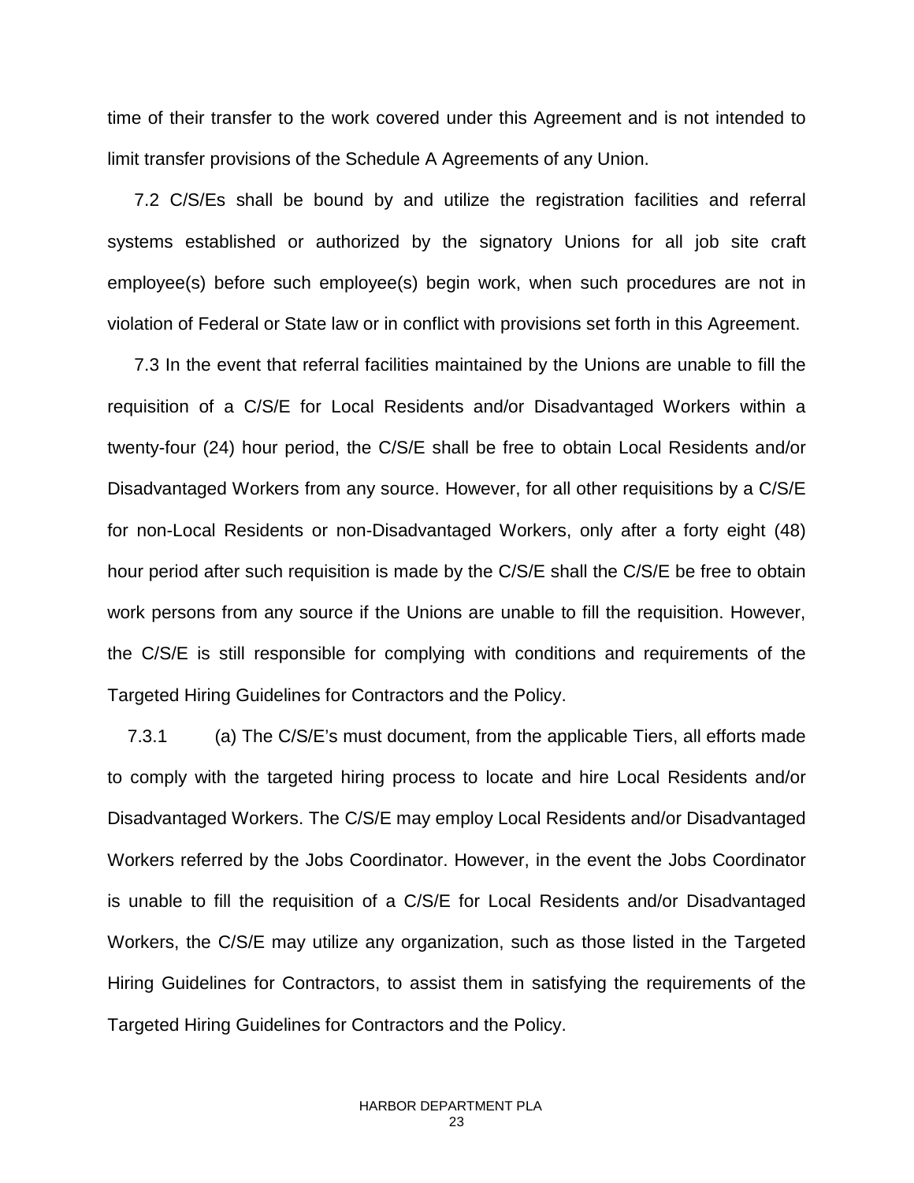time of their transfer to the work covered under this Agreement and is not intended to limit transfer provisions of the Schedule A Agreements of any Union.

7.2 C/S/Es shall be bound by and utilize the registration facilities and referral systems established or authorized by the signatory Unions for all job site craft employee(s) before such employee(s) begin work, when such procedures are not in violation of Federal or State law or in conflict with provisions set forth in this Agreement.

7.3 In the event that referral facilities maintained by the Unions are unable to fill the requisition of a C/S/E for Local Residents and/or Disadvantaged Workers within a twenty-four (24) hour period, the C/S/E shall be free to obtain Local Residents and/or Disadvantaged Workers from any source. However, for all other requisitions by a C/S/E for non-Local Residents or non-Disadvantaged Workers, only after a forty eight (48) hour period after such requisition is made by the C/S/E shall the C/S/E be free to obtain work persons from any source if the Unions are unable to fill the requisition. However, the C/S/E is still responsible for complying with conditions and requirements of the Targeted Hiring Guidelines for Contractors and the Policy.

7.3.1 (a) The C/S/E's must document, from the applicable Tiers, all efforts made to comply with the targeted hiring process to locate and hire Local Residents and/or Disadvantaged Workers. The C/S/E may employ Local Residents and/or Disadvantaged Workers referred by the Jobs Coordinator. However, in the event the Jobs Coordinator is unable to fill the requisition of a C/S/E for Local Residents and/or Disadvantaged Workers, the C/S/E may utilize any organization, such as those listed in the Targeted Hiring Guidelines for Contractors, to assist them in satisfying the requirements of the Targeted Hiring Guidelines for Contractors and the Policy.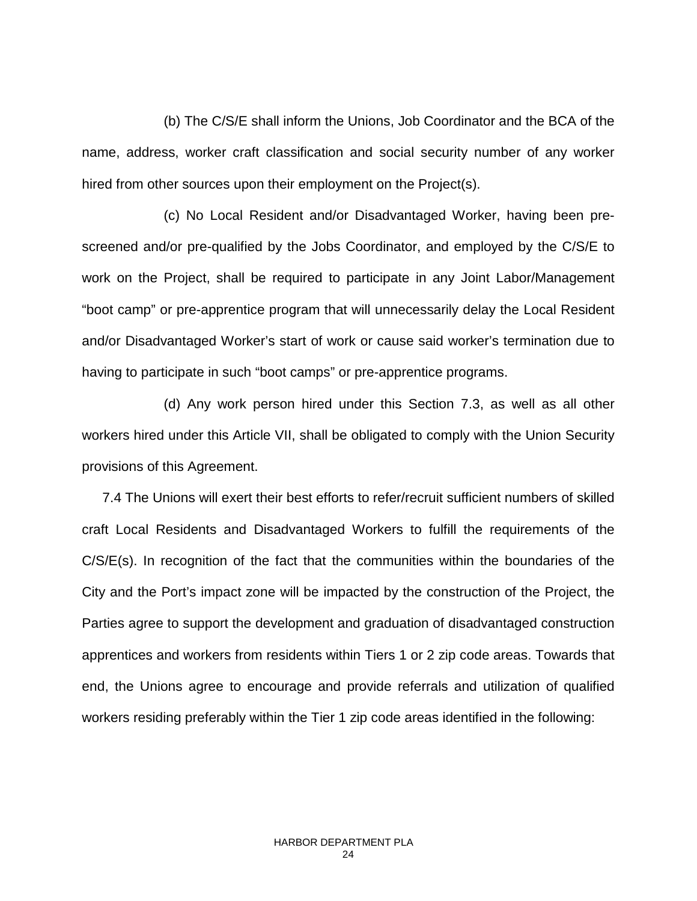(b) The C/S/E shall inform the Unions, Job Coordinator and the BCA of the name, address, worker craft classification and social security number of any worker hired from other sources upon their employment on the Project(s).

(c) No Local Resident and/or Disadvantaged Worker, having been pre-screened and/or pre-qualified by the Jobs Coordinator, and employed by the C/S/E to work on the Project, shall be required to participate in any Joint Labor/Management "boot camp" or pre-apprentice program that will unnecessarily delay the Local Resident and/or Disadvantaged Worker's start of work or cause said worker's termination due to having to participate in such "boot camps" or pre-apprentice programs.

(d) Any work person hired under this Section 7.3, as well as all other workers hired under this Article VII, shall be obligated to comply with the Union Security provisions of this Agreement.

7.4 The Unions will exert their best efforts to refer/recruit sufficient numbers of skilled craft Local Residents and Disadvantaged Workers to fulfill the requirements of the C/S/E(s). In recognition of the fact that the communities within the boundaries of the City and the Port's impact zone will be impacted by the construction of the Project, the Parties agree to support the development and graduation of disadvantaged construction apprentices and workers from residents within Tiers 1 or 2 zip code areas. Towards that end, the Unions agree to encourage and provide referrals and utilization of qualified workers residing preferably within the Tier 1 zip code areas identified in the following: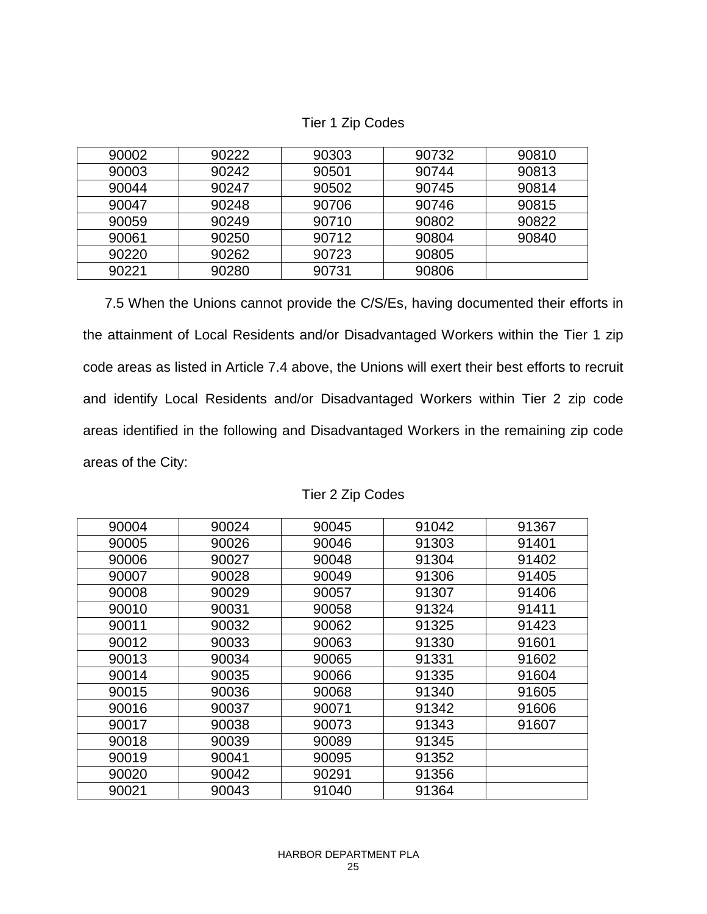Tier 1 Zip Codes

| | | | | |
|---|---|---|---|---|
| 90002 | 90222 | 90303 | 90732 | 90810 |
| 90003 | 90242 | 90501 | 90744 | 90813 |
| 90044 | 90247 | 90502 | 90745 | 90814 |
| 90047 | 90248 | 90706 | 90746 | 90815 |
| 90059 | 90249 | 90710 | 90802 | 90822 |
| 90061 | 90250 | 90712 | 90804 | 90840 |
| 90220 | 90262 | 90723 | 90805 | |
| 90221 | 90280 | 90731 | 90806 | |

7.5 When the Unions cannot provide the C/S/Es, having documented their efforts in the attainment of Local Residents and/or Disadvantaged Workers within the Tier 1 zip code areas as listed in Article 7.4 above, the Unions will exert their best efforts to recruit and identify Local Residents and/or Disadvantaged Workers within Tier 2 zip code areas identified in the following and Disadvantaged Workers in the remaining zip code areas of the City:

Tier 2 Zip Codes

| | | | | |
|---|---|---|---|---|
| 90004 | 90024 | 90045 | 91042 | 91367 |
| 90005 | 90026 | 90046 | 91303 | 91401 |
| 90006 | 90027 | 90048 | 91304 | 91402 |
| 90007 | 90028 | 90049 | 91306 | 91405 |
| 90008 | 90029 | 90057 | 91307 | 91406 |
| 90010 | 90031 | 90058 | 91324 | 91411 |
| 90011 | 90032 | 90062 | 91325 | 91423 |
| 90012 | 90033 | 90063 | 91330 | 91601 |
| 90013 | 90034 | 90065 | 91331 | 91602 |
| 90014 | 90035 | 90066 | 91335 | 91604 |
| 90015 | 90036 | 90068 | 91340 | 91605 |
| 90016 | 90037 | 90071 | 91342 | 91606 |
| 90017 | 90038 | 90073 | 91343 | 91607 |
| 90018 | 90039 | 90089 | 91345 | |
| 90019 | 90041 | 90095 | 91352 | |
| 90020 | 90042 | 90291 | 91356 | |
| 90021 | 90043 | 91040 | 91364 | |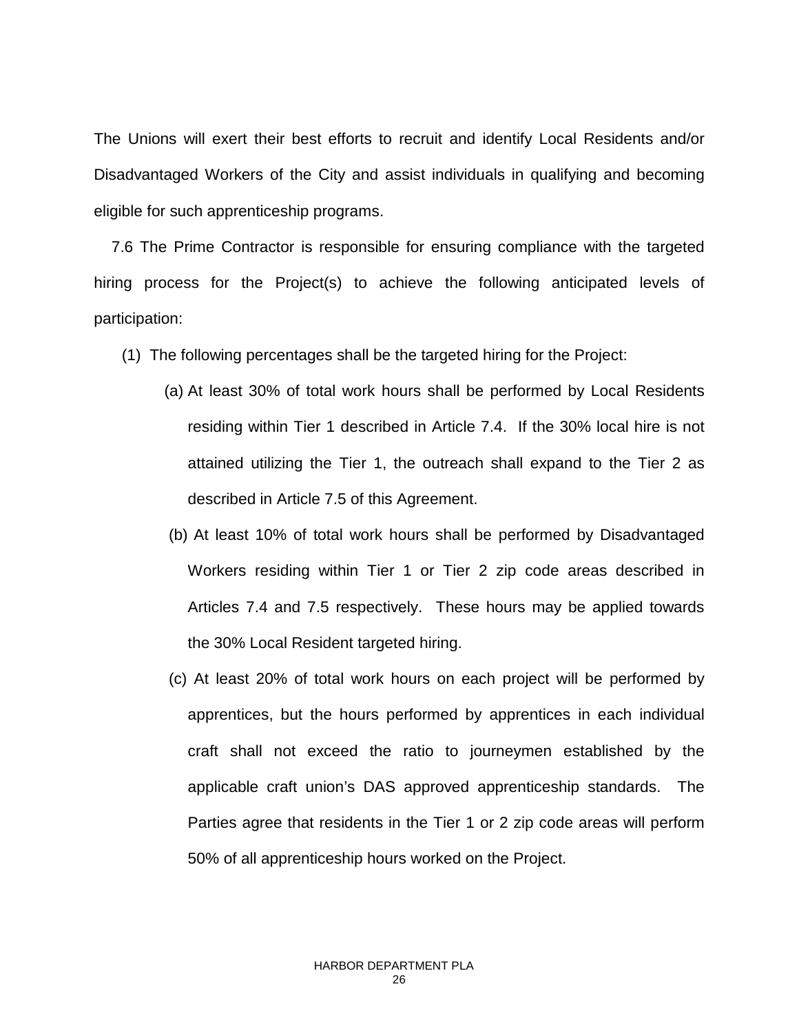The Unions will exert their best efforts to recruit and identify Local Residents and/or Disadvantaged Workers of the City and assist individuals in qualifying and becoming eligible for such apprenticeship programs.

7.6 The Prime Contractor is responsible for ensuring compliance with the targeted hiring process for the Project(s) to achieve the following anticipated levels of participation:

(1) The following percentages shall be the targeted hiring for the Project:

(a) At least 30% of total work hours shall be performed by Local Residents residing within Tier 1 described in Article 7.4. If the 30% local hire is not attained utilizing the Tier 1, the outreach shall expand to the Tier 2 as described in Article 7.5 of this Agreement.

(b) At least 10% of total work hours shall be performed by Disadvantaged Workers residing within Tier 1 or Tier 2 zip code areas described in Articles 7.4 and 7.5 respectively. These hours may be applied towards the 30% Local Resident targeted hiring.

(c) At least 20% of total work hours on each project will be performed by apprentices, but the hours performed by apprentices in each individual craft shall not exceed the ratio to journeymen established by the applicable craft union's DAS approved apprenticeship standards. The Parties agree that residents in the Tier 1 or 2 zip code areas will perform 50% of all apprenticeship hours worked on the Project.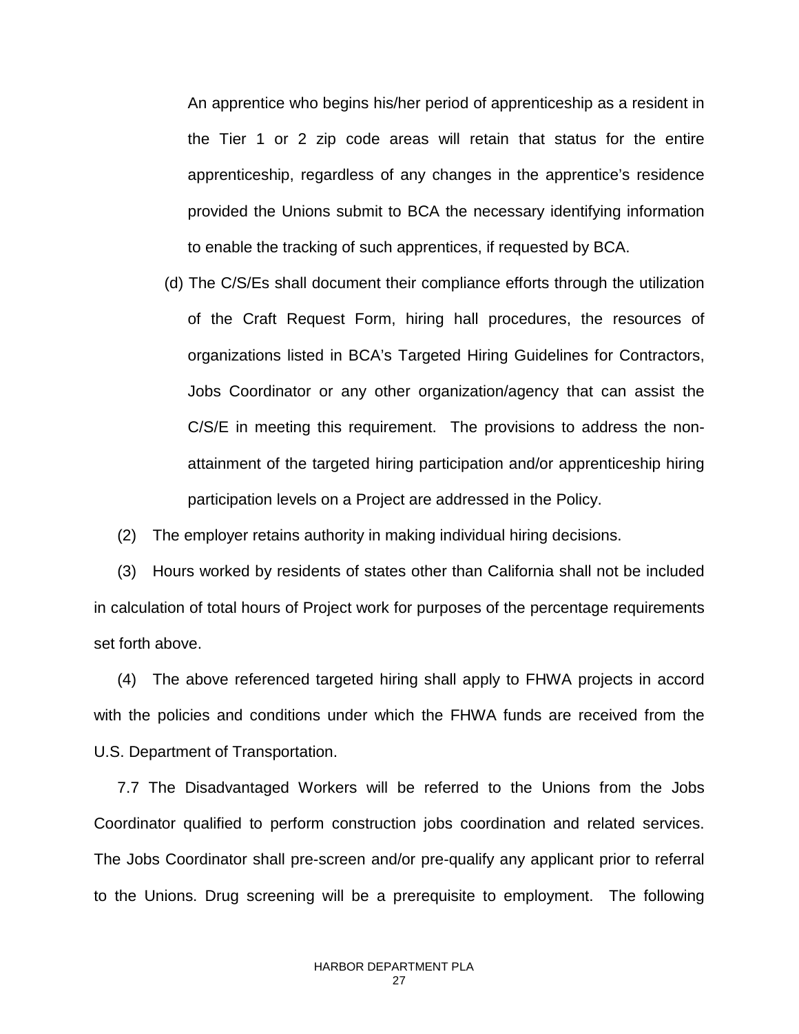An apprentice who begins his/her period of apprenticeship as a resident in the Tier 1 or 2 zip code areas will retain that status for the entire apprenticeship, regardless of any changes in the apprentice's residence provided the Unions submit to BCA the necessary identifying information to enable the tracking of such apprentices, if requested by BCA.

(d) The C/S/Es shall document their compliance efforts through the utilization of the Craft Request Form, hiring hall procedures, the resources of organizations listed in BCA's Targeted Hiring Guidelines for Contractors, Jobs Coordinator or any other organization/agency that can assist the C/S/E in meeting this requirement. The provisions to address the non-attainment of the targeted hiring participation and/or apprenticeship hiring participation levels on a Project are addressed in the Policy.

(2) The employer retains authority in making individual hiring decisions.

(3) Hours worked by residents of states other than California shall not be included in calculation of total hours of Project work for purposes of the percentage requirements set forth above.

(4) The above referenced targeted hiring shall apply to FHWA projects in accord with the policies and conditions under which the FHWA funds are received from the U.S. Department of Transportation.

7.7 The Disadvantaged Workers will be referred to the Unions from the Jobs Coordinator qualified to perform construction jobs coordination and related services. The Jobs Coordinator shall pre-screen and/or pre-qualify any applicant prior to referral to the Unions. Drug screening will be a prerequisite to employment. The following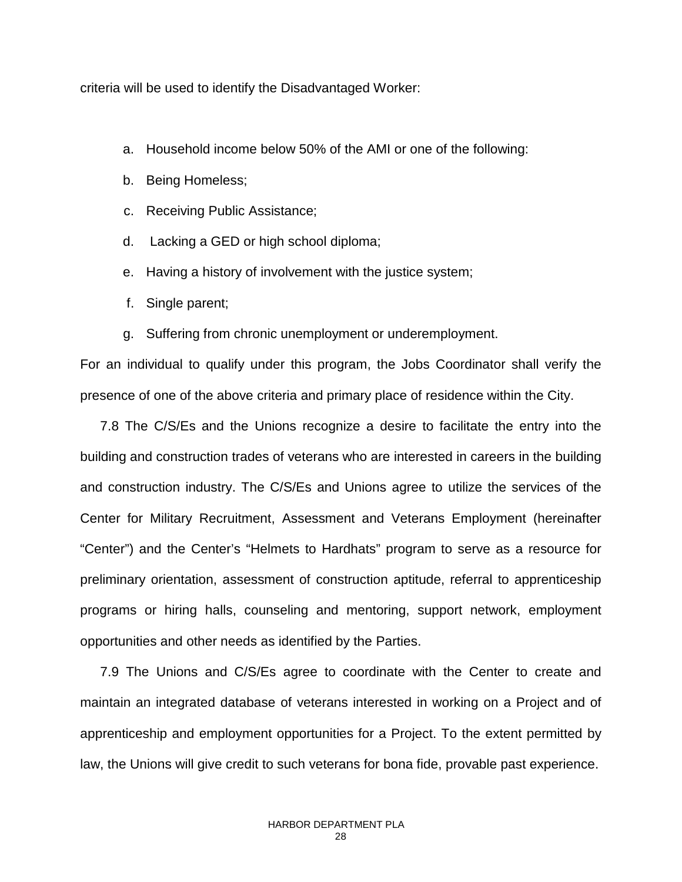criteria will be used to identify the Disadvantaged Worker:

a. Household income below 50% of the AMI or one of the following:
b. Being Homeless;
c. Receiving Public Assistance;
d. Lacking a GED or high school diploma;
e. Having a history of involvement with the justice system;
f. Single parent;
g. Suffering from chronic unemployment or underemployment.

For an individual to qualify under this program, the Jobs Coordinator shall verify the presence of one of the above criteria and primary place of residence within the City.

7.8 The C/S/Es and the Unions recognize a desire to facilitate the entry into the building and construction trades of veterans who are interested in careers in the building and construction industry. The C/S/Es and Unions agree to utilize the services of the Center for Military Recruitment, Assessment and Veterans Employment (hereinafter "Center") and the Center's "Helmets to Hardhats" program to serve as a resource for preliminary orientation, assessment of construction aptitude, referral to apprenticeship programs or hiring halls, counseling and mentoring, support network, employment opportunities and other needs as identified by the Parties.

7.9 The Unions and C/S/Es agree to coordinate with the Center to create and maintain an integrated database of veterans interested in working on a Project and of apprenticeship and employment opportunities for a Project. To the extent permitted by law, the Unions will give credit to such veterans for bona fide, provable past experience.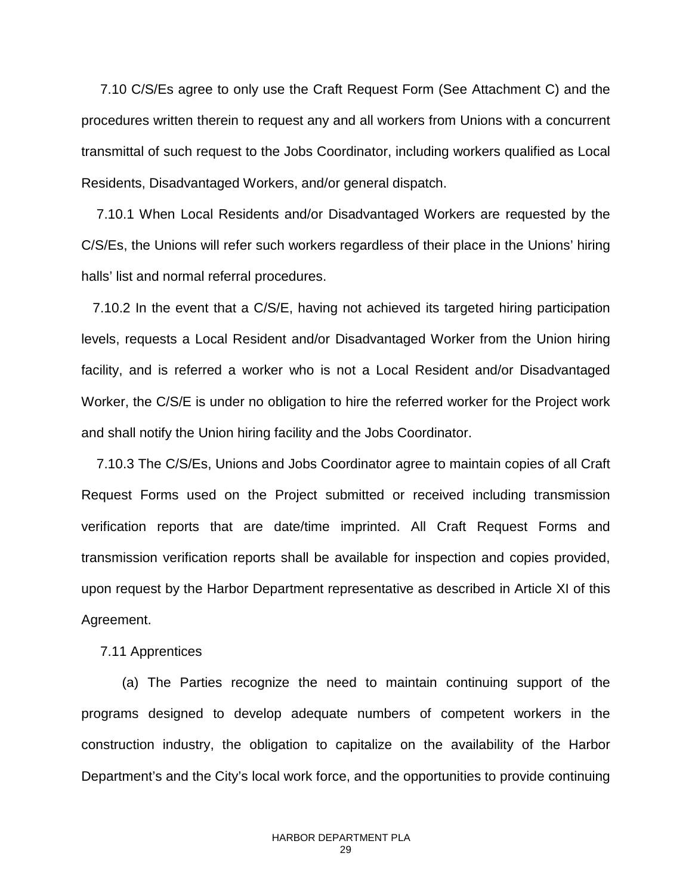7.10 C/S/Es agree to only use the Craft Request Form (See Attachment C) and the procedures written therein to request any and all workers from Unions with a concurrent transmittal of such request to the Jobs Coordinator, including workers qualified as Local Residents, Disadvantaged Workers, and/or general dispatch.

7.10.1 When Local Residents and/or Disadvantaged Workers are requested by the C/S/Es, the Unions will refer such workers regardless of their place in the Unions' hiring halls' list and normal referral procedures.

7.10.2 In the event that a C/S/E, having not achieved its targeted hiring participation levels, requests a Local Resident and/or Disadvantaged Worker from the Union hiring facility, and is referred a worker who is not a Local Resident and/or Disadvantaged Worker, the C/S/E is under no obligation to hire the referred worker for the Project work and shall notify the Union hiring facility and the Jobs Coordinator.

7.10.3 The C/S/Es, Unions and Jobs Coordinator agree to maintain copies of all Craft Request Forms used on the Project submitted or received including transmission verification reports that are date/time imprinted. All Craft Request Forms and transmission verification reports shall be available for inspection and copies provided, upon request by the Harbor Department representative as described in Article XI of this Agreement.

7.11 Apprentices

(a) The Parties recognize the need to maintain continuing support of the programs designed to develop adequate numbers of competent workers in the construction industry, the obligation to capitalize on the availability of the Harbor Department's and the City's local work force, and the opportunities to provide continuing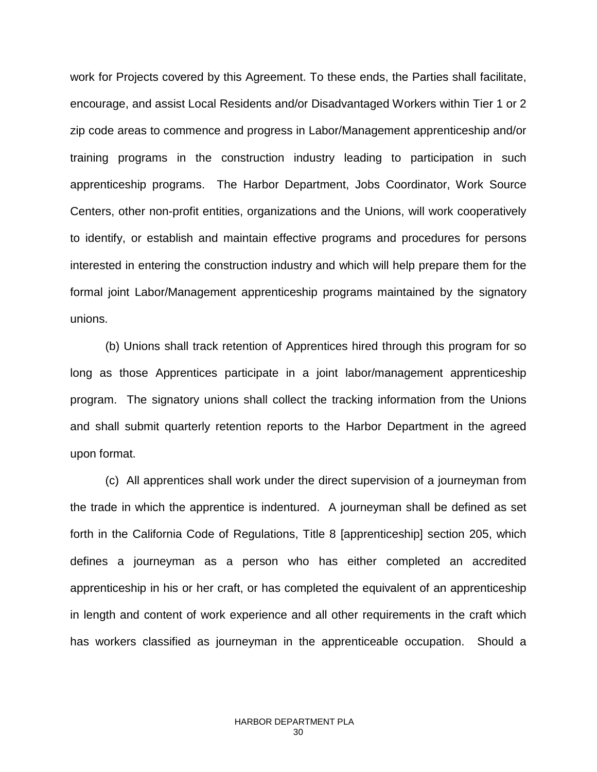work for Projects covered by this Agreement. To these ends, the Parties shall facilitate, encourage, and assist Local Residents and/or Disadvantaged Workers within Tier 1 or 2 zip code areas to commence and progress in Labor/Management apprenticeship and/or training programs in the construction industry leading to participation in such apprenticeship programs. The Harbor Department, Jobs Coordinator, Work Source Centers, other non-profit entities, organizations and the Unions, will work cooperatively to identify, or establish and maintain effective programs and procedures for persons interested in entering the construction industry and which will help prepare them for the formal joint Labor/Management apprenticeship programs maintained by the signatory unions.

(b) Unions shall track retention of Apprentices hired through this program for so long as those Apprentices participate in a joint labor/management apprenticeship program. The signatory unions shall collect the tracking information from the Unions and shall submit quarterly retention reports to the Harbor Department in the agreed upon format.

(c) All apprentices shall work under the direct supervision of a journeyman from the trade in which the apprentice is indentured. A journeyman shall be defined as set forth in the California Code of Regulations, Title 8 [apprenticeship] section 205, which defines a journeyman as a person who has either completed an accredited apprenticeship in his or her craft, or has completed the equivalent of an apprenticeship in length and content of work experience and all other requirements in the craft which has workers classified as journeyman in the apprenticeable occupation. Should a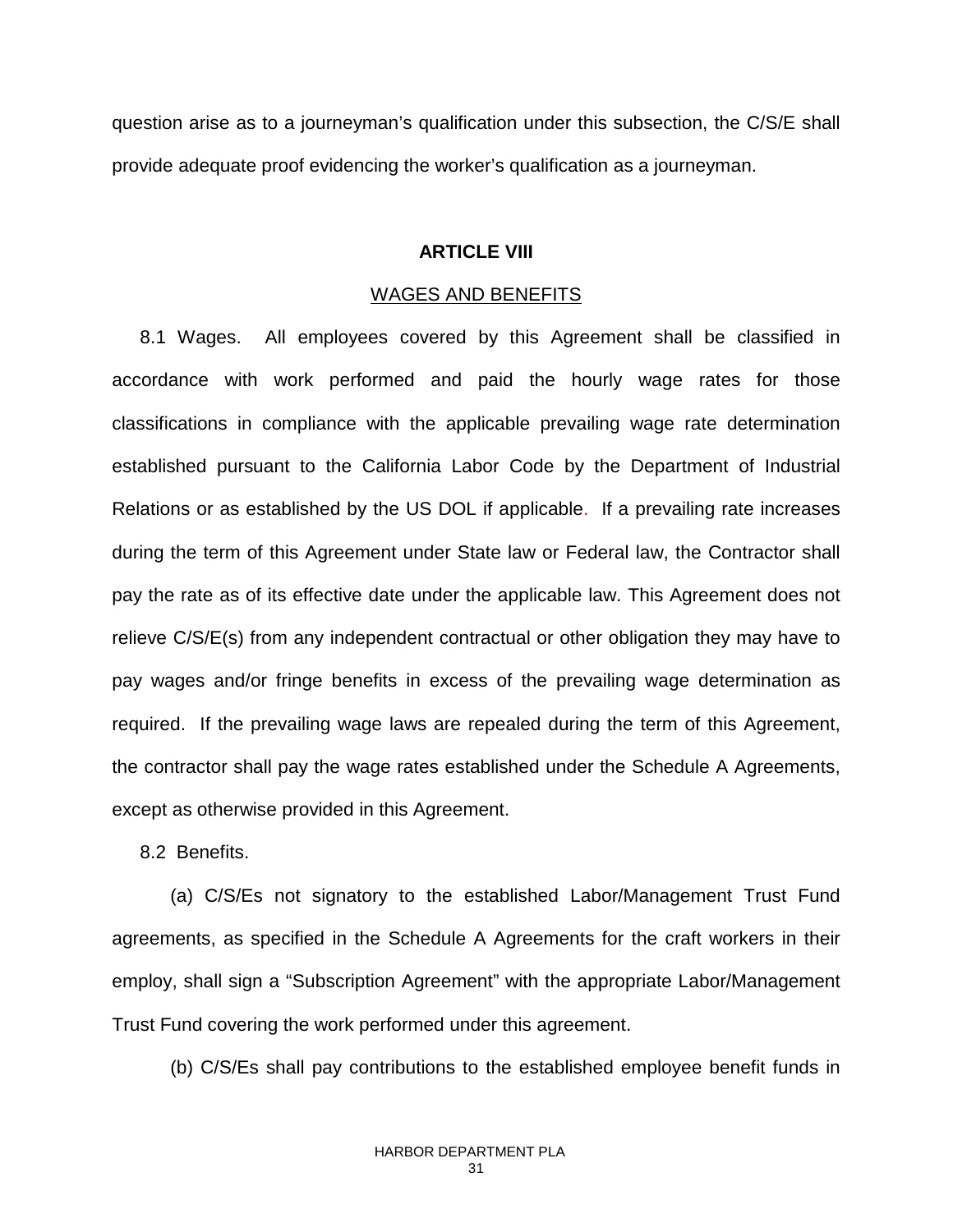question arise as to a journeyman's qualification under this subsection, the C/S/E shall provide adequate proof evidencing the worker's qualification as a journeyman.

## ARTICLE VIII

### WAGES AND BENEFITS

8.1 Wages. All employees covered by this Agreement shall be classified in accordance with work performed and paid the hourly wage rates for those classifications in compliance with the applicable prevailing wage rate determination established pursuant to the California Labor Code by the Department of Industrial Relations or as established by the US DOL if applicable. If a prevailing rate increases during the term of this Agreement under State law or Federal law, the Contractor shall pay the rate as of its effective date under the applicable law. This Agreement does not relieve C/S/E(s) from any independent contractual or other obligation they may have to pay wages and/or fringe benefits in excess of the prevailing wage determination as required. If the prevailing wage laws are repealed during the term of this Agreement, the contractor shall pay the wage rates established under the Schedule A Agreements, except as otherwise provided in this Agreement.

8.2 Benefits.

(a) C/S/Es not signatory to the established Labor/Management Trust Fund agreements, as specified in the Schedule A Agreements for the craft workers in their employ, shall sign a "Subscription Agreement" with the appropriate Labor/Management Trust Fund covering the work performed under this agreement.

(b) C/S/Es shall pay contributions to the established employee benefit funds in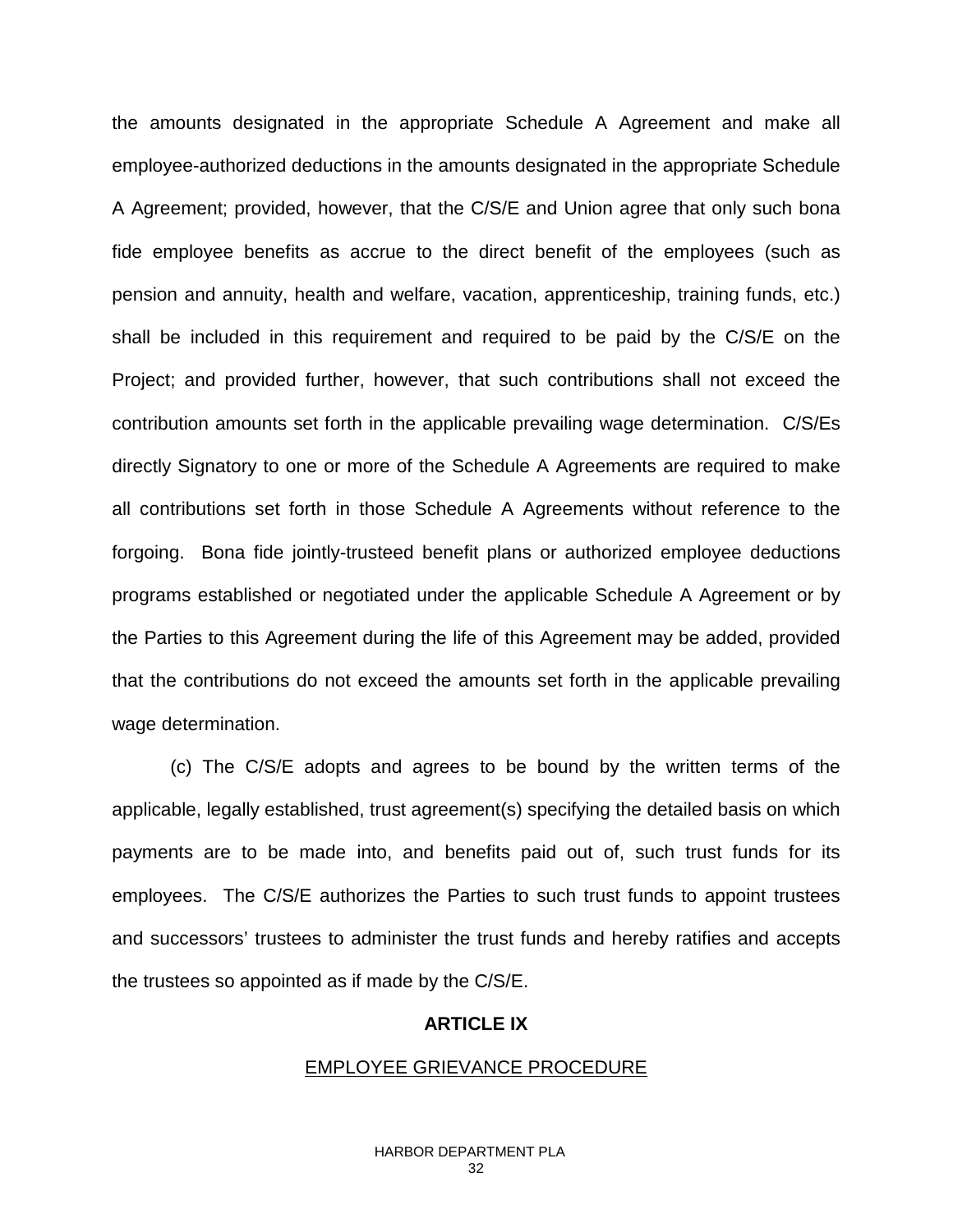the amounts designated in the appropriate Schedule A Agreement and make all employee-authorized deductions in the amounts designated in the appropriate Schedule A Agreement; provided, however, that the C/S/E and Union agree that only such bona fide employee benefits as accrue to the direct benefit of the employees (such as pension and annuity, health and welfare, vacation, apprenticeship, training funds, etc.) shall be included in this requirement and required to be paid by the C/S/E on the Project; and provided further, however, that such contributions shall not exceed the contribution amounts set forth in the applicable prevailing wage determination. C/S/Es directly Signatory to one or more of the Schedule A Agreements are required to make all contributions set forth in those Schedule A Agreements without reference to the forgoing. Bona fide jointly-trusteed benefit plans or authorized employee deductions programs established or negotiated under the applicable Schedule A Agreement or by the Parties to this Agreement during the life of this Agreement may be added, provided that the contributions do not exceed the amounts set forth in the applicable prevailing wage determination.

(c) The C/S/E adopts and agrees to be bound by the written terms of the applicable, legally established, trust agreement(s) specifying the detailed basis on which payments are to be made into, and benefits paid out of, such trust funds for its employees. The C/S/E authorizes the Parties to such trust funds to appoint trustees and successors' trustees to administer the trust funds and hereby ratifies and accepts the trustees so appointed as if made by the C/S/E.

## ARTICLE IX

### EMPLOYEE GRIEVANCE PROCEDURE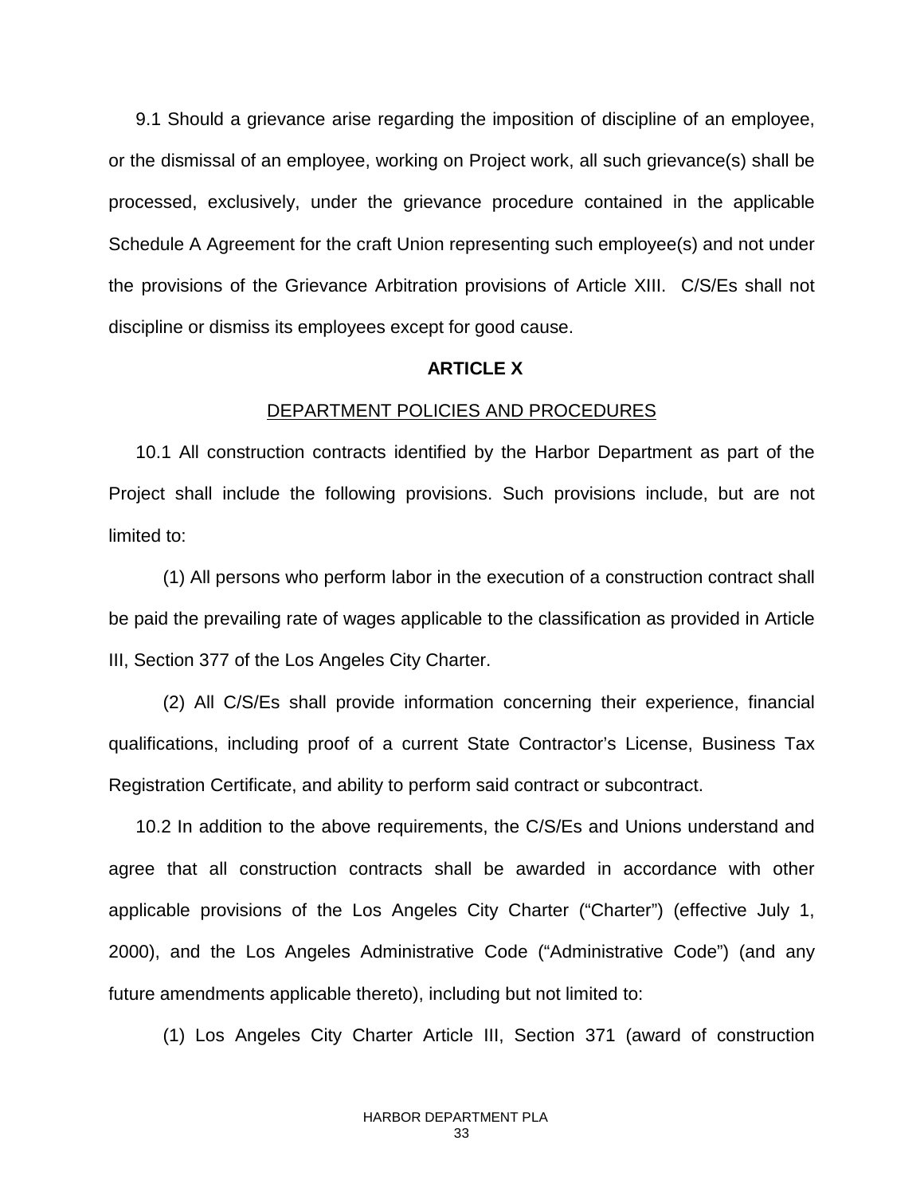9.1 Should a grievance arise regarding the imposition of discipline of an employee, or the dismissal of an employee, working on Project work, all such grievance(s) shall be processed, exclusively, under the grievance procedure contained in the applicable Schedule A Agreement for the craft Union representing such employee(s) and not under the provisions of the Grievance Arbitration provisions of Article XIII. C/S/Es shall not discipline or dismiss its employees except for good cause.

## ARTICLE X

### DEPARTMENT POLICIES AND PROCEDURES

10.1 All construction contracts identified by the Harbor Department as part of the Project shall include the following provisions. Such provisions include, but are not limited to:

(1) All persons who perform labor in the execution of a construction contract shall be paid the prevailing rate of wages applicable to the classification as provided in Article III, Section 377 of the Los Angeles City Charter.

(2) All C/S/Es shall provide information concerning their experience, financial qualifications, including proof of a current State Contractor's License, Business Tax Registration Certificate, and ability to perform said contract or subcontract.

10.2 In addition to the above requirements, the C/S/Es and Unions understand and agree that all construction contracts shall be awarded in accordance with other applicable provisions of the Los Angeles City Charter ("Charter") (effective July 1, 2000), and the Los Angeles Administrative Code ("Administrative Code") (and any future amendments applicable thereto), including but not limited to:

(1) Los Angeles City Charter Article III, Section 371 (award of construction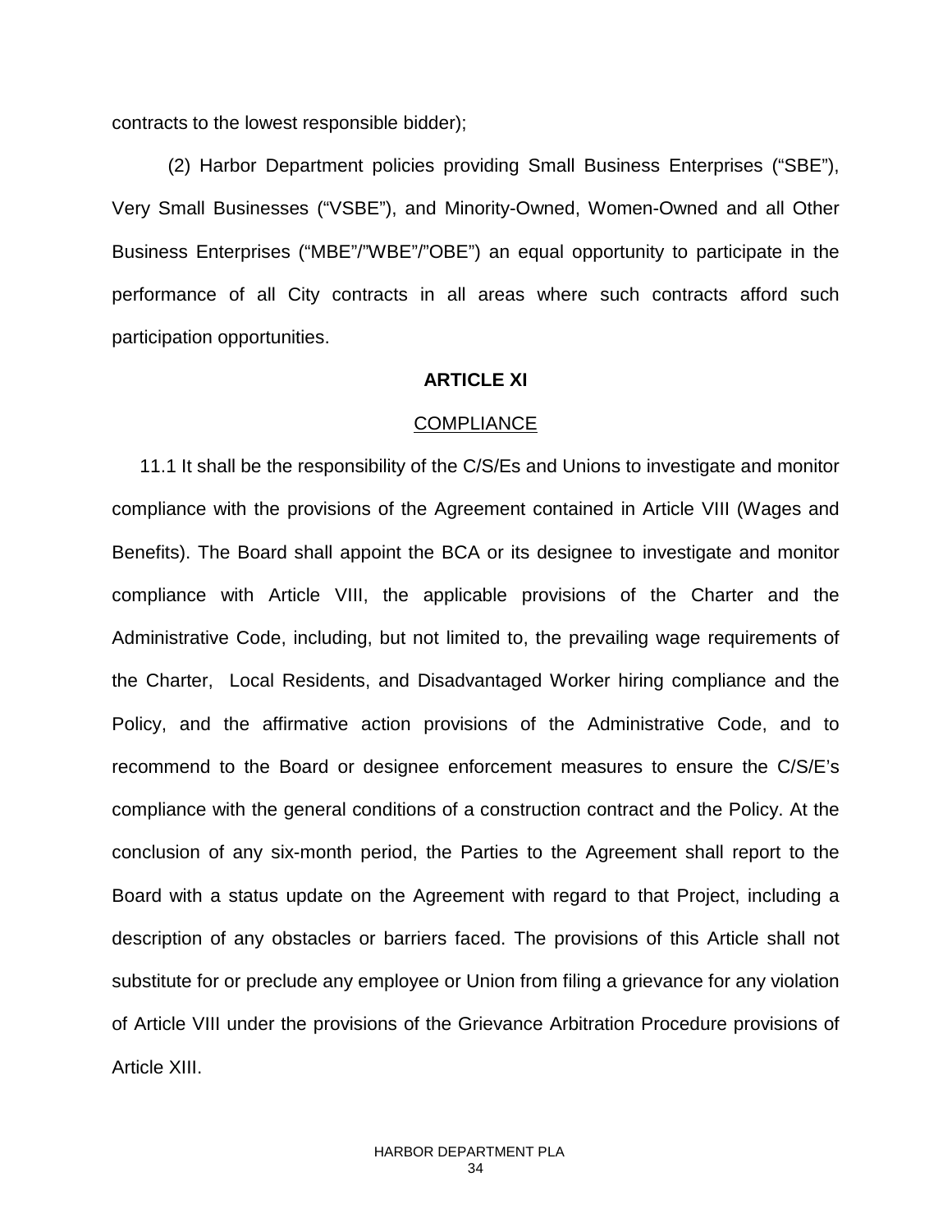contracts to the lowest responsible bidder);

(2) Harbor Department policies providing Small Business Enterprises ("SBE"), Very Small Businesses ("VSBE"), and Minority-Owned, Women-Owned and all Other Business Enterprises ("MBE"/"WBE"/"OBE") an equal opportunity to participate in the performance of all City contracts in all areas where such contracts afford such participation opportunities.

## ARTICLE XI

## COMPLIANCE

11.1 It shall be the responsibility of the C/S/Es and Unions to investigate and monitor compliance with the provisions of the Agreement contained in Article VIII (Wages and Benefits). The Board shall appoint the BCA or its designee to investigate and monitor compliance with Article VIII, the applicable provisions of the Charter and the Administrative Code, including, but not limited to, the prevailing wage requirements of the Charter, Local Residents, and Disadvantaged Worker hiring compliance and the Policy, and the affirmative action provisions of the Administrative Code, and to recommend to the Board or designee enforcement measures to ensure the C/S/E's compliance with the general conditions of a construction contract and the Policy. At the conclusion of any six-month period, the Parties to the Agreement shall report to the Board with a status update on the Agreement with regard to that Project, including a description of any obstacles or barriers faced. The provisions of this Article shall not substitute for or preclude any employee or Union from filing a grievance for any violation of Article VIII under the provisions of the Grievance Arbitration Procedure provisions of Article XIII.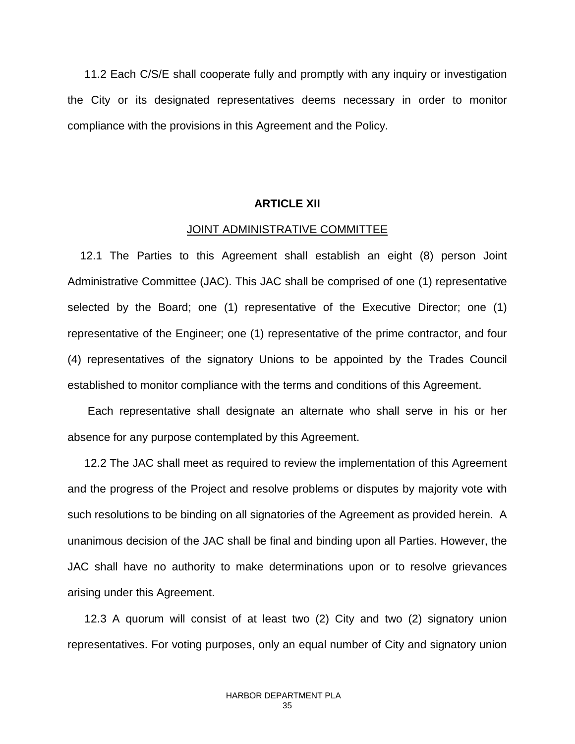11.2 Each C/S/E shall cooperate fully and promptly with any inquiry or investigation the City or its designated representatives deems necessary in order to monitor compliance with the provisions in this Agreement and the Policy.

## ARTICLE XII

### JOINT ADMINISTRATIVE COMMITTEE

12.1 The Parties to this Agreement shall establish an eight (8) person Joint Administrative Committee (JAC). This JAC shall be comprised of one (1) representative selected by the Board; one (1) representative of the Executive Director; one (1) representative of the Engineer; one (1) representative of the prime contractor, and four (4) representatives of the signatory Unions to be appointed by the Trades Council established to monitor compliance with the terms and conditions of this Agreement.

Each representative shall designate an alternate who shall serve in his or her absence for any purpose contemplated by this Agreement.

12.2 The JAC shall meet as required to review the implementation of this Agreement and the progress of the Project and resolve problems or disputes by majority vote with such resolutions to be binding on all signatories of the Agreement as provided herein. A unanimous decision of the JAC shall be final and binding upon all Parties. However, the JAC shall have no authority to make determinations upon or to resolve grievances arising under this Agreement.

12.3 A quorum will consist of at least two (2) City and two (2) signatory union representatives. For voting purposes, only an equal number of City and signatory union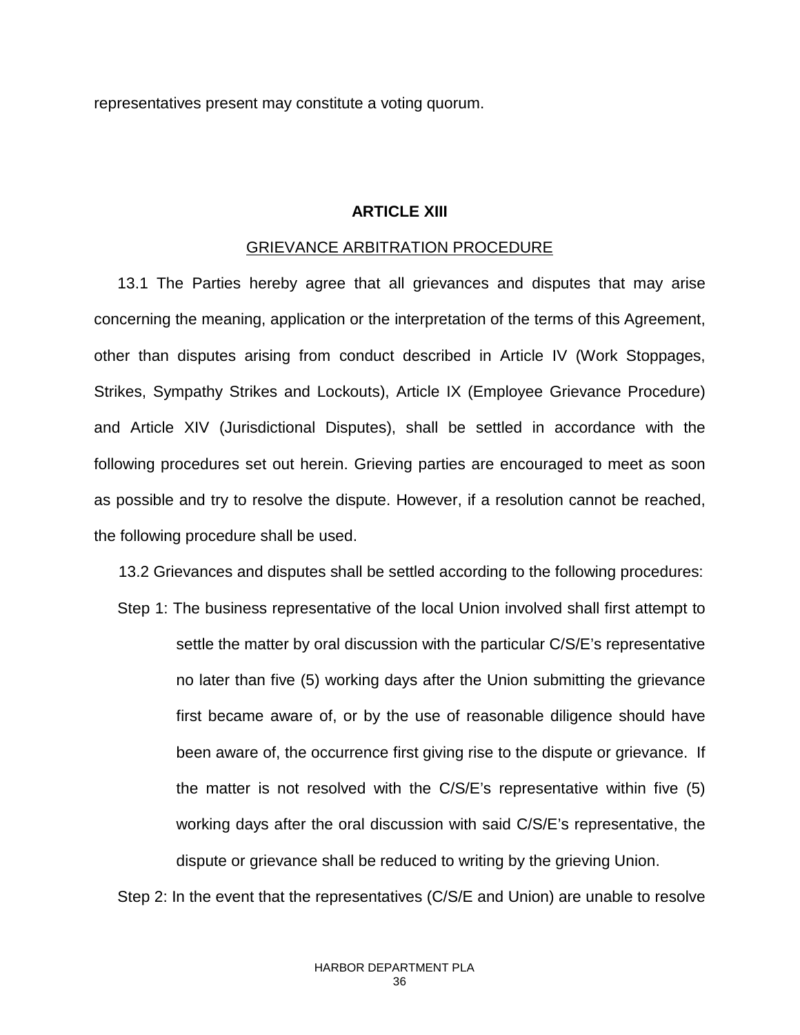representatives present may constitute a voting quorum.

## ARTICLE XIII

GRIEVANCE ARBITRATION PROCEDURE

13.1 The Parties hereby agree that all grievances and disputes that may arise concerning the meaning, application or the interpretation of the terms of this Agreement, other than disputes arising from conduct described in Article IV (Work Stoppages, Strikes, Sympathy Strikes and Lockouts), Article IX (Employee Grievance Procedure) and Article XIV (Jurisdictional Disputes), shall be settled in accordance with the following procedures set out herein. Grieving parties are encouraged to meet as soon as possible and try to resolve the dispute. However, if a resolution cannot be reached, the following procedure shall be used.

13.2 Grievances and disputes shall be settled according to the following procedures:

Step 1: The business representative of the local Union involved shall first attempt to settle the matter by oral discussion with the particular C/S/E's representative no later than five (5) working days after the Union submitting the grievance first became aware of, or by the use of reasonable diligence should have been aware of, the occurrence first giving rise to the dispute or grievance. If the matter is not resolved with the C/S/E's representative within five (5) working days after the oral discussion with said C/S/E's representative, the dispute or grievance shall be reduced to writing by the grieving Union.

Step 2: In the event that the representatives (C/S/E and Union) are unable to resolve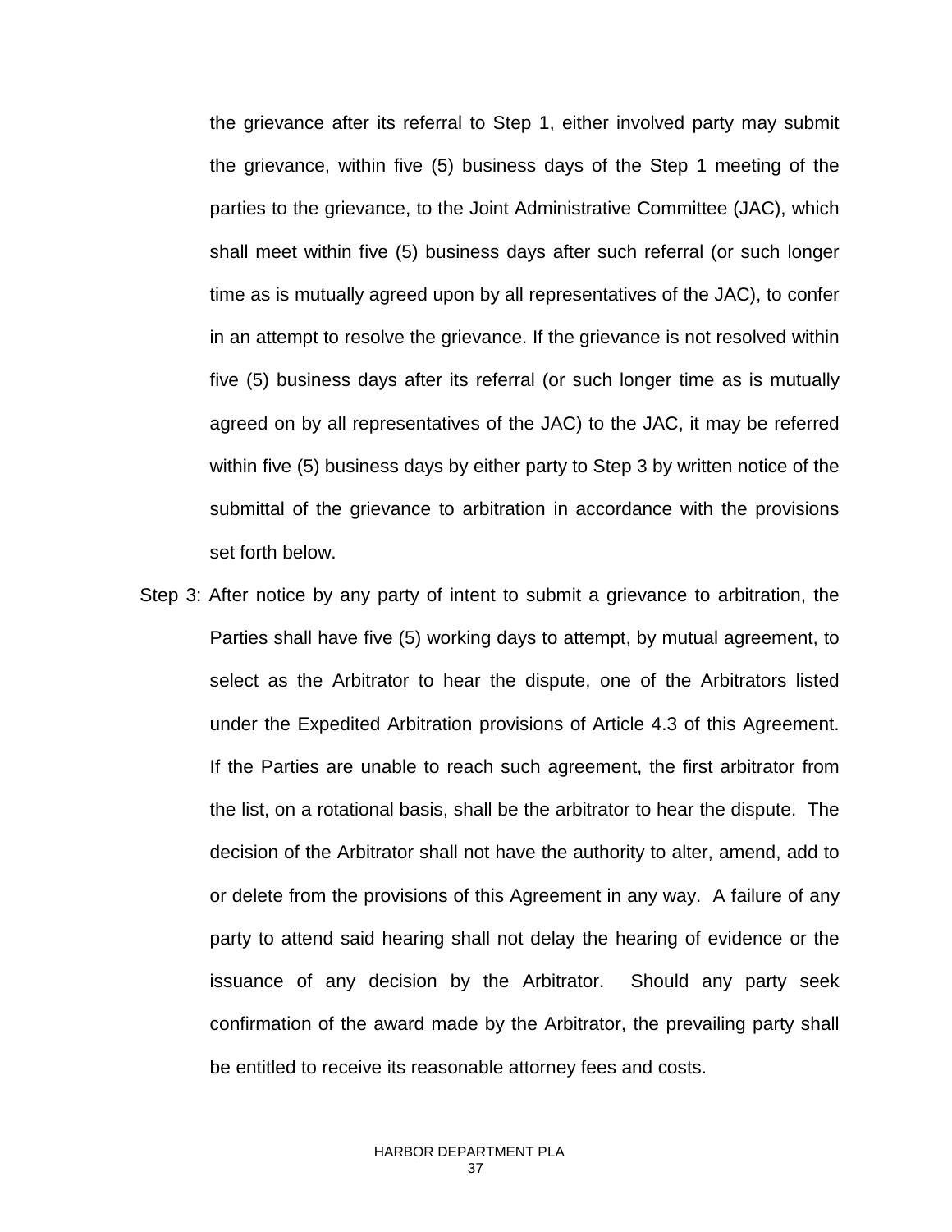the grievance after its referral to Step 1, either involved party may submit the grievance, within five (5) business days of the Step 1 meeting of the parties to the grievance, to the Joint Administrative Committee (JAC), which shall meet within five (5) business days after such referral (or such longer time as is mutually agreed upon by all representatives of the JAC), to confer in an attempt to resolve the grievance. If the grievance is not resolved within five (5) business days after its referral (or such longer time as is mutually agreed on by all representatives of the JAC) to the JAC, it may be referred within five (5) business days by either party to Step 3 by written notice of the submittal of the grievance to arbitration in accordance with the provisions set forth below.

Step 3: After notice by any party of intent to submit a grievance to arbitration, the Parties shall have five (5) working days to attempt, by mutual agreement, to select as the Arbitrator to hear the dispute, one of the Arbitrators listed under the Expedited Arbitration provisions of Article 4.3 of this Agreement. If the Parties are unable to reach such agreement, the first arbitrator from the list, on a rotational basis, shall be the arbitrator to hear the dispute. The decision of the Arbitrator shall not have the authority to alter, amend, add to or delete from the provisions of this Agreement in any way. A failure of any party to attend said hearing shall not delay the hearing of evidence or the issuance of any decision by the Arbitrator. Should any party seek confirmation of the award made by the Arbitrator, the prevailing party shall be entitled to receive its reasonable attorney fees and costs.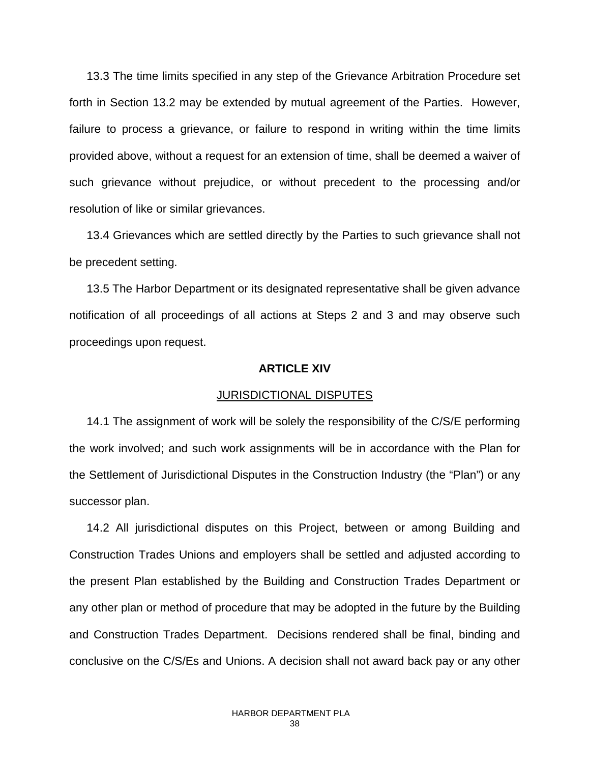13.3 The time limits specified in any step of the Grievance Arbitration Procedure set forth in Section 13.2 may be extended by mutual agreement of the Parties. However, failure to process a grievance, or failure to respond in writing within the time limits provided above, without a request for an extension of time, shall be deemed a waiver of such grievance without prejudice, or without precedent to the processing and/or resolution of like or similar grievances.

13.4 Grievances which are settled directly by the Parties to such grievance shall not be precedent setting.

13.5 The Harbor Department or its designated representative shall be given advance notification of all proceedings of all actions at Steps 2 and 3 and may observe such proceedings upon request.

## ARTICLE XIV

### JURISDICTIONAL DISPUTES

14.1 The assignment of work will be solely the responsibility of the C/S/E performing the work involved; and such work assignments will be in accordance with the Plan for the Settlement of Jurisdictional Disputes in the Construction Industry (the "Plan") or any successor plan.

14.2 All jurisdictional disputes on this Project, between or among Building and Construction Trades Unions and employers shall be settled and adjusted according to the present Plan established by the Building and Construction Trades Department or any other plan or method of procedure that may be adopted in the future by the Building and Construction Trades Department. Decisions rendered shall be final, binding and conclusive on the C/S/Es and Unions. A decision shall not award back pay or any other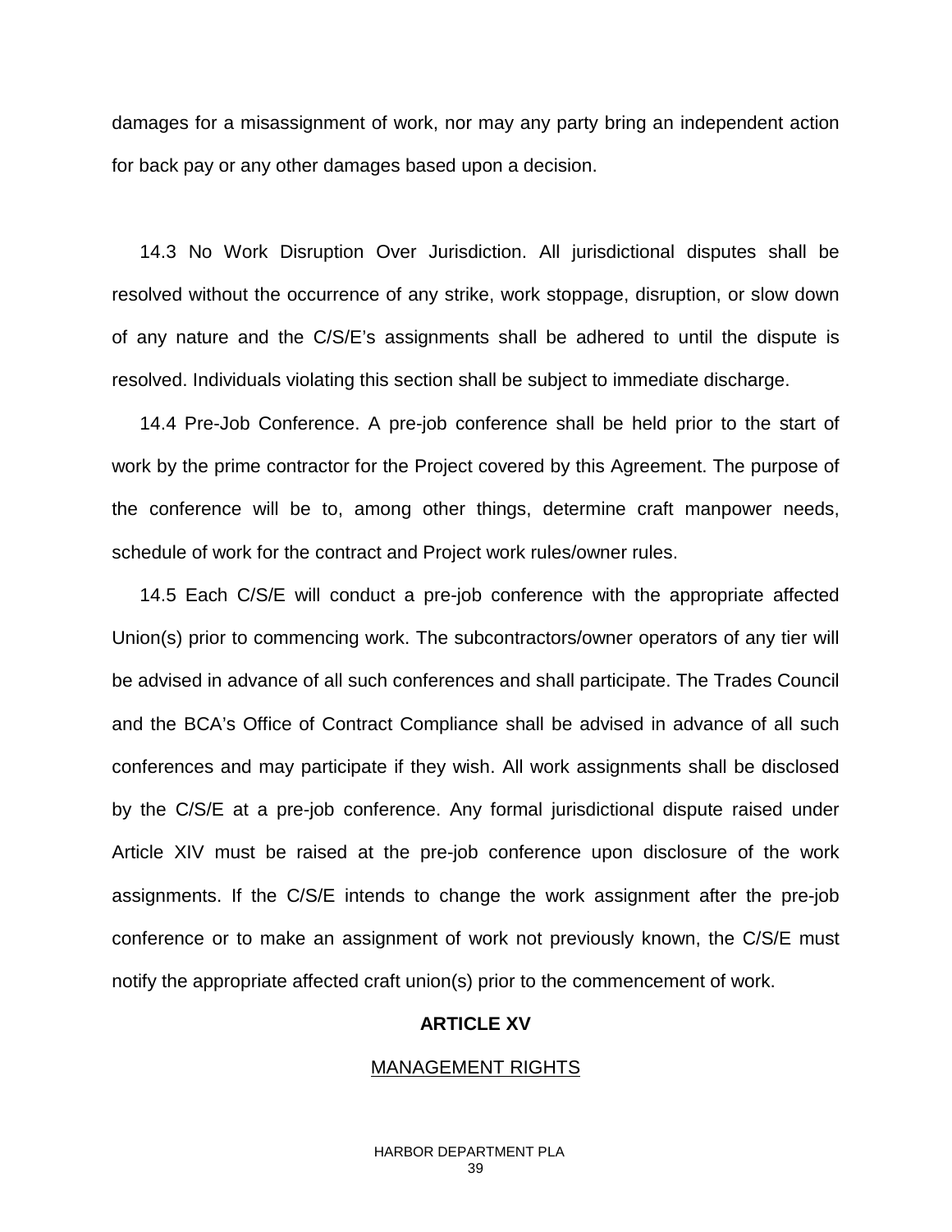damages for a misassignment of work, nor may any party bring an independent action for back pay or any other damages based upon a decision.

14.3 No Work Disruption Over Jurisdiction. All jurisdictional disputes shall be resolved without the occurrence of any strike, work stoppage, disruption, or slow down of any nature and the C/S/E's assignments shall be adhered to until the dispute is resolved. Individuals violating this section shall be subject to immediate discharge.

14.4 Pre-Job Conference. A pre-job conference shall be held prior to the start of work by the prime contractor for the Project covered by this Agreement. The purpose of the conference will be to, among other things, determine craft manpower needs, schedule of work for the contract and Project work rules/owner rules.

14.5 Each C/S/E will conduct a pre-job conference with the appropriate affected Union(s) prior to commencing work. The subcontractors/owner operators of any tier will be advised in advance of all such conferences and shall participate. The Trades Council and the BCA's Office of Contract Compliance shall be advised in advance of all such conferences and may participate if they wish. All work assignments shall be disclosed by the C/S/E at a pre-job conference. Any formal jurisdictional dispute raised under Article XIV must be raised at the pre-job conference upon disclosure of the work assignments. If the C/S/E intends to change the work assignment after the pre-job conference or to make an assignment of work not previously known, the C/S/E must notify the appropriate affected craft union(s) prior to the commencement of work.

## ARTICLE XV

## MANAGEMENT RIGHTS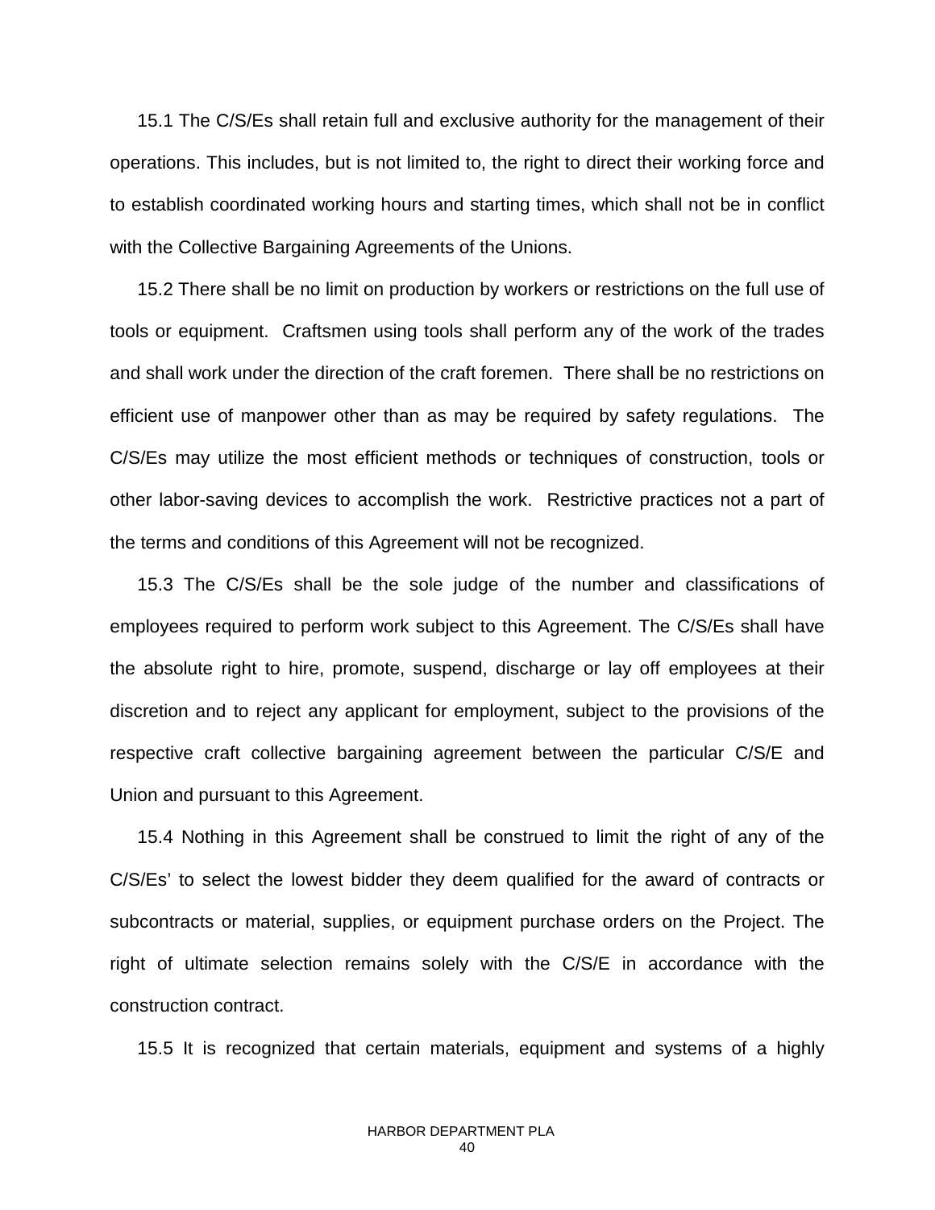15.1 The C/S/Es shall retain full and exclusive authority for the management of their operations. This includes, but is not limited to, the right to direct their working force and to establish coordinated working hours and starting times, which shall not be in conflict with the Collective Bargaining Agreements of the Unions.

15.2 There shall be no limit on production by workers or restrictions on the full use of tools or equipment. Craftsmen using tools shall perform any of the work of the trades and shall work under the direction of the craft foremen. There shall be no restrictions on efficient use of manpower other than as may be required by safety regulations. The C/S/Es may utilize the most efficient methods or techniques of construction, tools or other labor-saving devices to accomplish the work. Restrictive practices not a part of the terms and conditions of this Agreement will not be recognized.

15.3 The C/S/Es shall be the sole judge of the number and classifications of employees required to perform work subject to this Agreement. The C/S/Es shall have the absolute right to hire, promote, suspend, discharge or lay off employees at their discretion and to reject any applicant for employment, subject to the provisions of the respective craft collective bargaining agreement between the particular C/S/E and Union and pursuant to this Agreement.

15.4 Nothing in this Agreement shall be construed to limit the right of any of the C/S/Es' to select the lowest bidder they deem qualified for the award of contracts or subcontracts or material, supplies, or equipment purchase orders on the Project. The right of ultimate selection remains solely with the C/S/E in accordance with the construction contract.

15.5 It is recognized that certain materials, equipment and systems of a highly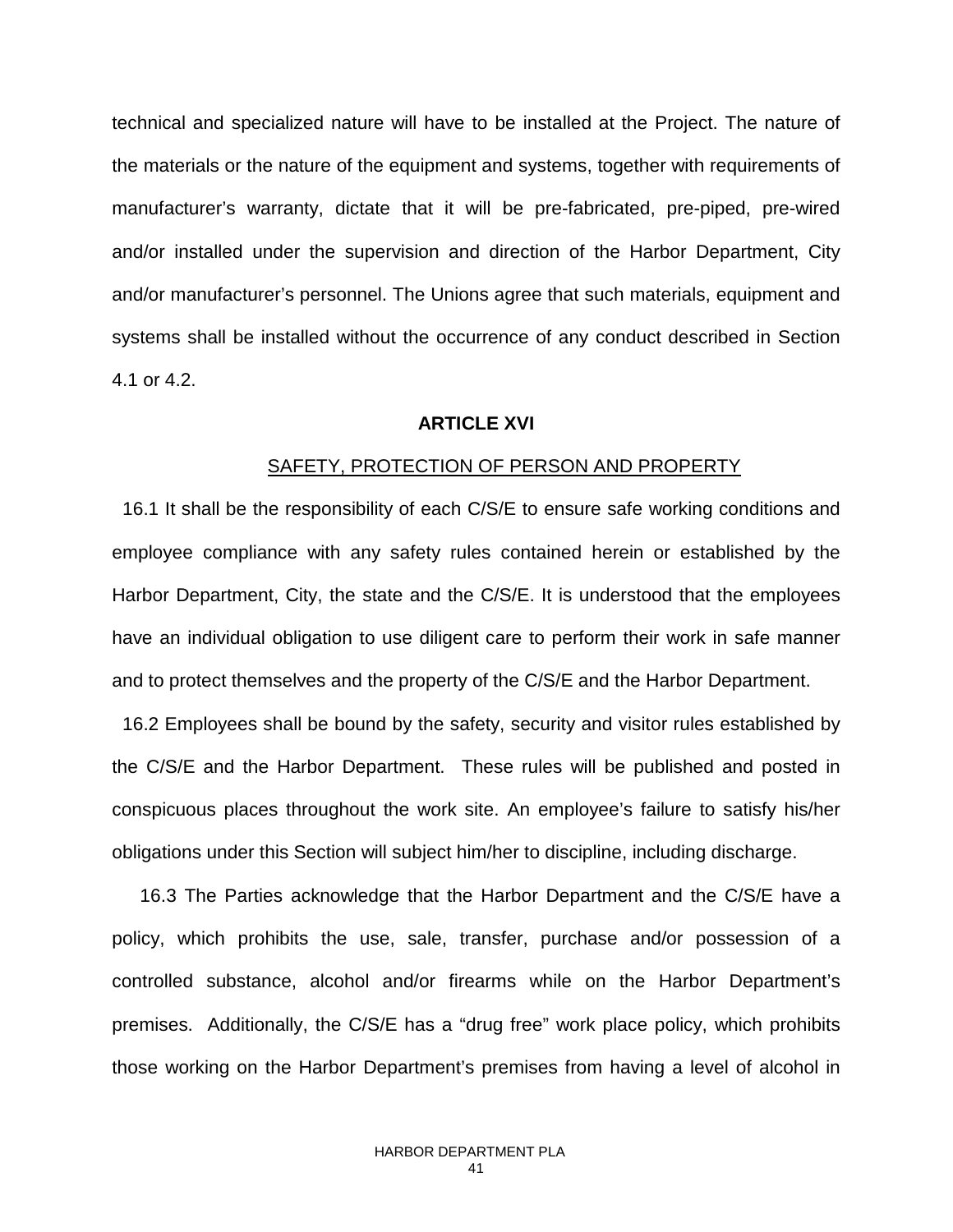technical and specialized nature will have to be installed at the Project. The nature of the materials or the nature of the equipment and systems, together with requirements of manufacturer's warranty, dictate that it will be pre-fabricated, pre-piped, pre-wired and/or installed under the supervision and direction of the Harbor Department, City and/or manufacturer's personnel. The Unions agree that such materials, equipment and systems shall be installed without the occurrence of any conduct described in Section 4.1 or 4.2.

## ARTICLE XVI

SAFETY, PROTECTION OF PERSON AND PROPERTY

16.1 It shall be the responsibility of each C/S/E to ensure safe working conditions and employee compliance with any safety rules contained herein or established by the Harbor Department, City, the state and the C/S/E. It is understood that the employees have an individual obligation to use diligent care to perform their work in safe manner and to protect themselves and the property of the C/S/E and the Harbor Department.

16.2 Employees shall be bound by the safety, security and visitor rules established by the C/S/E and the Harbor Department. These rules will be published and posted in conspicuous places throughout the work site. An employee's failure to satisfy his/her obligations under this Section will subject him/her to discipline, including discharge.

16.3 The Parties acknowledge that the Harbor Department and the C/S/E have a policy, which prohibits the use, sale, transfer, purchase and/or possession of a controlled substance, alcohol and/or firearms while on the Harbor Department's premises. Additionally, the C/S/E has a "drug free" work place policy, which prohibits those working on the Harbor Department's premises from having a level of alcohol in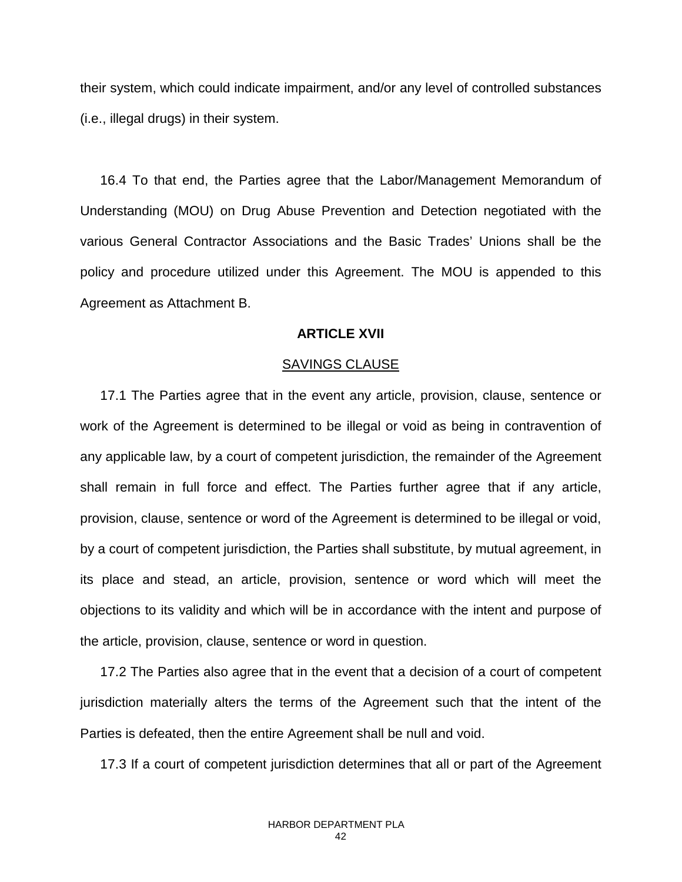their system, which could indicate impairment, and/or any level of controlled substances (i.e., illegal drugs) in their system.

16.4 To that end, the Parties agree that the Labor/Management Memorandum of Understanding (MOU) on Drug Abuse Prevention and Detection negotiated with the various General Contractor Associations and the Basic Trades' Unions shall be the policy and procedure utilized under this Agreement. The MOU is appended to this Agreement as Attachment B.

**ARTICLE XVII**

SAVINGS CLAUSE

17.1 The Parties agree that in the event any article, provision, clause, sentence or work of the Agreement is determined to be illegal or void as being in contravention of any applicable law, by a court of competent jurisdiction, the remainder of the Agreement shall remain in full force and effect. The Parties further agree that if any article, provision, clause, sentence or word of the Agreement is determined to be illegal or void, by a court of competent jurisdiction, the Parties shall substitute, by mutual agreement, in its place and stead, an article, provision, sentence or word which will meet the objections to its validity and which will be in accordance with the intent and purpose of the article, provision, clause, sentence or word in question.

17.2 The Parties also agree that in the event that a decision of a court of competent jurisdiction materially alters the terms of the Agreement such that the intent of the Parties is defeated, then the entire Agreement shall be null and void.

17.3 If a court of competent jurisdiction determines that all or part of the Agreement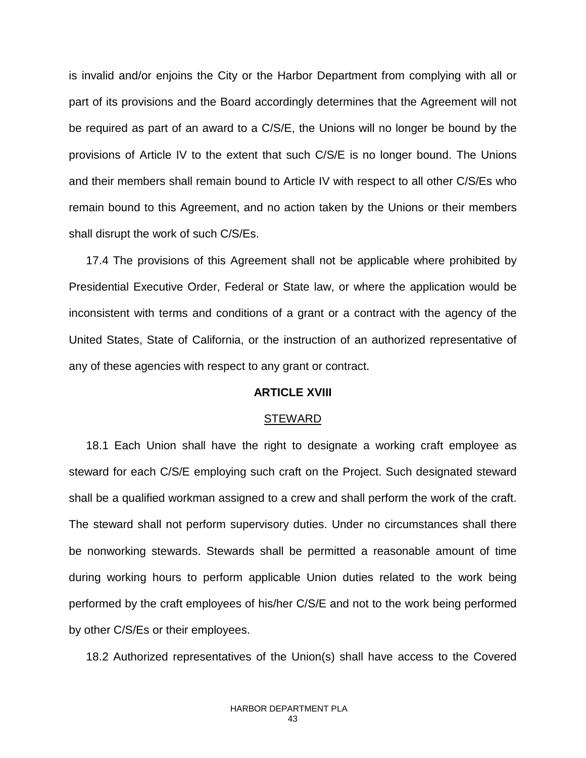is invalid and/or enjoins the City or the Harbor Department from complying with all or part of its provisions and the Board accordingly determines that the Agreement will not be required as part of an award to a C/S/E, the Unions will no longer be bound by the provisions of Article IV to the extent that such C/S/E is no longer bound. The Unions and their members shall remain bound to Article IV with respect to all other C/S/Es who remain bound to this Agreement, and no action taken by the Unions or their members shall disrupt the work of such C/S/Es.

17.4 The provisions of this Agreement shall not be applicable where prohibited by Presidential Executive Order, Federal or State law, or where the application would be inconsistent with terms and conditions of a grant or a contract with the agency of the United States, State of California, or the instruction of an authorized representative of any of these agencies with respect to any grant or contract.

## ARTICLE XVIII

### STEWARD

18.1 Each Union shall have the right to designate a working craft employee as steward for each C/S/E employing such craft on the Project. Such designated steward shall be a qualified workman assigned to a crew and shall perform the work of the craft. The steward shall not perform supervisory duties. Under no circumstances shall there be nonworking stewards. Stewards shall be permitted a reasonable amount of time during working hours to perform applicable Union duties related to the work being performed by the craft employees of his/her C/S/E and not to the work being performed by other C/S/Es or their employees.

18.2 Authorized representatives of the Union(s) shall have access to the Covered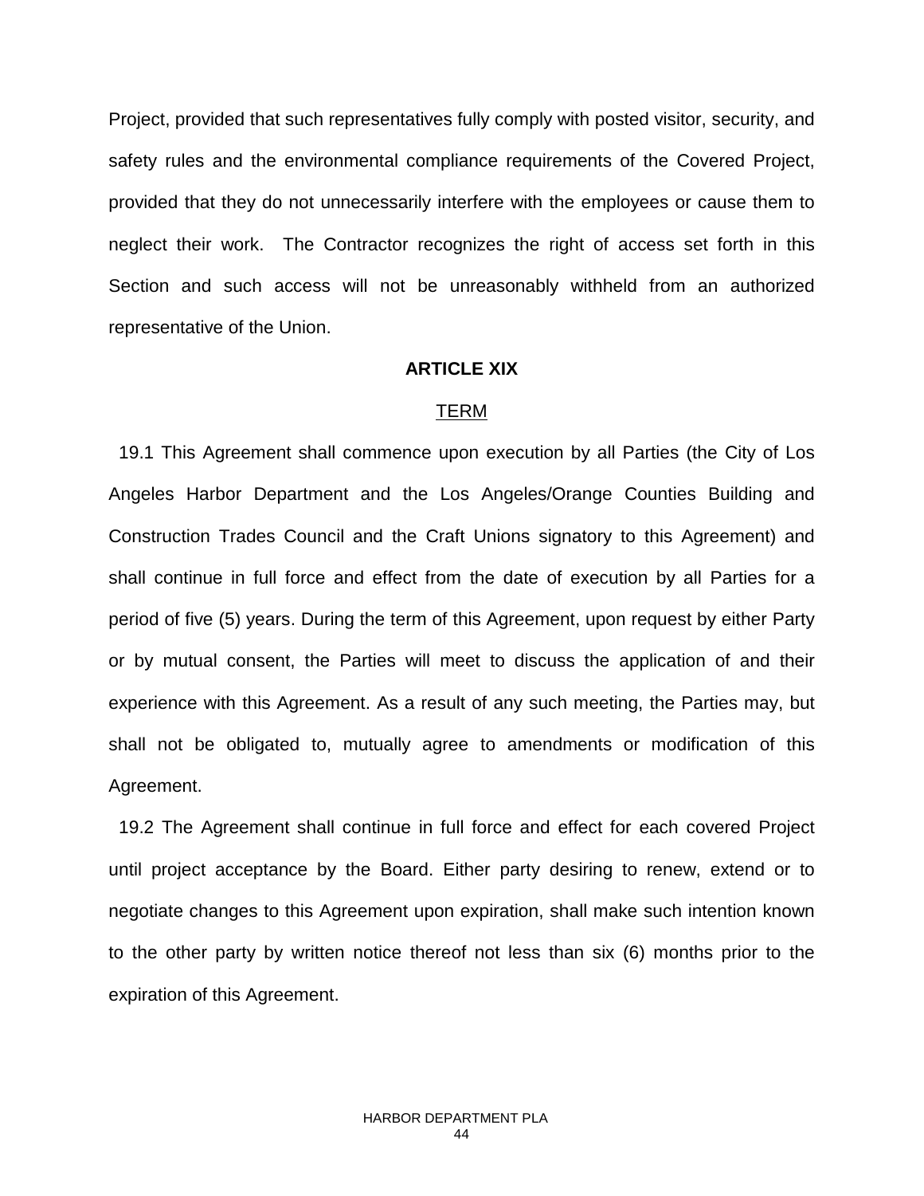Project, provided that such representatives fully comply with posted visitor, security, and safety rules and the environmental compliance requirements of the Covered Project, provided that they do not unnecessarily interfere with the employees or cause them to neglect their work. The Contractor recognizes the right of access set forth in this Section and such access will not be unreasonably withheld from an authorized representative of the Union.

## ARTICLE XIX

### TERM

19.1 This Agreement shall commence upon execution by all Parties (the City of Los Angeles Harbor Department and the Los Angeles/Orange Counties Building and Construction Trades Council and the Craft Unions signatory to this Agreement) and shall continue in full force and effect from the date of execution by all Parties for a period of five (5) years. During the term of this Agreement, upon request by either Party or by mutual consent, the Parties will meet to discuss the application of and their experience with this Agreement. As a result of any such meeting, the Parties may, but shall not be obligated to, mutually agree to amendments or modification of this Agreement.

19.2 The Agreement shall continue in full force and effect for each covered Project until project acceptance by the Board. Either party desiring to renew, extend or to negotiate changes to this Agreement upon expiration, shall make such intention known to the other party by written notice thereof not less than six (6) months prior to the expiration of this Agreement.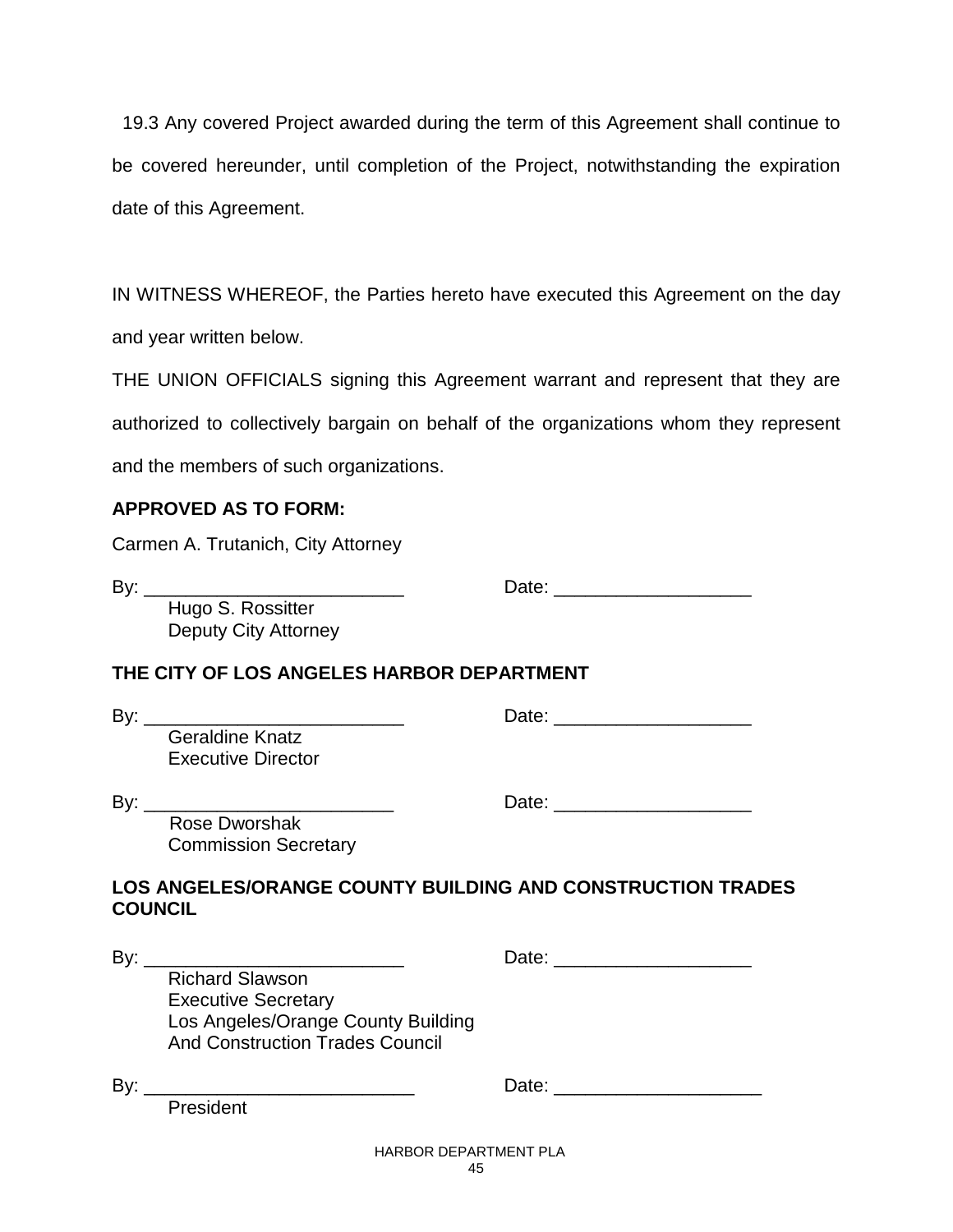19.3 Any covered Project awarded during the term of this Agreement shall continue to be covered hereunder, until completion of the Project, notwithstanding the expiration date of this Agreement.

IN WITNESS WHEREOF, the Parties hereto have executed this Agreement on the day and year written below.

THE UNION OFFICIALS signing this Agreement warrant and represent that they are authorized to collectively bargain on behalf of the organizations whom they represent and the members of such organizations.

**APPROVED AS TO FORM:**

Carmen A. Trutanich, City Attorney

By: _________________________ Date: ___________________
Hugo S. Rossitter
Deputy City Attorney

**THE CITY OF LOS ANGELES HARBOR DEPARTMENT**

By: _________________________ Date: ___________________
Geraldine Knatz
Executive Director

By: ________________________ Date: ___________________
Rose Dworshak
Commission Secretary

**LOS ANGELES/ORANGE COUNTY BUILDING AND CONSTRUCTION TRADES COUNCIL**

By: _________________________ Date: ___________________
Richard Slawson
Executive Secretary
Los Angeles/Orange County Building
And Construction Trades Council

By: __________________________ Date: ____________________
President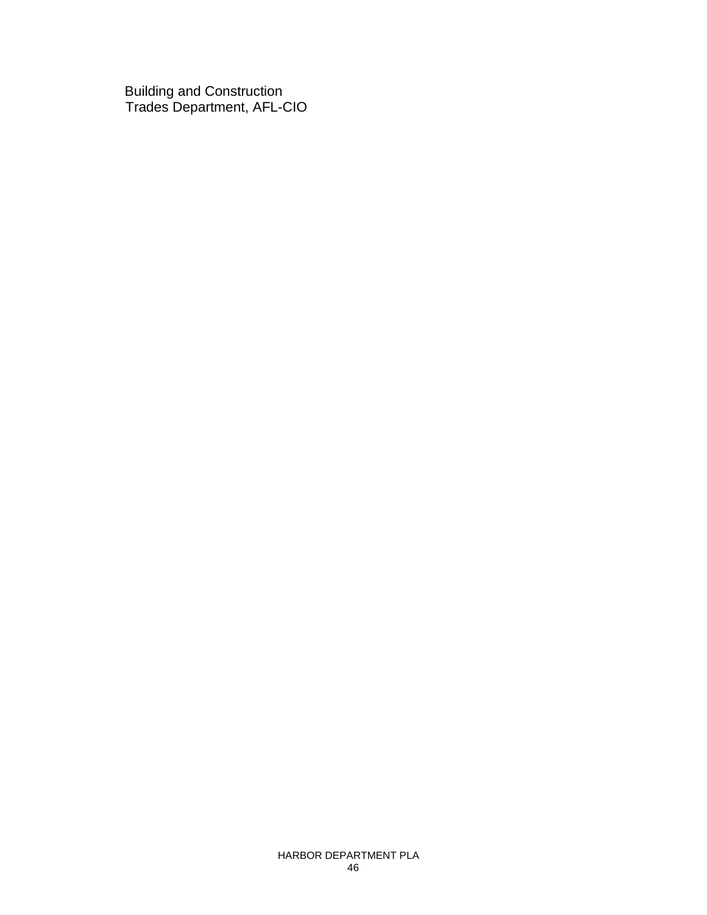Building and Construction
Trades Department, AFL-CIO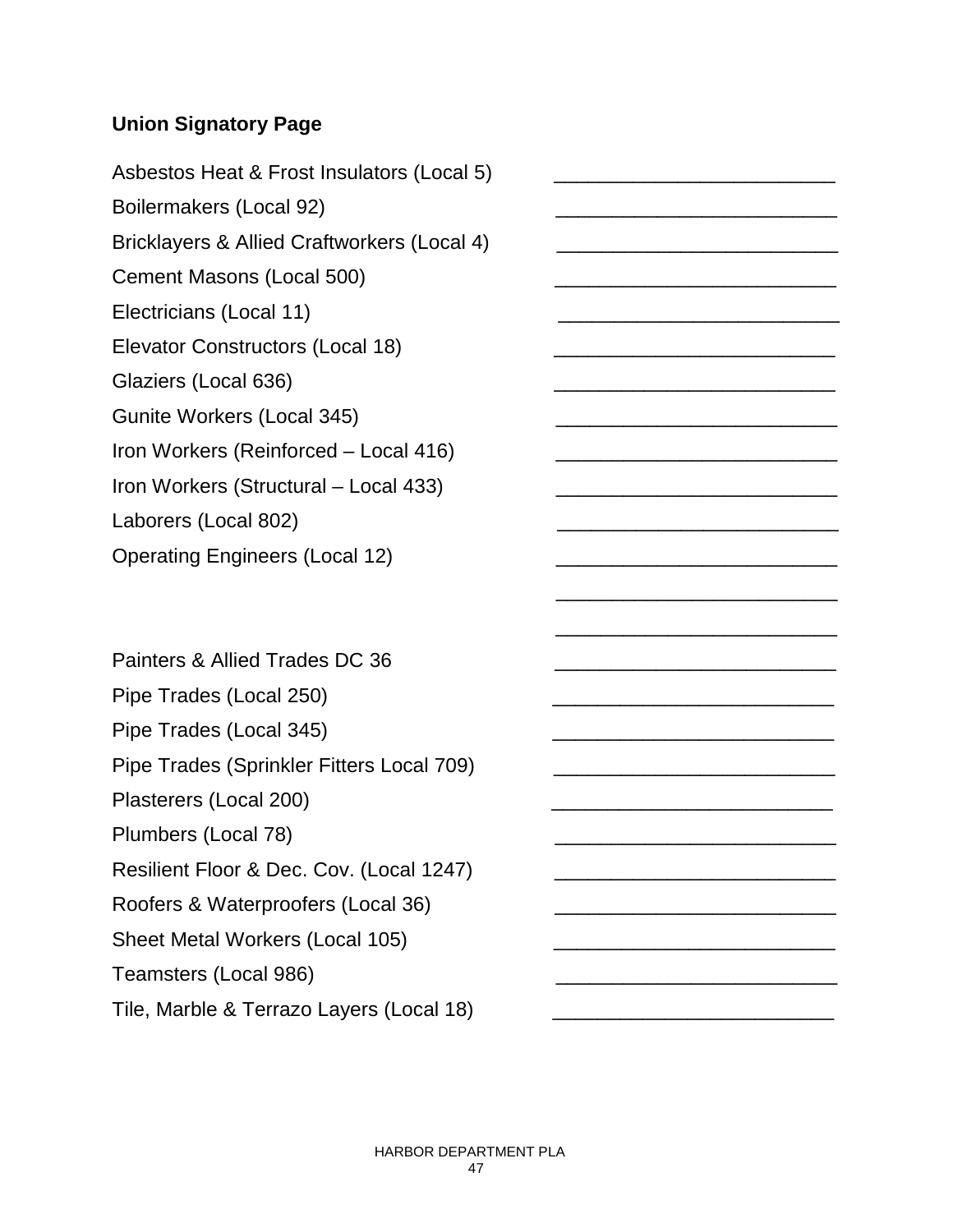**Union Signatory Page**

| | |
|---|---|
| Asbestos Heat & Frost Insulators (Local 5) | _________________________ |
| Boilermakers (Local 92) | _________________________ |
| Bricklayers & Allied Craftworkers (Local 4) | _________________________ |
| Cement Masons (Local 500) | _________________________ |
| Electricians (Local 11) | _________________________ |
| Elevator Constructors (Local 18) | _________________________ |
| Glaziers (Local 636) | _________________________ |
| Gunite Workers (Local 345) | _________________________ |
| Iron Workers (Reinforced – Local 416) | _________________________ |
| Iron Workers (Structural – Local 433) | _________________________ |
| Laborers (Local 802) | _________________________ |
| Operating Engineers (Local 12) | _________________________ |
| | _________________________ |
| | _________________________ |
| Painters & Allied Trades DC 36 | _________________________ |
| Pipe Trades (Local 250) | _________________________ |
| Pipe Trades (Local 345) | _________________________ |
| Pipe Trades (Sprinkler Fitters Local 709) | _________________________ |
| Plasterers (Local 200) | _________________________ |
| Plumbers (Local 78) | _________________________ |
| Resilient Floor & Dec. Cov. (Local 1247) | _________________________ |
| Roofers & Waterproofers (Local 36) | _________________________ |
| Sheet Metal Workers (Local 105) | _________________________ |
| Teamsters (Local 986) | _________________________ |
| Tile, Marble & Terrazo Layers (Local 18) | _________________________ |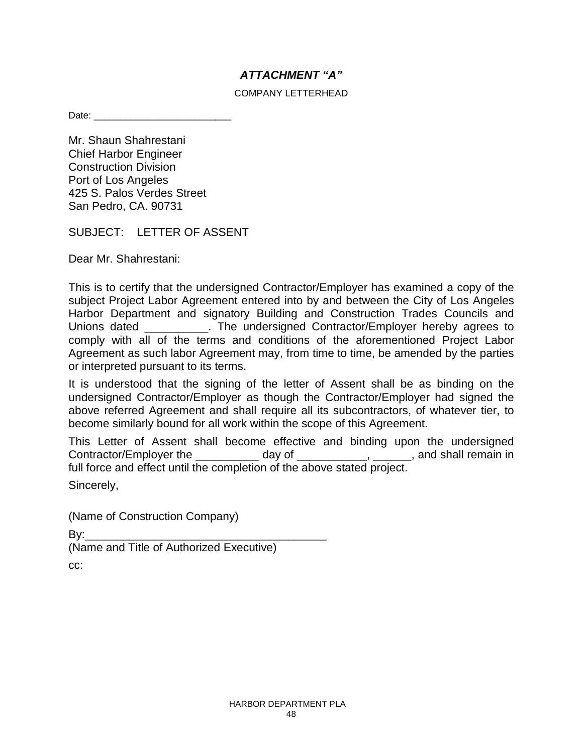## ***ATTACHMENT "A"***

COMPANY LETTERHEAD

Date: _________________________

Mr. Shaun Shahrestani
Chief Harbor Engineer
Construction Division
Port of Los Angeles
425 S. Palos Verdes Street
San Pedro, CA. 90731

SUBJECT: LETTER OF ASSENT

Dear Mr. Shahrestani:

This is to certify that the undersigned Contractor/Employer has examined a copy of the subject Project Labor Agreement entered into by and between the City of Los Angeles Harbor Department and signatory Building and Construction Trades Councils and Unions dated __________. The undersigned Contractor/Employer hereby agrees to comply with all of the terms and conditions of the aforementioned Project Labor Agreement as such labor Agreement may, from time to time, be amended by the parties or interpreted pursuant to its terms.

It is understood that the signing of the letter of Assent shall be as binding on the undersigned Contractor/Employer as though the Contractor/Employer had signed the above referred Agreement and shall require all its subcontractors, of whatever tier, to become similarly bound for all work within the scope of this Agreement.

This Letter of Assent shall become effective and binding upon the undersigned Contractor/Employer the __________ day of ___________, ______, and shall remain in full force and effect until the completion of the above stated project.

Sincerely,

(Name of Construction Company)

By:______________________________________
(Name and Title of Authorized Executive)

cc: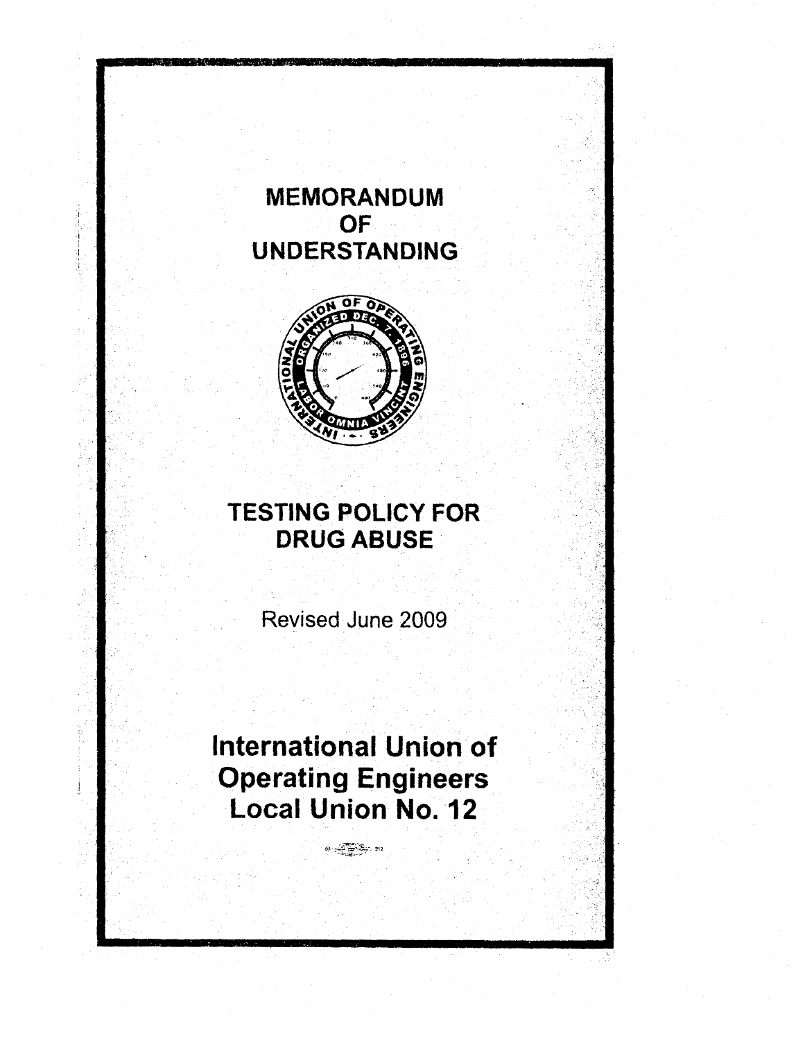# MEMORANDUM OF UNDERSTANDING

## TESTING POLICY FOR DRUG ABUSE

Revised June 2009

# International Union of Operating Engineers Local Union No. 12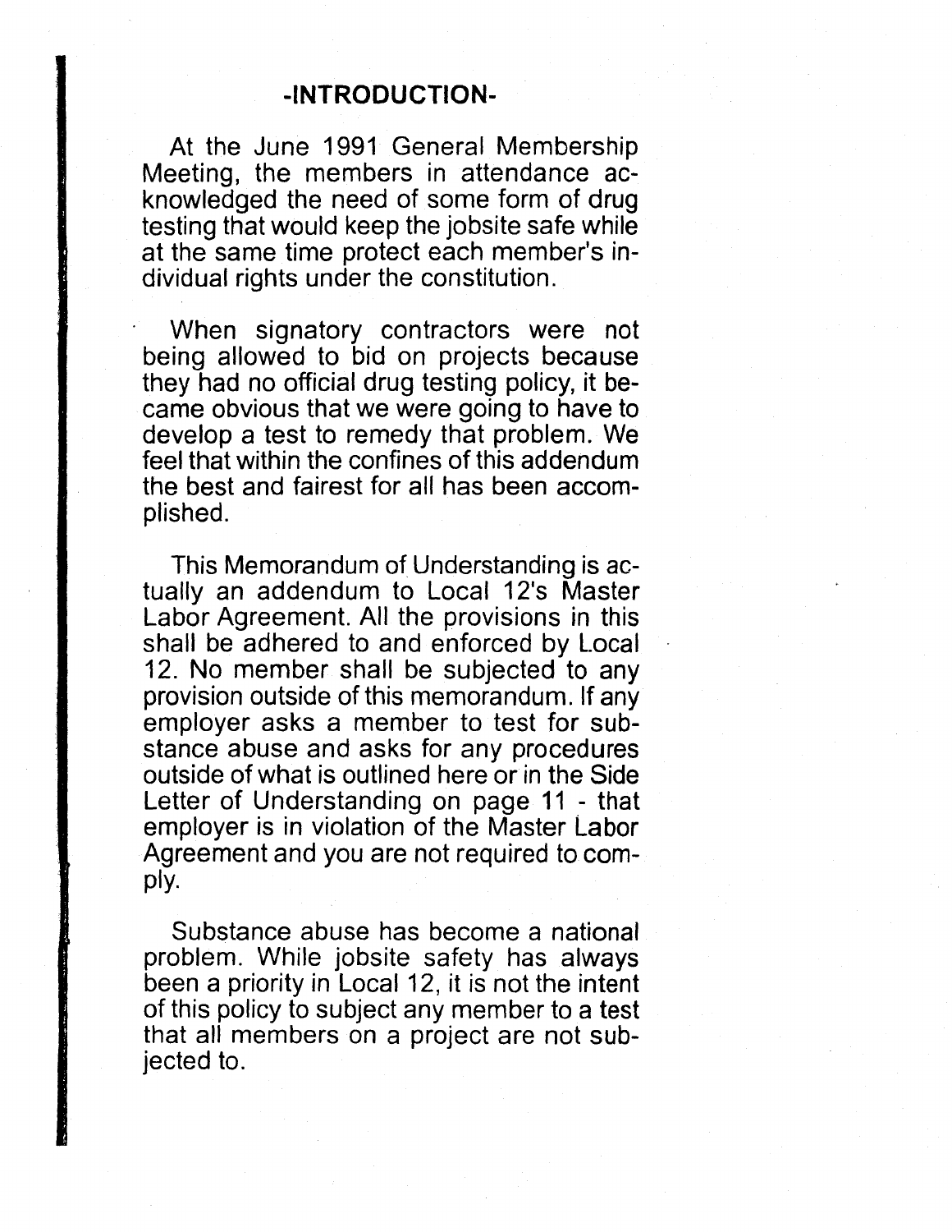## -INTRODUCTION-

At the June 1991 General Membership Meeting, the members in attendance acknowledged the need of some form of drug testing that would keep the jobsite safe while at the same time protect each member's individual rights under the constitution.

When signatory contractors were not being allowed to bid on projects because they had no official drug testing policy, it became obvious that we were going to have to develop a test to remedy that problem. We feel that within the confines of this addendum the best and fairest for all has been accomplished.

This Memorandum of Understanding is actually an addendum to Local 12's Master Labor Agreement. All the provisions in this shall be adhered to and enforced by Local 12. No member shall be subjected to any provision outside of this memorandum. If any employer asks a member to test for substance abuse and asks for any procedures outside of what is outlined here or in the Side Letter of Understanding on page 11 - that employer is in violation of the Master Labor Agreement and you are not required to comply.

Substance abuse has become a national problem. While jobsite safety has always been a priority in Local 12, it is not the intent of this policy to subject any member to a test that all members on a project are not subjected to.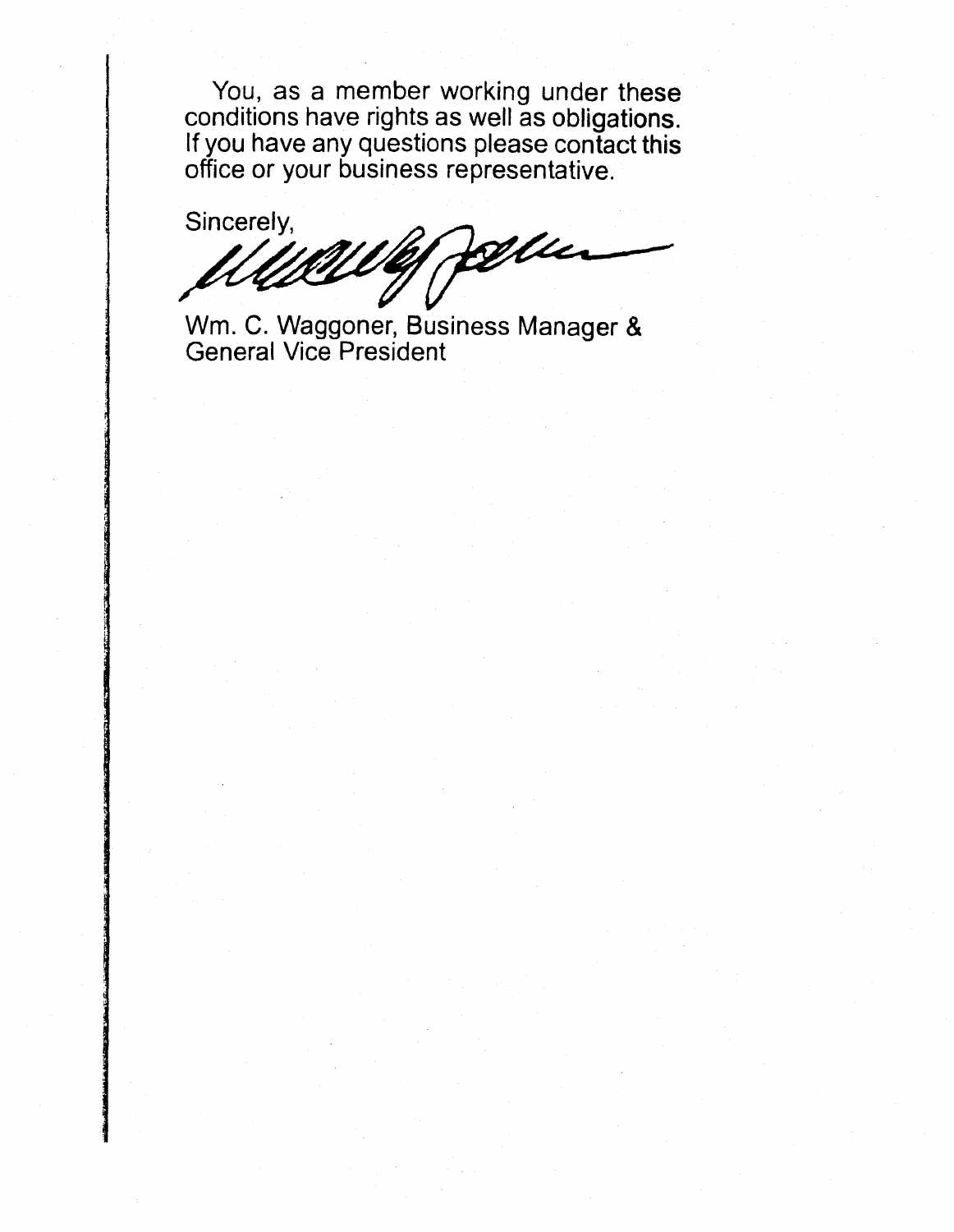You, as a member working under these conditions have rights as well as obligations. If you have any questions please contact this office or your business representative.

Sincerely,

Wm. C. Waggoner, Business Manager &
General Vice President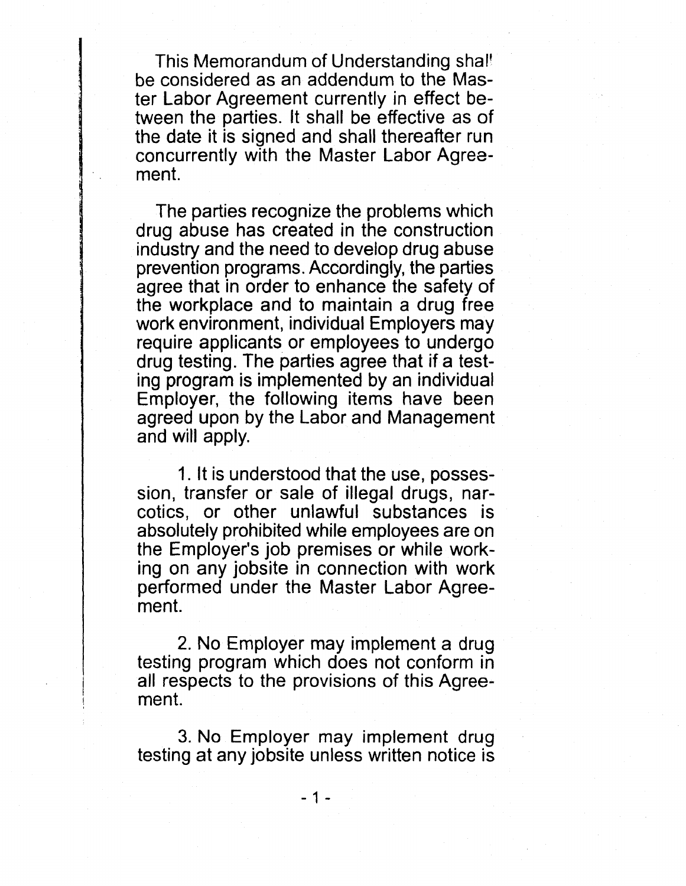This Memorandum of Understanding shall be considered as an addendum to the Master Labor Agreement currently in effect between the parties. It shall be effective as of the date it is signed and shall thereafter run concurrently with the Master Labor Agreement.

The parties recognize the problems which drug abuse has created in the construction industry and the need to develop drug abuse prevention programs. Accordingly, the parties agree that in order to enhance the safety of the workplace and to maintain a drug free work environment, individual Employers may require applicants or employees to undergo drug testing. The parties agree that if a testing program is implemented by an individual Employer, the following items have been agreed upon by the Labor and Management and will apply.

1. It is understood that the use, possession, transfer or sale of illegal drugs, narcotics, or other unlawful substances is absolutely prohibited while employees are on the Employer's job premises or while working on any jobsite in connection with work performed under the Master Labor Agreement.

2. No Employer may implement a drug testing program which does not conform in all respects to the provisions of this Agreement.

3. No Employer may implement drug testing at any jobsite unless written notice is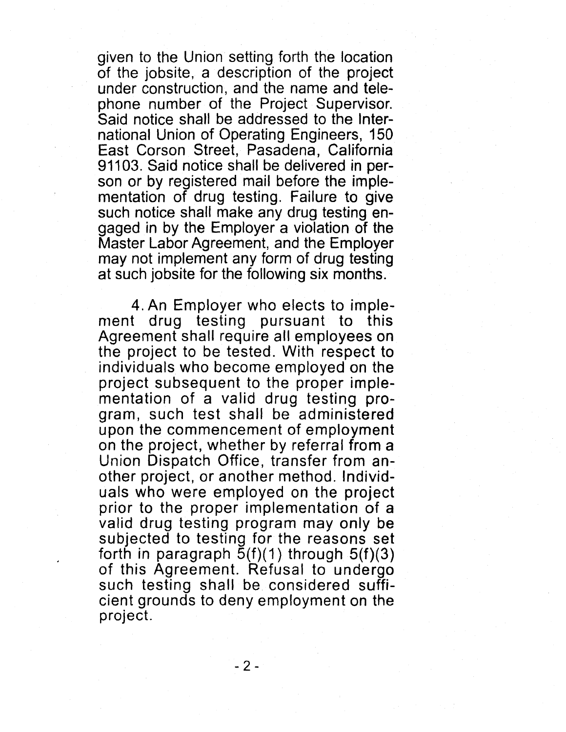given to the Union setting forth the location of the jobsite, a description of the project under construction, and the name and telephone number of the Project Supervisor. Said notice shall be addressed to the International Union of Operating Engineers, 150 East Corson Street, Pasadena, California 91103. Said notice shall be delivered in person or by registered mail before the implementation of drug testing. Failure to give such notice shall make any drug testing engaged in by the Employer a violation of the Master Labor Agreement, and the Employer may not implement any form of drug testing at such jobsite for the following six months.

4. An Employer who elects to implement drug testing pursuant to this Agreement shall require all employees on the project to be tested. With respect to individuals who become employed on the project subsequent to the proper implementation of a valid drug testing program, such test shall be administered upon the commencement of employment on the project, whether by referral from a Union Dispatch Office, transfer from another project, or another method. Individuals who were employed on the project prior to the proper implementation of a valid drug testing program may only be subjected to testing for the reasons set forth in paragraph 5(f)(1) through 5(f)(3) of this Agreement. Refusal to undergo such testing shall be considered sufficient grounds to deny employment on the project.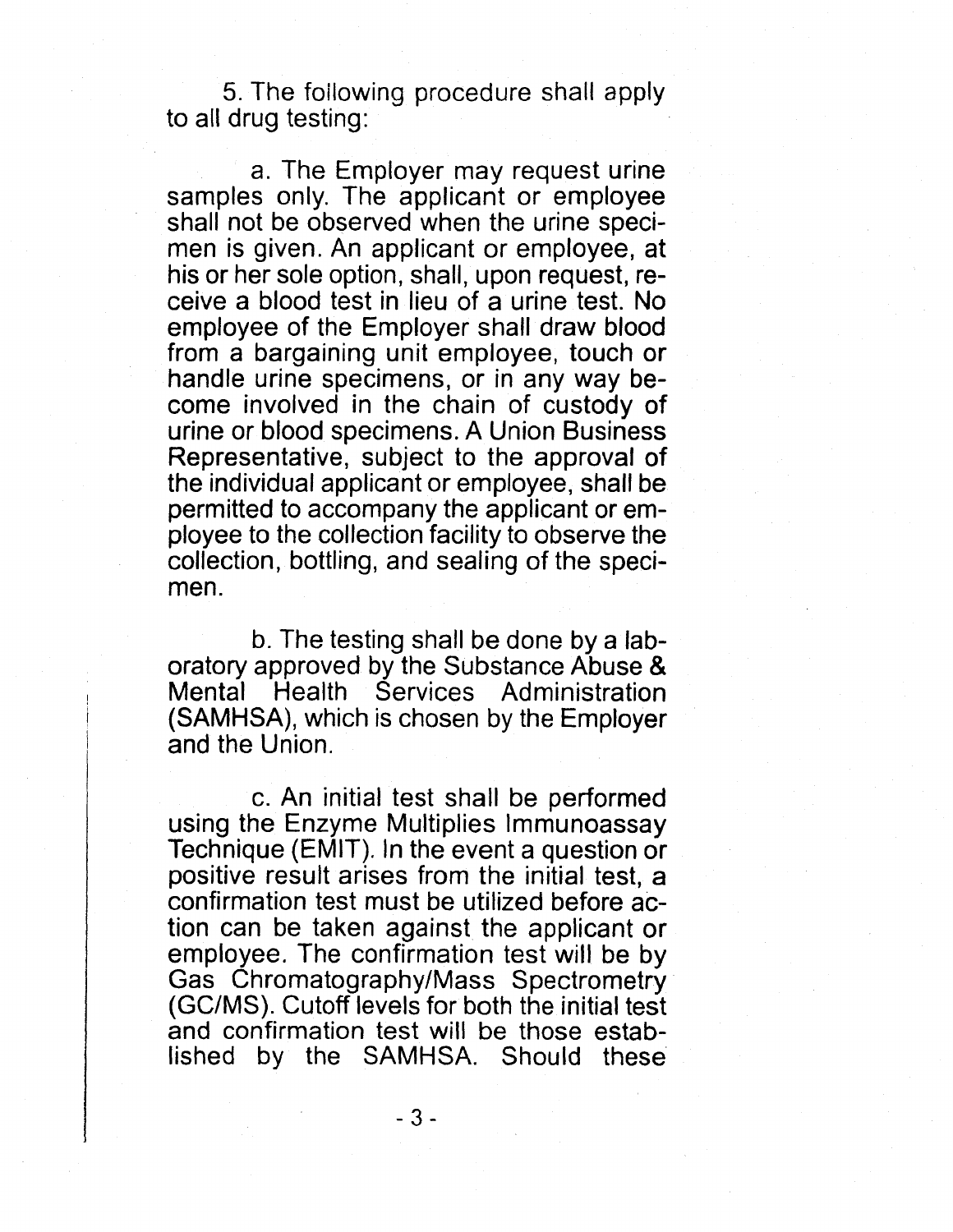5. The following procedure shall apply to all drug testing:

a. The Employer may request urine samples only. The applicant or employee shall not be observed when the urine specimen is given. An applicant or employee, at his or her sole option, shall, upon request, receive a blood test in lieu of a urine test. No employee of the Employer shall draw blood from a bargaining unit employee, touch or handle urine specimens, or in any way become involved in the chain of custody of urine or blood specimens. A Union Business Representative, subject to the approval of the individual applicant or employee, shall be permitted to accompany the applicant or employee to the collection facility to observe the collection, bottling, and sealing of the specimen.

b. The testing shall be done by a laboratory approved by the Substance Abuse & Mental Health Services Administration (SAMHSA), which is chosen by the Employer and the Union.

c. An initial test shall be performed using the Enzyme Multiplies Immunoassay Technique (EMIT). In the event a question or positive result arises from the initial test, a confirmation test must be utilized before action can be taken against the applicant or employee. The confirmation test will be by Gas Chromatography/Mass Spectrometry (GC/MS). Cutoff levels for both the initial test and confirmation test will be those established by the SAMHSA. Should these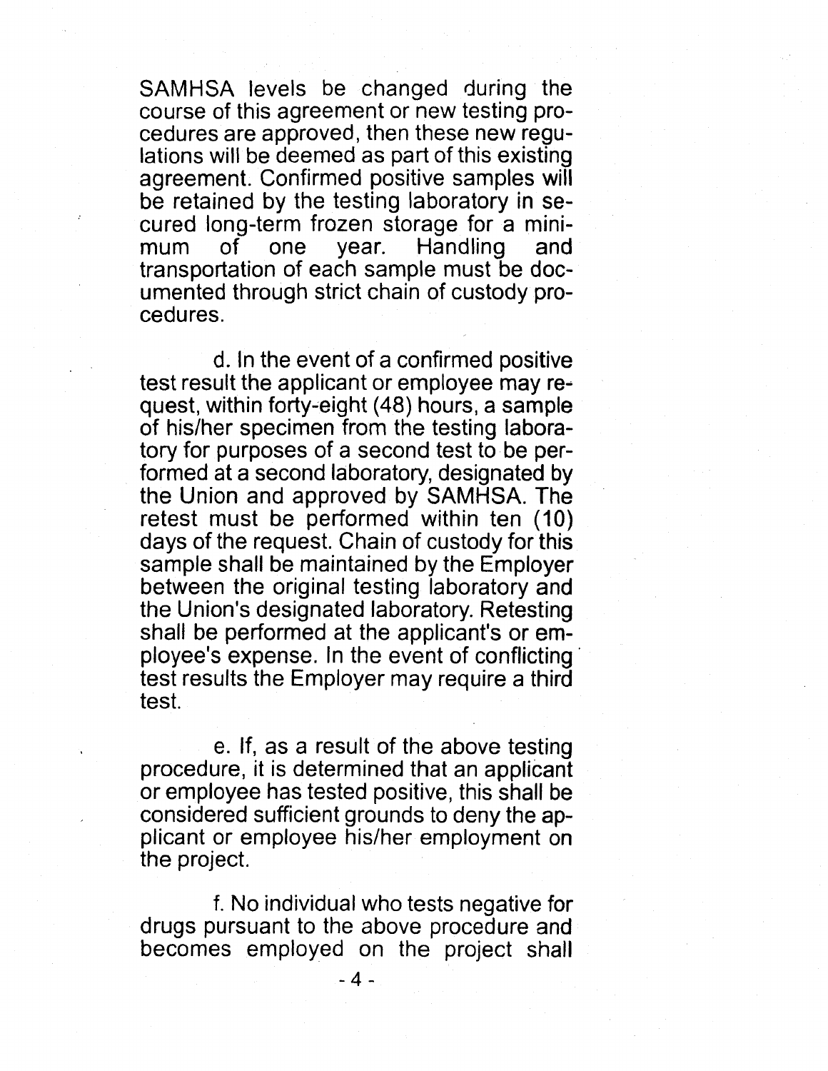SAMHSA levels be changed during the course of this agreement or new testing procedures are approved, then these new regulations will be deemed as part of this existing agreement. Confirmed positive samples will be retained by the testing laboratory in secured long-term frozen storage for a minimum of one year. Handling and transportation of each sample must be documented through strict chain of custody procedures.

d. In the event of a confirmed positive test result the applicant or employee may request, within forty-eight (48) hours, a sample of his/her specimen from the testing laboratory for purposes of a second test to be performed at a second laboratory, designated by the Union and approved by SAMHSA. The retest must be performed within ten (10) days of the request. Chain of custody for this sample shall be maintained by the Employer between the original testing laboratory and the Union's designated laboratory. Retesting shall be performed at the applicant's or employee's expense. In the event of conflicting test results the Employer may require a third test.

e. If, as a result of the above testing procedure, it is determined that an applicant or employee has tested positive, this shall be considered sufficient grounds to deny the applicant or employee his/her employment on the project.

f. No individual who tests negative for drugs pursuant to the above procedure and becomes employed on the project shall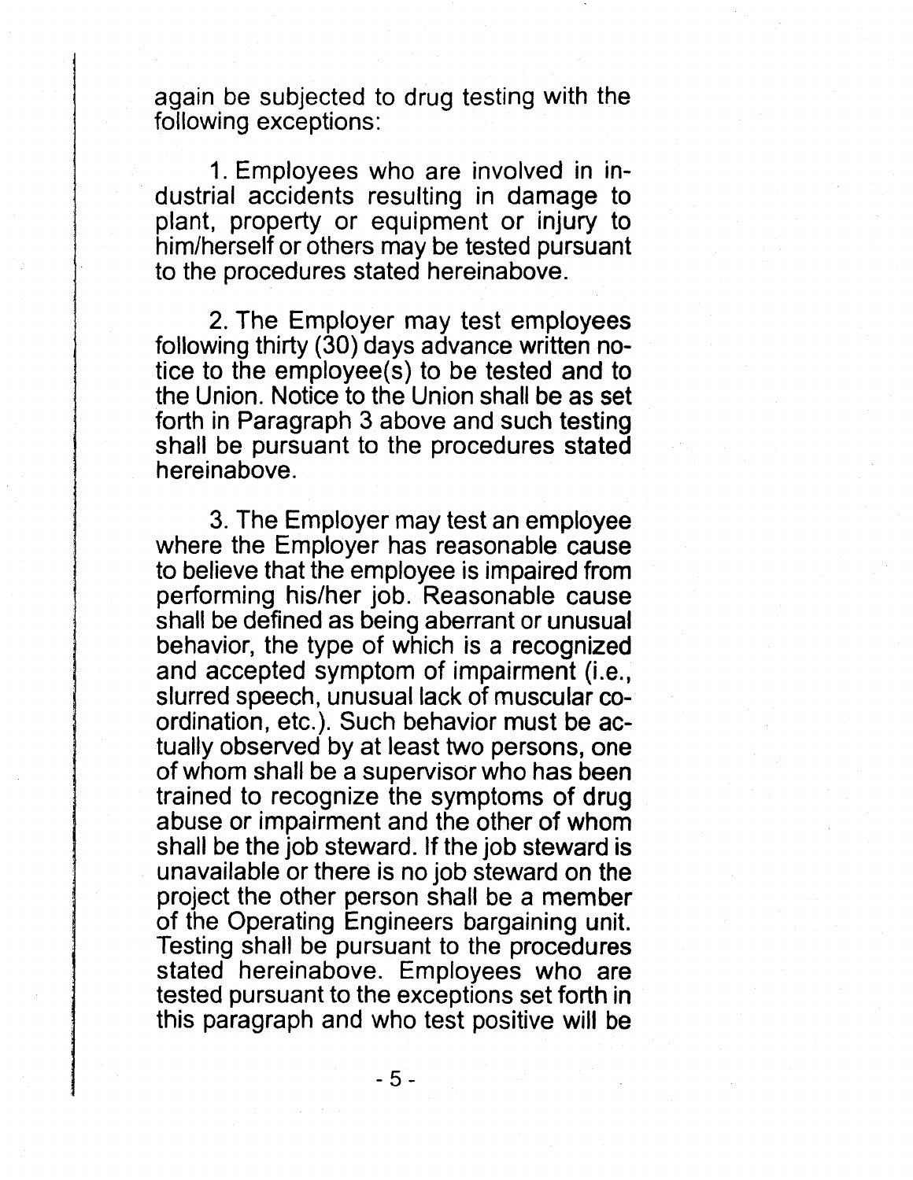again be subjected to drug testing with the following exceptions:

1. Employees who are involved in industrial accidents resulting in damage to plant, property or equipment or injury to him/herself or others may be tested pursuant to the procedures stated hereinabove.

2. The Employer may test employees following thirty (30) days advance written notice to the employee(s) to be tested and to the Union. Notice to the Union shall be as set forth in Paragraph 3 above and such testing shall be pursuant to the procedures stated hereinabove.

3. The Employer may test an employee where the Employer has reasonable cause to believe that the employee is impaired from performing his/her job. Reasonable cause shall be defined as being aberrant or unusual behavior, the type of which is a recognized and accepted symptom of impairment (i.e., slurred speech, unusual lack of muscular coordination, etc.). Such behavior must be actually observed by at least two persons, one of whom shall be a supervisor who has been trained to recognize the symptoms of drug abuse or impairment and the other of whom shall be the job steward. If the job steward is unavailable or there is no job steward on the project the other person shall be a member of the Operating Engineers bargaining unit. Testing shall be pursuant to the procedures stated hereinabove. Employees who are tested pursuant to the exceptions set forth in this paragraph and who test positive will be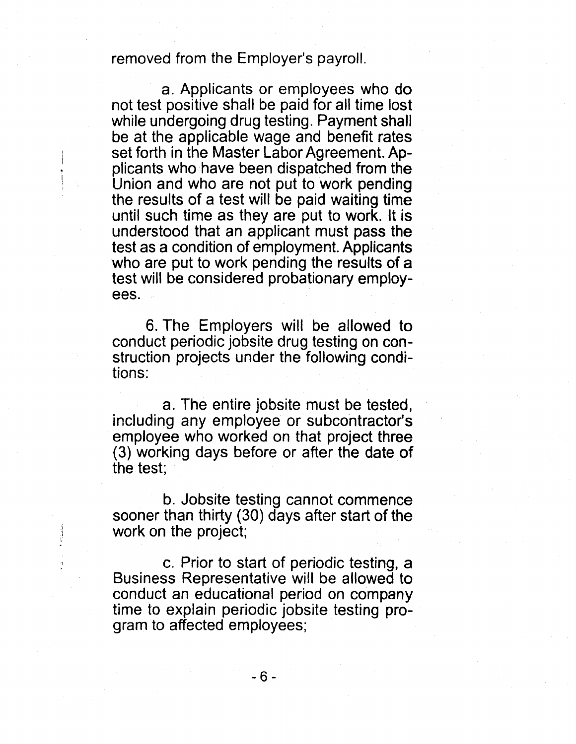removed from the Employer's payroll.

a. Applicants or employees who do not test positive shall be paid for all time lost while undergoing drug testing. Payment shall be at the applicable wage and benefit rates set forth in the Master Labor Agreement. Applicants who have been dispatched from the Union and who are not put to work pending the results of a test will be paid waiting time until such time as they are put to work. It is understood that an applicant must pass the test as a condition of employment. Applicants who are put to work pending the results of a test will be considered probationary employees.

6. The Employers will be allowed to conduct periodic jobsite drug testing on construction projects under the following conditions:

a. The entire jobsite must be tested, including any employee or subcontractor's employee who worked on that project three (3) working days before or after the date of the test;

b. Jobsite testing cannot commence sooner than thirty (30) days after start of the work on the project;

c. Prior to start of periodic testing, a Business Representative will be allowed to conduct an educational period on company time to explain periodic jobsite testing program to affected employees;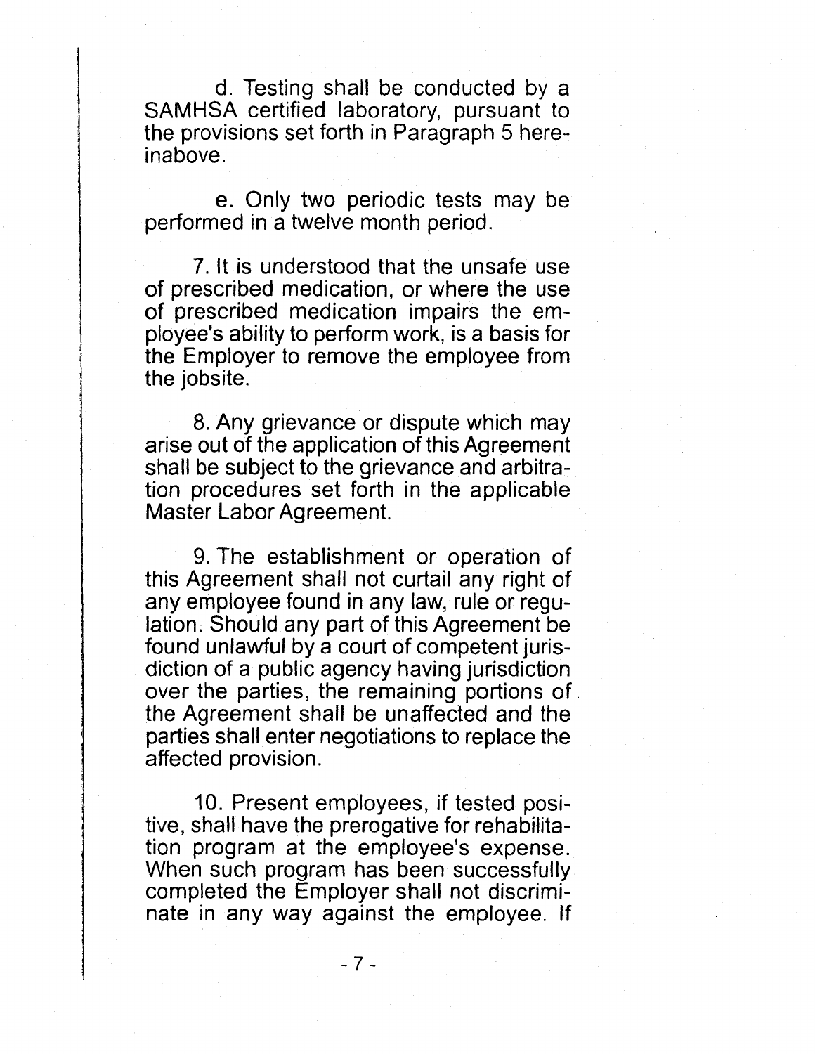d. Testing shall be conducted by a SAMHSA certified laboratory, pursuant to the provisions set forth in Paragraph 5 hereinabove.

e. Only two periodic tests may be performed in a twelve month period.

7. It is understood that the unsafe use of prescribed medication, or where the use of prescribed medication impairs the employee's ability to perform work, is a basis for the Employer to remove the employee from the jobsite.

8. Any grievance or dispute which may arise out of the application of this Agreement shall be subject to the grievance and arbitration procedures set forth in the applicable Master Labor Agreement.

9. The establishment or operation of this Agreement shall not curtail any right of any employee found in any law, rule or regulation. Should any part of this Agreement be found unlawful by a court of competent jurisdiction of a public agency having jurisdiction over the parties, the remaining portions of the Agreement shall be unaffected and the parties shall enter negotiations to replace the affected provision.

10. Present employees, if tested positive, shall have the prerogative for rehabilitation program at the employee's expense. When such program has been successfully completed the Employer shall not discriminate in any way against the employee. If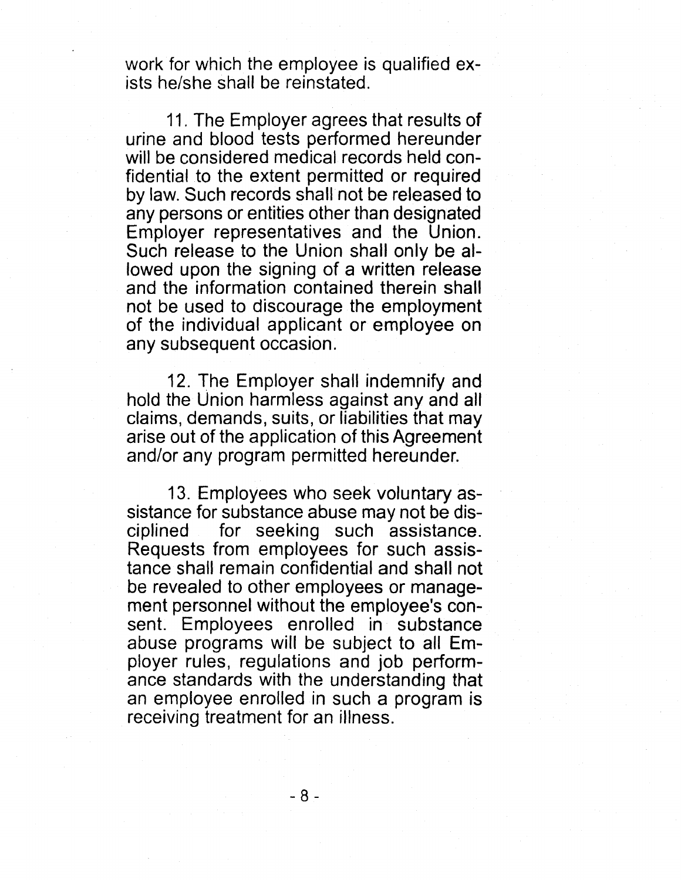work for which the employee is qualified exists he/she shall be reinstated.

11. The Employer agrees that results of urine and blood tests performed hereunder will be considered medical records held confidential to the extent permitted or required by law. Such records shall not be released to any persons or entities other than designated Employer representatives and the Union. Such release to the Union shall only be allowed upon the signing of a written release and the information contained therein shall not be used to discourage the employment of the individual applicant or employee on any subsequent occasion.

12. The Employer shall indemnify and hold the Union harmless against any and all claims, demands, suits, or liabilities that may arise out of the application of this Agreement and/or any program permitted hereunder.

13. Employees who seek voluntary assistance for substance abuse may not be disciplined for seeking such assistance. Requests from employees for such assistance shall remain confidential and shall not be revealed to other employees or management personnel without the employee's consent. Employees enrolled in substance abuse programs will be subject to all Employer rules, regulations and job performance standards with the understanding that an employee enrolled in such a program is receiving treatment for an illness.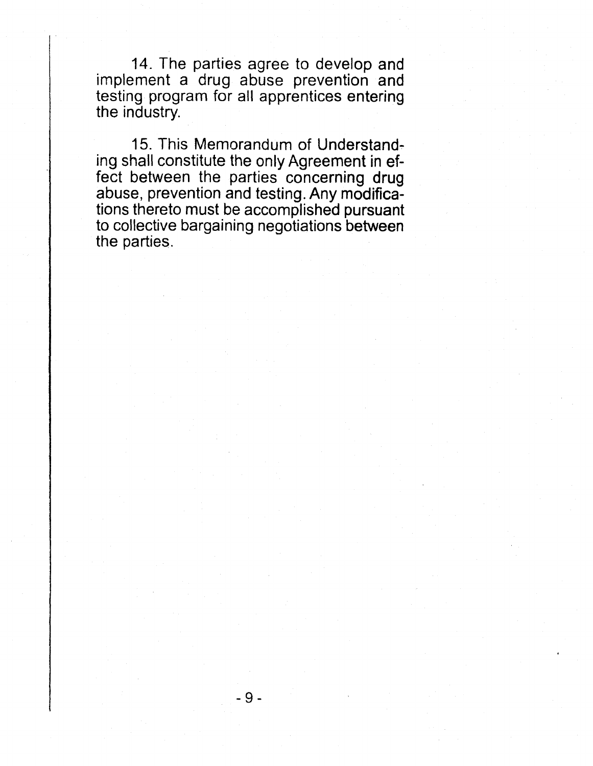14. The parties agree to develop and implement a drug abuse prevention and testing program for all apprentices entering the industry.

15. This Memorandum of Understanding shall constitute the only Agreement in effect between the parties concerning drug abuse, prevention and testing. Any modifications thereto must be accomplished pursuant to collective bargaining negotiations between the parties.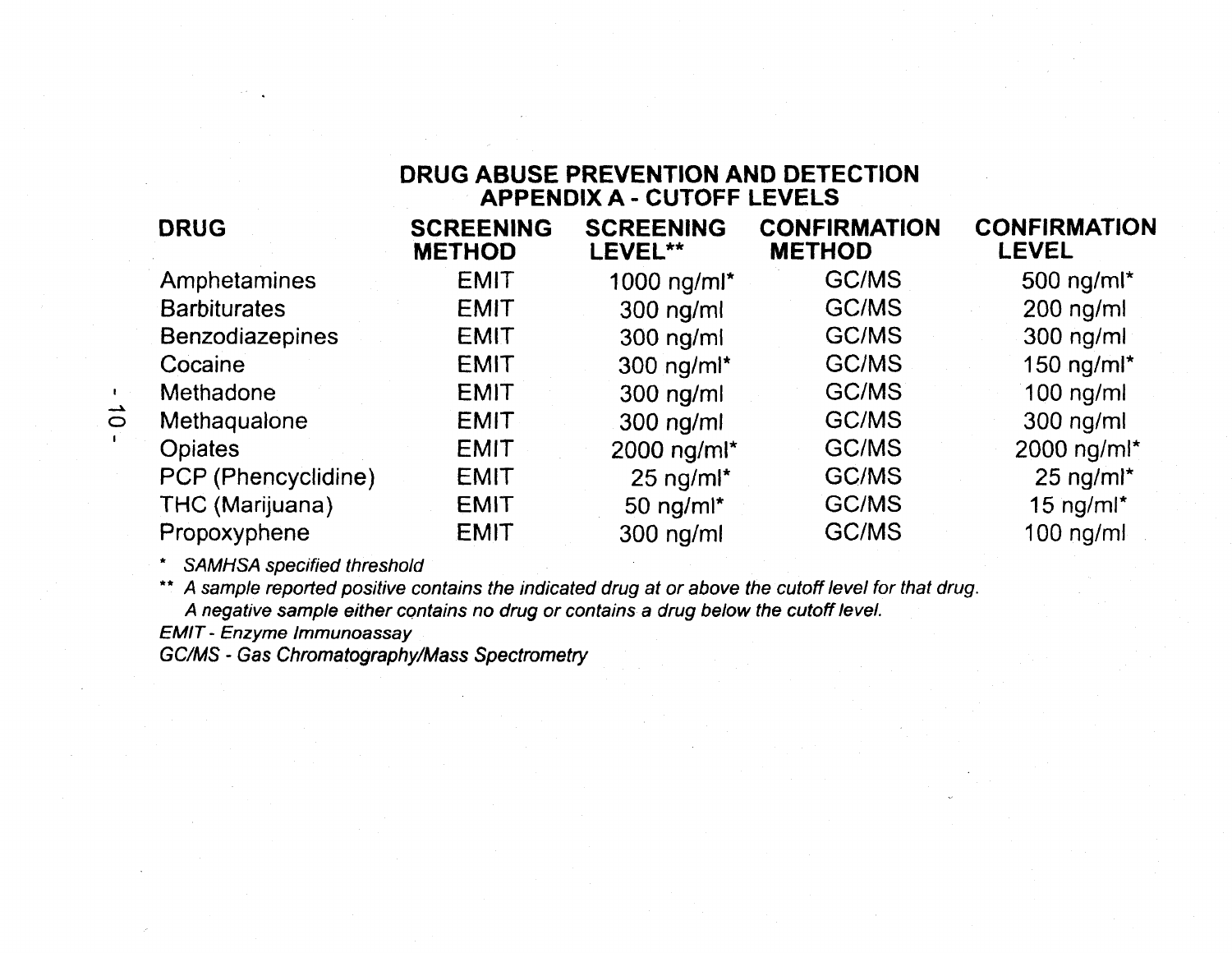## DRUG ABUSE PREVENTION AND DETECTION
## APPENDIX A - CUTOFF LEVELS

| DRUG | SCREENING METHOD | SCREENING LEVEL** | CONFIRMATION METHOD | CONFIRMATION LEVEL |
|---|---|---|---|---|
| Amphetamines | EMIT | 1000 ng/ml* | GC/MS | 500 ng/ml* |
| Barbiturates | EMIT | 300 ng/ml | GC/MS | 200 ng/ml |
| Benzodiazepines | EMIT | 300 ng/ml | GC/MS | 300 ng/ml |
| Cocaine | EMIT | 300 ng/ml* | GC/MS | 150 ng/ml* |
| Methadone | EMIT | 300 ng/ml | GC/MS | 100 ng/ml |
| Methaqualone | EMIT | 300 ng/ml | GC/MS | 300 ng/ml |
| Opiates | EMIT | 2000 ng/ml* | GC/MS | 2000 ng/ml* |
| PCP (Phencyclidine) | EMIT | 25 ng/ml* | GC/MS | 25 ng/ml* |
| THC (Marijuana) | EMIT | 50 ng/ml* | GC/MS | 15 ng/ml* |
| Propoxyphene | EMIT | 300 ng/ml | GC/MS | 100 ng/ml |

\* *SAMHSA specified threshold*

** *A sample reported positive contains the indicated drug at or above the cutoff level for that drug. A negative sample either contains no drug or contains a drug below the cutoff level.*

*EMIT - Enzyme Immunoassay*

*GC/MS - Gas Chromatography/Mass Spectrometry*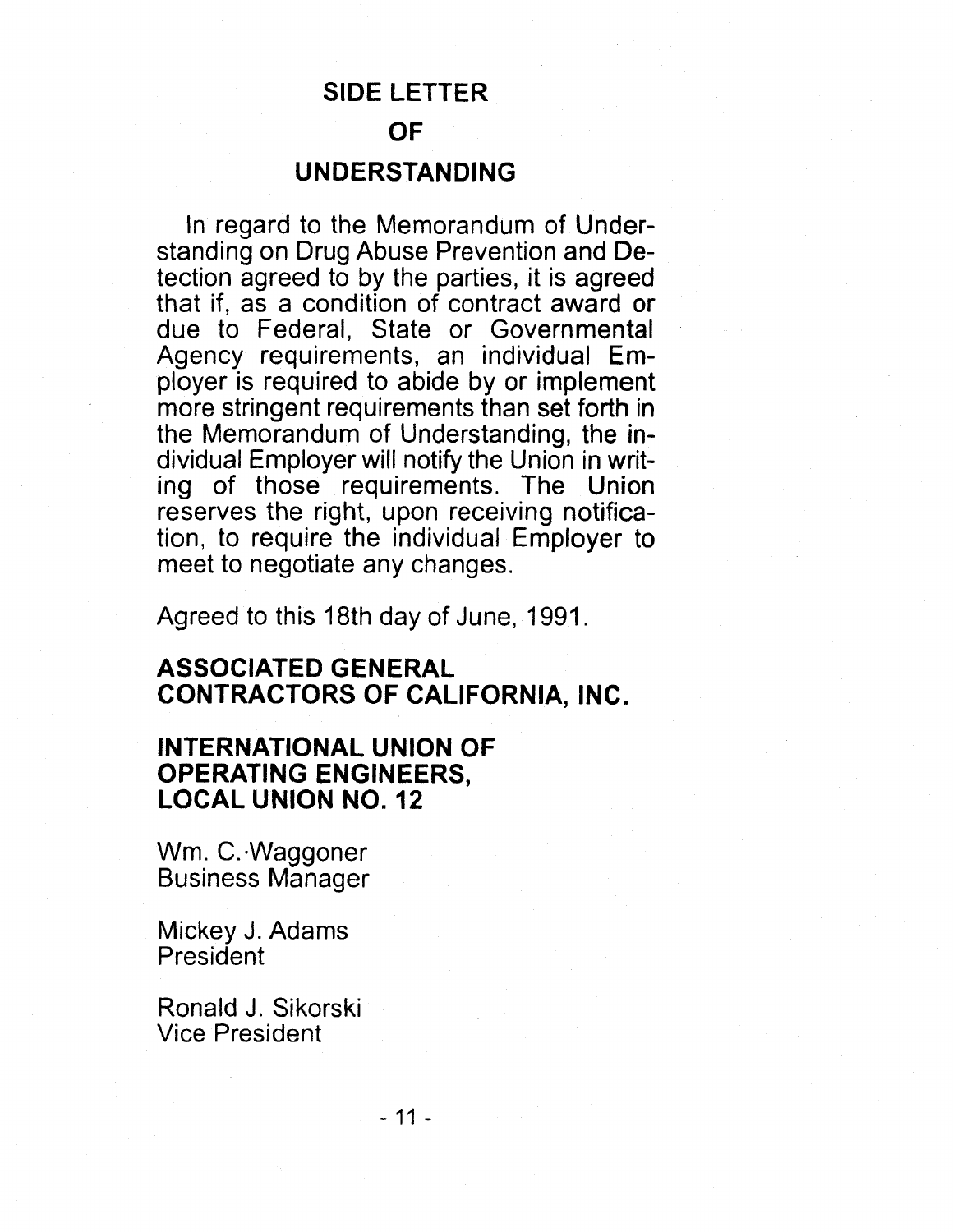# SIDE LETTER
# OF
# UNDERSTANDING

In regard to the Memorandum of Understanding on Drug Abuse Prevention and Detection agreed to by the parties, it is agreed that if, as a condition of contract award or due to Federal, State or Governmental Agency requirements, an individual Employer is required to abide by or implement more stringent requirements than set forth in the Memorandum of Understanding, the individual Employer will notify the Union in writing of those requirements. The Union reserves the right, upon receiving notification, to require the individual Employer to meet to negotiate any changes.

Agreed to this 18th day of June, 1991.

**ASSOCIATED GENERAL CONTRACTORS OF CALIFORNIA, INC.**

**INTERNATIONAL UNION OF OPERATING ENGINEERS, LOCAL UNION NO. 12**

Wm. C. Waggoner
Business Manager

Mickey J. Adams
President

Ronald J. Sikorski
Vice President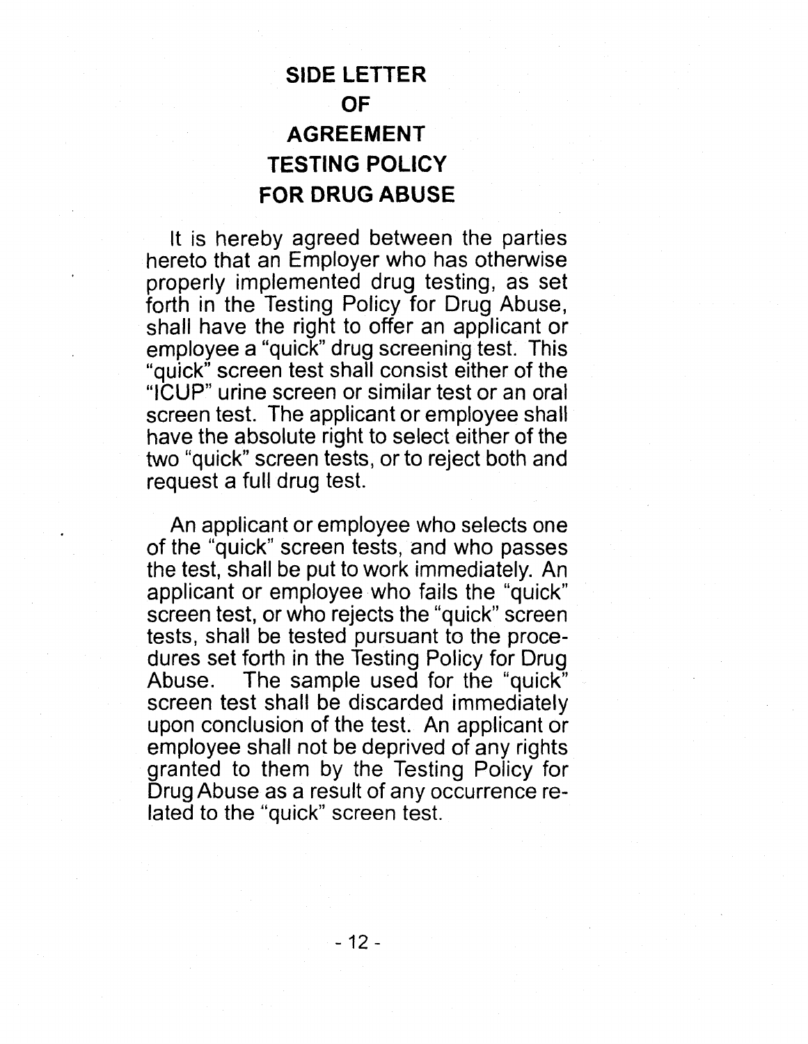# SIDE LETTER OF AGREEMENT TESTING POLICY FOR DRUG ABUSE

It is hereby agreed between the parties hereto that an Employer who has otherwise properly implemented drug testing, as set forth in the Testing Policy for Drug Abuse, shall have the right to offer an applicant or employee a "quick" drug screening test. This "quick" screen test shall consist either of the "ICUP" urine screen or similar test or an oral screen test. The applicant or employee shall have the absolute right to select either of the two "quick" screen tests, or to reject both and request a full drug test.

An applicant or employee who selects one of the "quick" screen tests, and who passes the test, shall be put to work immediately. An applicant or employee who fails the "quick" screen test, or who rejects the "quick" screen tests, shall be tested pursuant to the procedures set forth in the Testing Policy for Drug Abuse. The sample used for the "quick" screen test shall be discarded immediately upon conclusion of the test. An applicant or employee shall not be deprived of any rights granted to them by the Testing Policy for Drug Abuse as a result of any occurrence related to the "quick" screen test.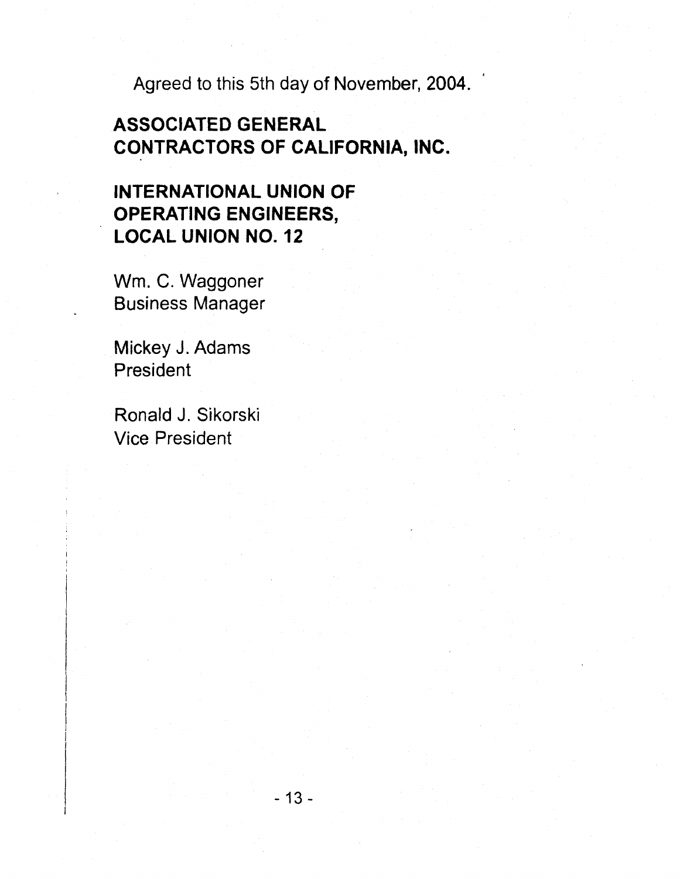Agreed to this 5th day of November, 2004.

**ASSOCIATED GENERAL CONTRACTORS OF CALIFORNIA, INC.**

**INTERNATIONAL UNION OF OPERATING ENGINEERS, LOCAL UNION NO. 12**

Wm. C. Waggoner
Business Manager

Mickey J. Adams
President

Ronald J. Sikorski
Vice President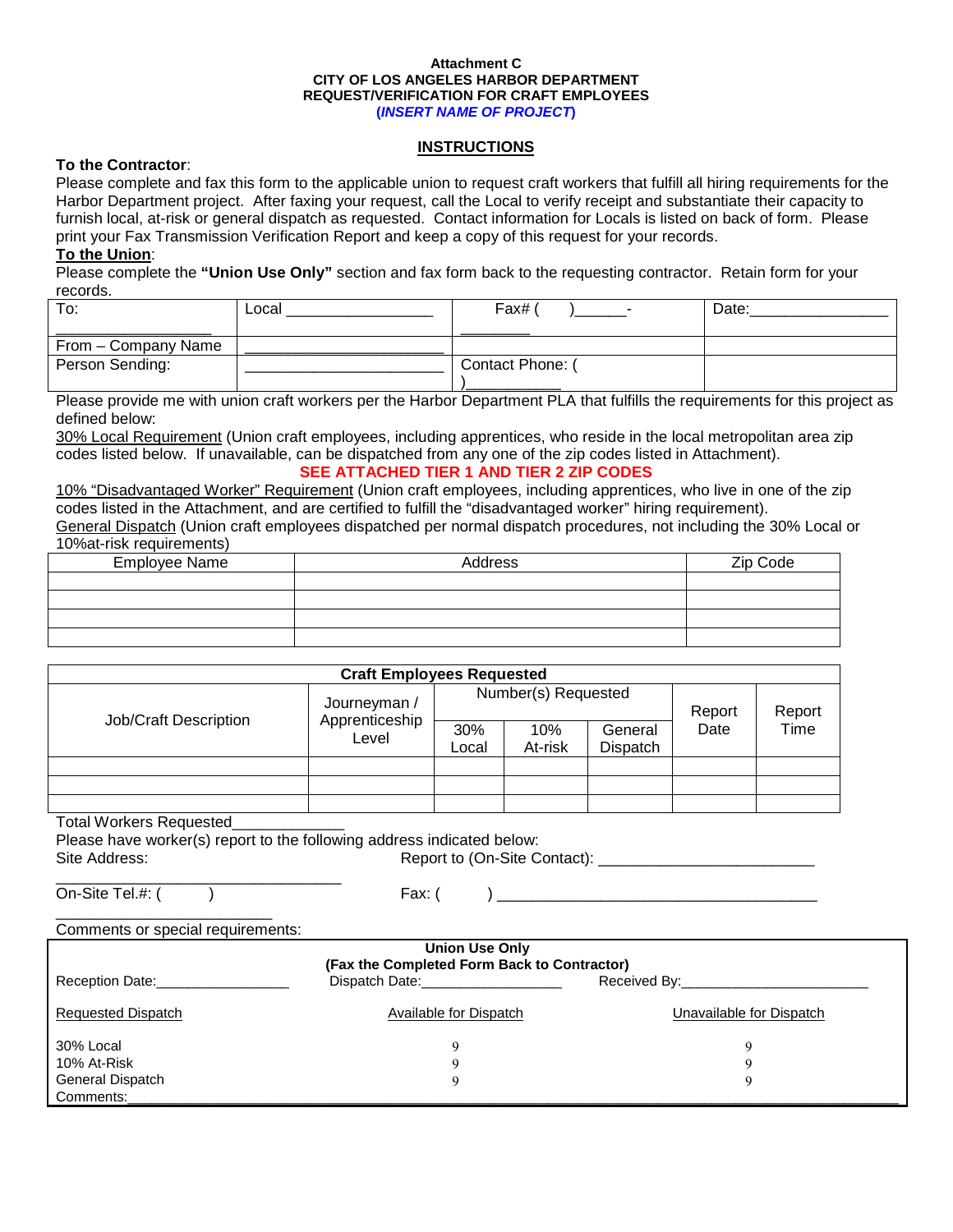**Attachment C**
**CITY OF LOS ANGELES HARBOR DEPARTMENT**
**REQUEST/VERIFICATION FOR CRAFT EMPLOYEES**
**(*INSERT NAME OF PROJECT*)**

## INSTRUCTIONS

**To the Contractor**:
Please complete and fax this form to the applicable union to request craft workers that fulfill all hiring requirements for the Harbor Department project. After faxing your request, call the Local to verify receipt and substantiate their capacity to furnish local, at-risk or general dispatch as requested. Contact information for Locals is listed on back of form. Please print your Fax Transmission Verification Report and keep a copy of this request for your records.

**To the Union**:
Please complete the **"Union Use Only"** section and fax form back to the requesting contractor. Retain form for your records.

| To: ________________ | Local ________________ | Fax# ( )______-________ | Date:______________ |
|---|---|---|---|
| From – Company Name | ______________________ | | |
| Person Sending: | ______________________ | Contact Phone: ( )__________ | |

Please provide me with union craft workers per the Harbor Department PLA that fulfills the requirements for this project as defined below:

30% Local Requirement (Union craft employees, including apprentices, who reside in the local metropolitan area zip codes listed below. If unavailable, can be dispatched from any one of the zip codes listed in Attachment).

**SEE ATTACHED TIER 1 AND TIER 2 ZIP CODES**

10% "Disadvantaged Worker" Requirement (Union craft employees, including apprentices, who live in one of the zip codes listed in the Attachment, and are certified to fulfill the "disadvantaged worker" hiring requirement).

General Dispatch (Union craft employees dispatched per normal dispatch procedures, not including the 30% Local or 10%at-risk requirements)

| Employee Name | Address | Zip Code |
|---|---|---|
| | | |
| | | |
| | | |
| | | |

| Craft Employees Requested | | | | | | |
|---|---|---|---|---|---|---|
| Job/Craft Description | Journeyman / Apprenticeship Level | Number(s) Requested | | | Report Date | Report Time |
| | | 30% Local | 10% At-risk | General Dispatch | | |
| | | | | | | |
| | | | | | | |
| | | | | | | |

Total Workers Requested____________

Please have worker(s) report to the following address indicated below:

Site Address: ________________________________ Report to (On-Site Contact): ________________________

On-Site Tel.#: ( ) ________________________ Fax: ( ) ____________________________________

Comments or special requirements:

**Union Use Only**
**(Fax the Completed Form Back to Contractor)**

Reception Date:________________ Dispatch Date:_________________ Received By:______________________

| Requested Dispatch | Available for Dispatch | Unavailable for Dispatch |
|---|---|---|
| 30% Local | 9 | 9 |
| 10% At-Risk | 9 | 9 |
| General Dispatch | 9 | 9 |

Comments:____________________________________________________________________________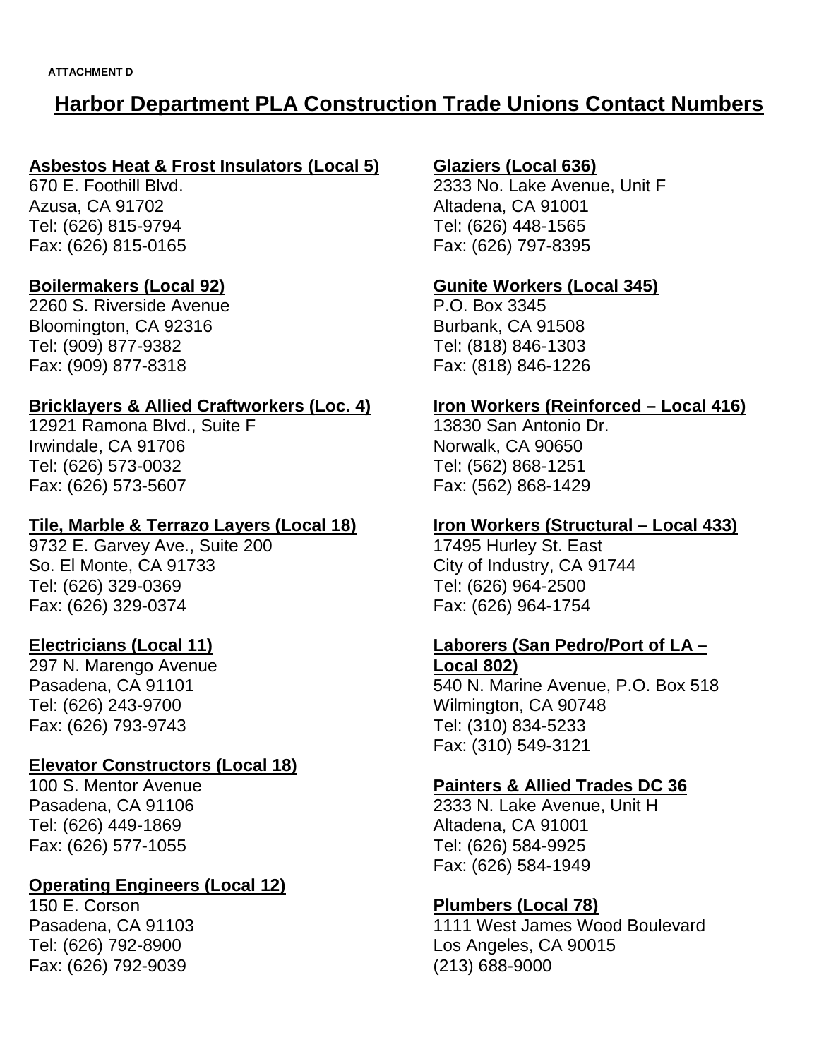ATTACHMENT D

# Harbor Department PLA Construction Trade Unions Contact Numbers

**Asbestos Heat & Frost Insulators (Local 5)**
670 E. Foothill Blvd.
Azusa, CA 91702
Tel: (626) 815-9794
Fax: (626) 815-0165

**Boilermakers (Local 92)**
2260 S. Riverside Avenue
Bloomington, CA 92316
Tel: (909) 877-9382
Fax: (909) 877-8318

**Bricklayers & Allied Craftworkers (Loc. 4)**
12921 Ramona Blvd., Suite F
Irwindale, CA 91706
Tel: (626) 573-0032
Fax: (626) 573-5607

**Tile, Marble & Terrazo Layers (Local 18)**
9732 E. Garvey Ave., Suite 200
So. El Monte, CA 91733
Tel: (626) 329-0369
Fax: (626) 329-0374

**Electricians (Local 11)**
297 N. Marengo Avenue
Pasadena, CA 91101
Tel: (626) 243-9700
Fax: (626) 793-9743

**Elevator Constructors (Local 18)**
100 S. Mentor Avenue
Pasadena, CA 91106
Tel: (626) 449-1869
Fax: (626) 577-1055

**Operating Engineers (Local 12)**
150 E. Corson
Pasadena, CA 91103
Tel: (626) 792-8900
Fax: (626) 792-9039

**Glaziers (Local 636)**
2333 No. Lake Avenue, Unit F
Altadena, CA 91001
Tel: (626) 448-1565
Fax: (626) 797-8395

**Gunite Workers (Local 345)**
P.O. Box 3345
Burbank, CA 91508
Tel: (818) 846-1303
Fax: (818) 846-1226

**Iron Workers (Reinforced – Local 416)**
13830 San Antonio Dr.
Norwalk, CA 90650
Tel: (562) 868-1251
Fax: (562) 868-1429

**Iron Workers (Structural – Local 433)**
17495 Hurley St. East
City of Industry, CA 91744
Tel: (626) 964-2500
Fax: (626) 964-1754

**Laborers (San Pedro/Port of LA – Local 802)**
540 N. Marine Avenue, P.O. Box 518
Wilmington, CA 90748
Tel: (310) 834-5233
Fax: (310) 549-3121

**Painters & Allied Trades DC 36**
2333 N. Lake Avenue, Unit H
Altadena, CA 91001
Tel: (626) 584-9925
Fax: (626) 584-1949

**Plumbers (Local 78)**
1111 West James Wood Boulevard
Los Angeles, CA 90015
(213) 688-9000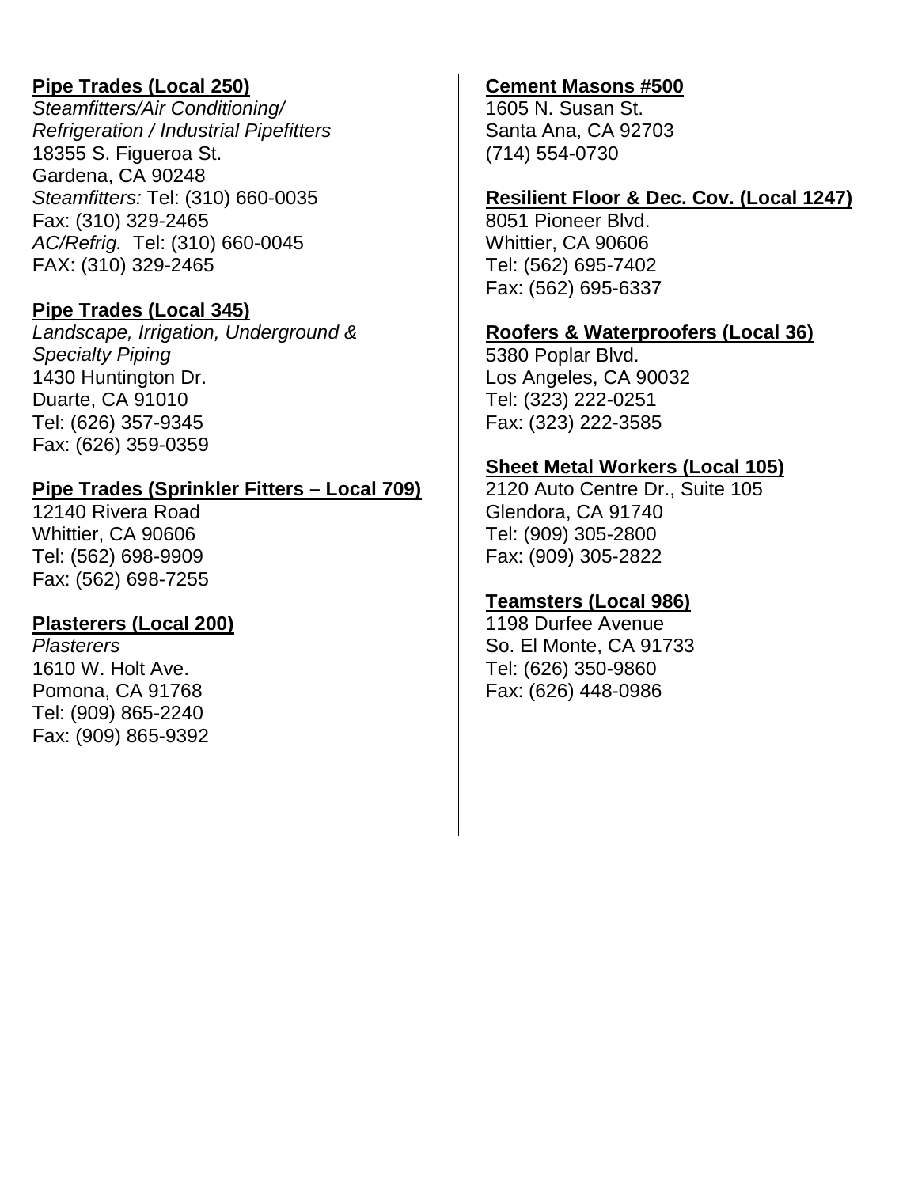**Pipe Trades (Local 250)**
*Steamfitters/Air Conditioning/ Refrigeration / Industrial Pipefitters*
18355 S. Figueroa St.
Gardena, CA 90248
*Steamfitters:* Tel: (310) 660-0035
Fax: (310) 329-2465
*AC/Refrig.* Tel: (310) 660-0045
FAX: (310) 329-2465

**Pipe Trades (Local 345)**
*Landscape, Irrigation, Underground & Specialty Piping*
1430 Huntington Dr.
Duarte, CA 91010
Tel: (626) 357-9345
Fax: (626) 359-0359

**Pipe Trades (Sprinkler Fitters – Local 709)**
12140 Rivera Road
Whittier, CA 90606
Tel: (562) 698-9909
Fax: (562) 698-7255

**Plasterers (Local 200)**
*Plasterers*
1610 W. Holt Ave.
Pomona, CA 91768
Tel: (909) 865-2240
Fax: (909) 865-9392

**Cement Masons #500**
1605 N. Susan St.
Santa Ana, CA 92703
(714) 554-0730

**Resilient Floor & Dec. Cov. (Local 1247)**
8051 Pioneer Blvd.
Whittier, CA 90606
Tel: (562) 695-7402
Fax: (562) 695-6337

**Roofers & Waterproofers (Local 36)**
5380 Poplar Blvd.
Los Angeles, CA 90032
Tel: (323) 222-0251
Fax: (323) 222-3585

**Sheet Metal Workers (Local 105)**
2120 Auto Centre Dr., Suite 105
Glendora, CA 91740
Tel: (909) 305-2800
Fax: (909) 305-2822

**Teamsters (Local 986)**
1198 Durfee Avenue
So. El Monte, CA 91733
Tel: (626) 350-9860
Fax: (626) 448-0986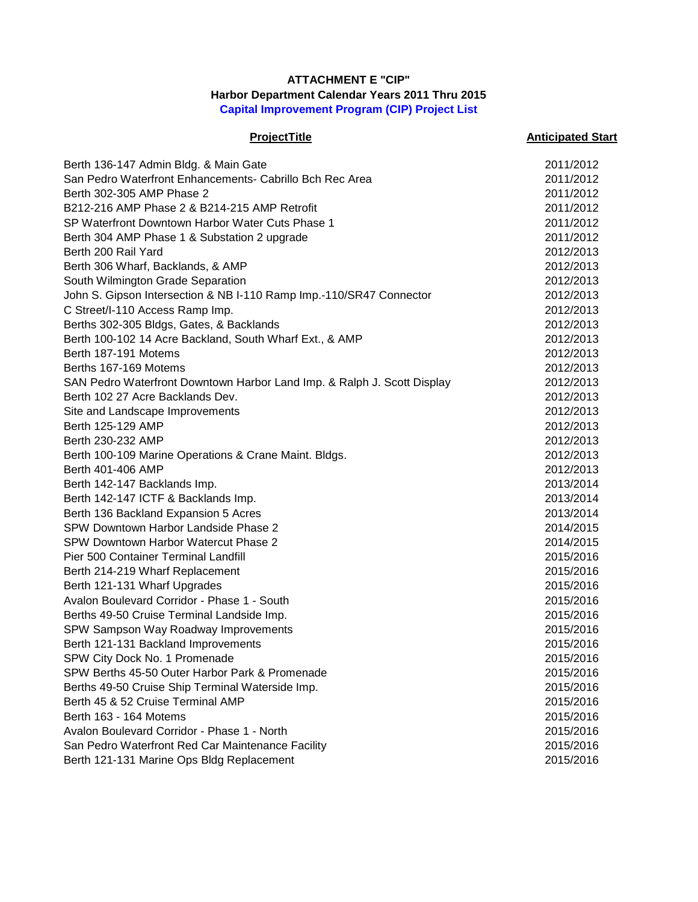**ATTACHMENT E "CIP"**
**Harbor Department Calendar Years 2011 Thru 2015**
**Capital Improvement Program (CIP) Project List**

| ProjectTitle | Anticipated Start |
|---|---|
| Berth 136-147 Admin Bldg. & Main Gate | 2011/2012 |
| San Pedro Waterfront Enhancements- Cabrillo Bch Rec Area | 2011/2012 |
| Berth 302-305 AMP Phase 2 | 2011/2012 |
| B212-216 AMP Phase 2 & B214-215 AMP Retrofit | 2011/2012 |
| SP Waterfront Downtown Harbor Water Cuts Phase 1 | 2011/2012 |
| Berth 304 AMP Phase 1 & Substation 2 upgrade | 2011/2012 |
| Berth 200 Rail Yard | 2012/2013 |
| Berth 306 Wharf, Backlands, & AMP | 2012/2013 |
| South Wilmington Grade Separation | 2012/2013 |
| John S. Gipson Intersection & NB I-110 Ramp Imp.-110/SR47 Connector | 2012/2013 |
| C Street/I-110 Access Ramp Imp. | 2012/2013 |
| Berths 302-305 Bldgs, Gates, & Backlands | 2012/2013 |
| Berth 100-102 14 Acre Backland, South Wharf Ext., & AMP | 2012/2013 |
| Berth 187-191 Motems | 2012/2013 |
| Berths 167-169 Motems | 2012/2013 |
| SAN Pedro Waterfront Downtown Harbor Land Imp. & Ralph J. Scott Display | 2012/2013 |
| Berth 102 27 Acre Backlands Dev. | 2012/2013 |
| Site and Landscape Improvements | 2012/2013 |
| Berth 125-129 AMP | 2012/2013 |
| Berth 230-232 AMP | 2012/2013 |
| Berth 100-109 Marine Operations & Crane Maint. Bldgs. | 2012/2013 |
| Berth 401-406 AMP | 2012/2013 |
| Berth 142-147 Backlands Imp. | 2013/2014 |
| Berth 142-147 ICTF & Backlands Imp. | 2013/2014 |
| Berth 136 Backland Expansion 5 Acres | 2013/2014 |
| SPW Downtown Harbor Landside Phase 2 | 2014/2015 |
| SPW Downtown Harbor Watercut Phase 2 | 2014/2015 |
| Pier 500 Container Terminal Landfill | 2015/2016 |
| Berth 214-219 Wharf Replacement | 2015/2016 |
| Berth 121-131 Wharf Upgrades | 2015/2016 |
| Avalon Boulevard Corridor - Phase 1 - South | 2015/2016 |
| Berths 49-50 Cruise Terminal Landside Imp. | 2015/2016 |
| SPW Sampson Way Roadway Improvements | 2015/2016 |
| Berth 121-131 Backland Improvements | 2015/2016 |
| SPW City Dock No. 1 Promenade | 2015/2016 |
| SPW Berths 45-50 Outer Harbor Park & Promenade | 2015/2016 |
| Berths 49-50 Cruise Ship Terminal Waterside Imp. | 2015/2016 |
| Berth 45 & 52 Cruise Terminal AMP | 2015/2016 |
| Berth 163 - 164 Motems | 2015/2016 |
| Avalon Boulevard Corridor - Phase 1 - North | 2015/2016 |
| San Pedro Waterfront Red Car Maintenance Facility | 2015/2016 |
| Berth 121-131 Marine Ops Bldg Replacement | 2015/2016 |